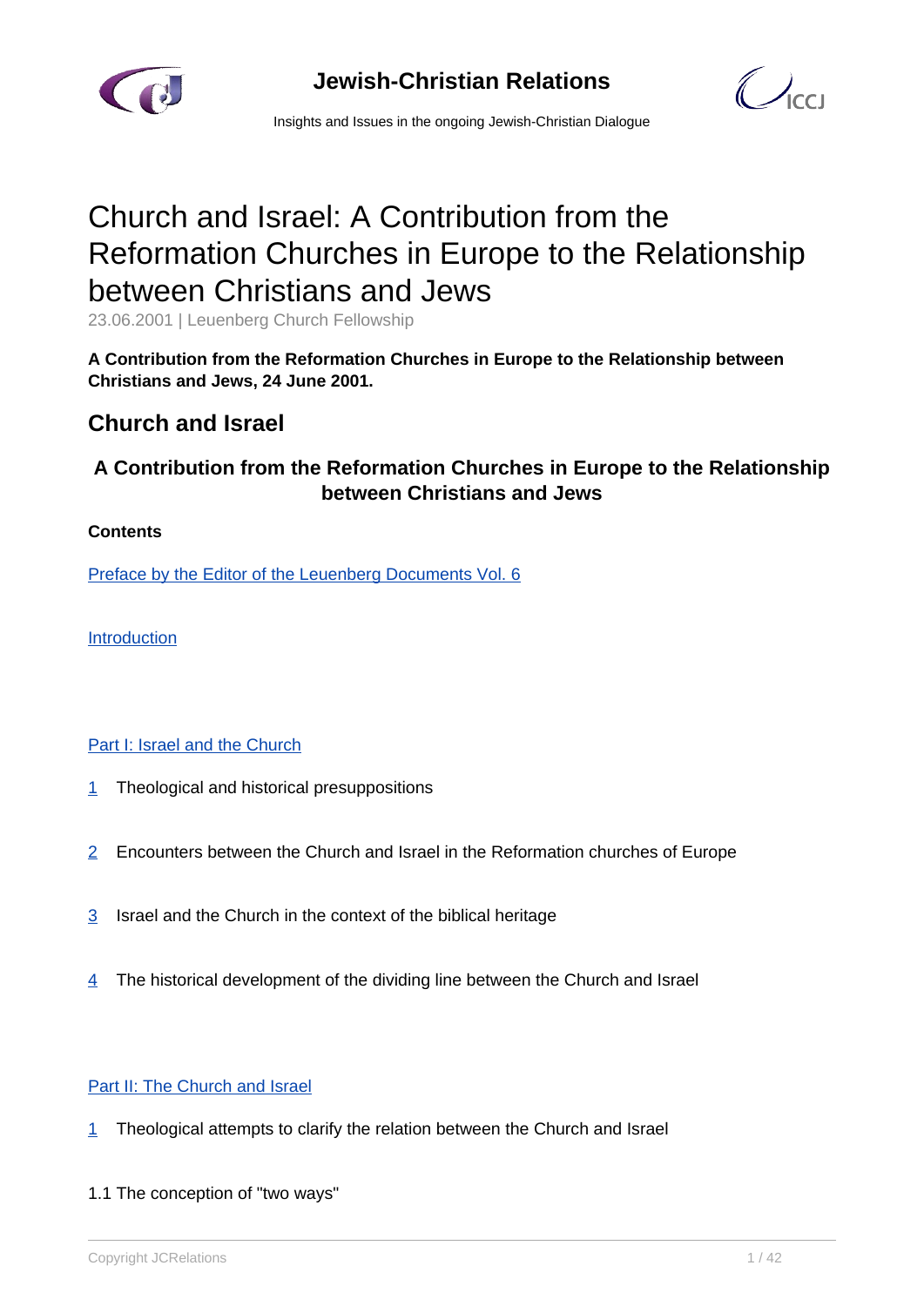# Church and Israel: A Contribution from the Reformation Churches in Europe to the Relationship between Christians and Jews

23.06.2001 | Leuenberg Church Fellowship

**A Contribution from the Reformation Churches in Europe to the Relationship between Christians and Jews, 24 June 2001.**

## Church and Israel

### A Contribution from the Reformation Churches in Europe to the Relationship between Christians and Jews

**Contents**

Preface by the Editor of the Leuenberg Documents Vol. 6

Introduction

Part I: Israel and the Church

1 Theological and historical presuppositions

2 Encounters between the Church and Israel in the Reformation churches of Europe

3 Israel and the Church in the context of the biblical heritage

4 The historical development of the dividing line between the Church and Israel

Part II: The Church and Israel

1 Theological attempts to clarify the relation between the Church and Israel

1.1 The conception of "two ways"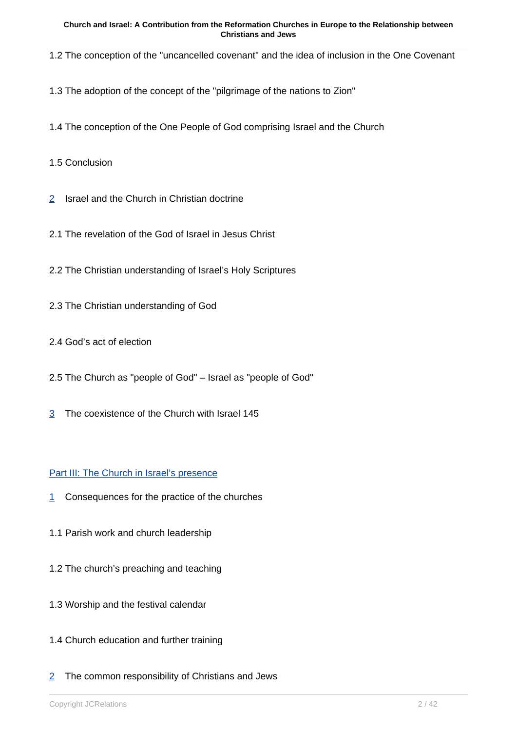1.2 The conception of the "uncancelled covenant" and the idea of inclusion in the One Covenant

1.3 The adoption of the concept of the "pilgrimage of the nations to Zion"

1.4 The conception of the One People of God comprising Israel and the Church

1.5 Conclusion

2 Israel and the Church in Christian doctrine

2.1 The revelation of the God of Israel in Jesus Christ

2.2 The Christian understanding of Israel's Holy Scriptures

2.3 The Christian understanding of God

2.4 God's act of election

2.5 The Church as "people of God" – Israel as "people of God"

3 The coexistence of the Church with Israel 145

Part III: The Church in Israel's presence

1 Consequences for the practice of the churches

1.1 Parish work and church leadership

1.2 The church's preaching and teaching

1.3 Worship and the festival calendar

1.4 Church education and further training

2 The common responsibility of Christians and Jews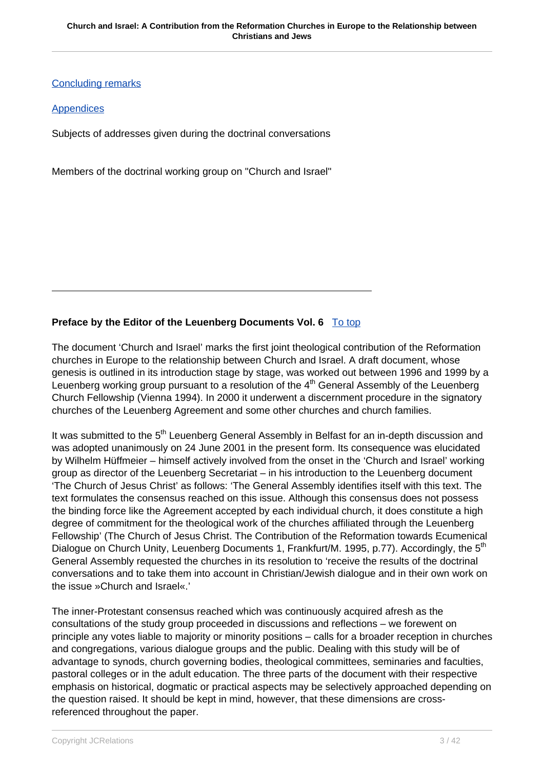[Concluding remarks](#)

[Appendices](#)

Subjects of addresses given during the doctrinal conversations

Members of the doctrinal working group on "Church and Israel"

---

**Preface by the Editor of the Leuenberg Documents Vol. 6** [To top](#)

The document 'Church and Israel' marks the first joint theological contribution of the Reformation churches in Europe to the relationship between Church and Israel. A draft document, whose genesis is outlined in its introduction stage by stage, was worked out between 1996 and 1999 by a Leuenberg working group pursuant to a resolution of the 4th General Assembly of the Leuenberg Church Fellowship (Vienna 1994). In 2000 it underwent a discernment procedure in the signatory churches of the Leuenberg Agreement and some other churches and church families.

It was submitted to the 5th Leuenberg General Assembly in Belfast for an in-depth discussion and was adopted unanimously on 24 June 2001 in the present form. Its consequence was elucidated by Wilhelm Hüffmeier – himself actively involved from the onset in the 'Church and Israel' working group as director of the Leuenberg Secretariat – in his introduction to the Leuenberg document 'The Church of Jesus Christ' as follows: 'The General Assembly identifies itself with this text. The text formulates the consensus reached on this issue. Although this consensus does not possess the binding force like the Agreement accepted by each individual church, it does constitute a high degree of commitment for the theological work of the churches affiliated through the Leuenberg Fellowship' (The Church of Jesus Christ. The Contribution of the Reformation towards Ecumenical Dialogue on Church Unity, Leuenberg Documents 1, Frankfurt/M. 1995, p.77). Accordingly, the 5th General Assembly requested the churches in its resolution to 'receive the results of the doctrinal conversations and to take them into account in Christian/Jewish dialogue and in their own work on the issue »Church and Israel«.'

The inner-Protestant consensus reached which was continuously acquired afresh as the consultations of the study group proceeded in discussions and reflections – we forewent on principle any votes liable to majority or minority positions – calls for a broader reception in churches and congregations, various dialogue groups and the public. Dealing with this study will be of advantage to synods, church governing bodies, theological committees, seminaries and faculties, pastoral colleges or in the adult education. The three parts of the document with their respective emphasis on historical, dogmatic or practical aspects may be selectively approached depending on the question raised. It should be kept in mind, however, that these dimensions are cross-referenced throughout the paper.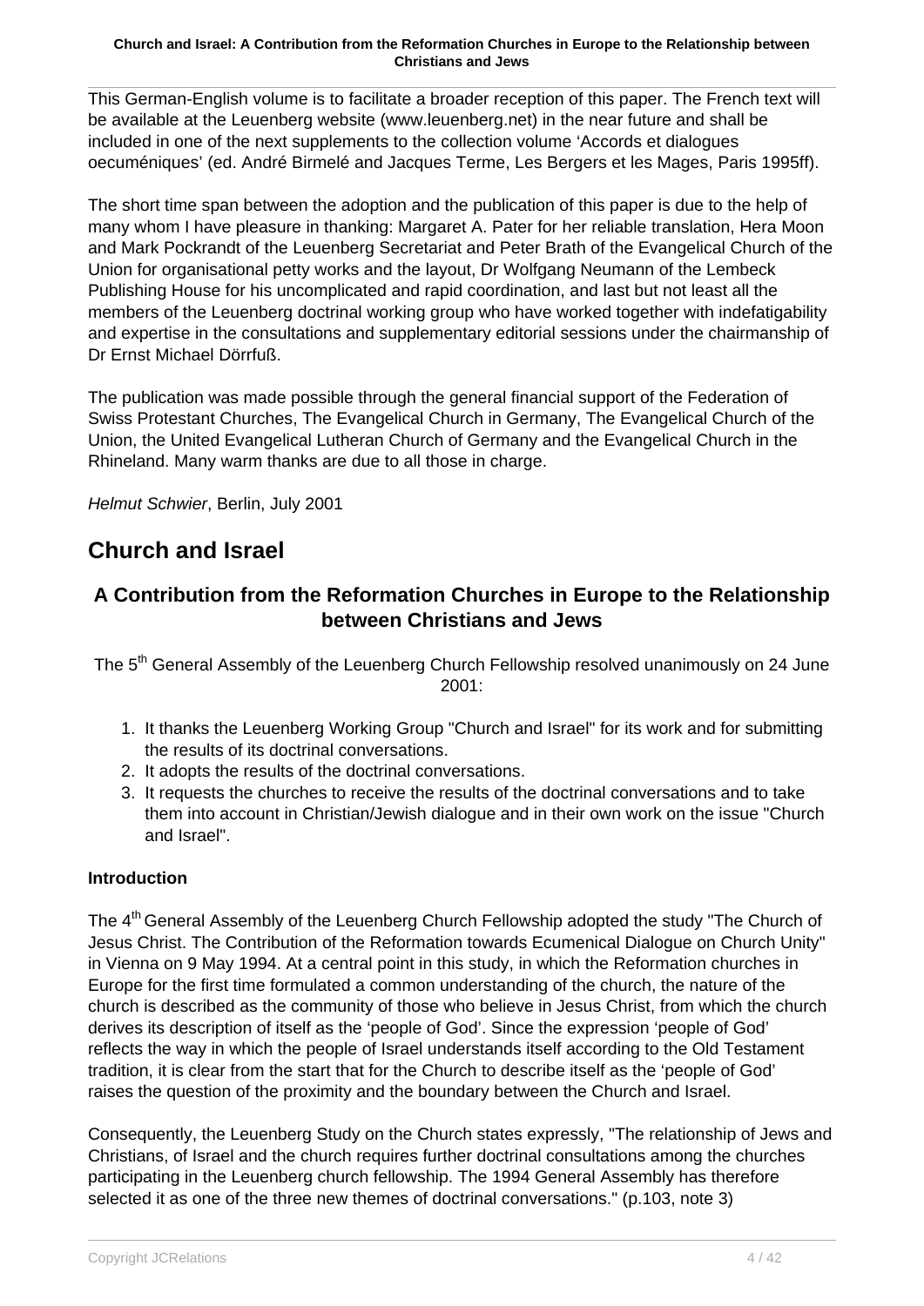This German-English volume is to facilitate a broader reception of this paper. The French text will be available at the Leuenberg website (www.leuenberg.net) in the near future and shall be included in one of the next supplements to the collection volume 'Accords et dialogues oecuméniques' (ed. André Birmelé and Jacques Terme, Les Bergers et les Mages, Paris 1995ff).

The short time span between the adoption and the publication of this paper is due to the help of many whom I have pleasure in thanking: Margaret A. Pater for her reliable translation, Hera Moon and Mark Pockrandt of the Leuenberg Secretariat and Peter Brath of the Evangelical Church of the Union for organisational petty works and the layout, Dr Wolfgang Neumann of the Lembeck Publishing House for his uncomplicated and rapid coordination, and last but not least all the members of the Leuenberg doctrinal working group who have worked together with indefatigability and expertise in the consultations and supplementary editorial sessions under the chairmanship of Dr Ernst Michael Dörrfuß.

The publication was made possible through the general financial support of the Federation of Swiss Protestant Churches, The Evangelical Church in Germany, The Evangelical Church of the Union, the United Evangelical Lutheran Church of Germany and the Evangelical Church in the Rhineland. Many warm thanks are due to all those in charge.

*Helmut Schwier*, Berlin, July 2001

# Church and Israel

## A Contribution from the Reformation Churches in Europe to the Relationship between Christians and Jews

The 5th General Assembly of the Leuenberg Church Fellowship resolved unanimously on 24 June 2001:

1. It thanks the Leuenberg Working Group "Church and Israel" for its work and for submitting the results of its doctrinal conversations.
2. It adopts the results of the doctrinal conversations.
3. It requests the churches to receive the results of the doctrinal conversations and to take them into account in Christian/Jewish dialogue and in their own work on the issue "Church and Israel".

**Introduction**

The 4th General Assembly of the Leuenberg Church Fellowship adopted the study "The Church of Jesus Christ. The Contribution of the Reformation towards Ecumenical Dialogue on Church Unity" in Vienna on 9 May 1994. At a central point in this study, in which the Reformation churches in Europe for the first time formulated a common understanding of the church, the nature of the church is described as the community of those who believe in Jesus Christ, from which the church derives its description of itself as the 'people of God'. Since the expression 'people of God' reflects the way in which the people of Israel understands itself according to the Old Testament tradition, it is clear from the start that for the Church to describe itself as the 'people of God' raises the question of the proximity and the boundary between the Church and Israel.

Consequently, the Leuenberg Study on the Church states expressly, "The relationship of Jews and Christians, of Israel and the church requires further doctrinal consultations among the churches participating in the Leuenberg church fellowship. The 1994 General Assembly has therefore selected it as one of the three new themes of doctrinal conversations." (p.103, note 3)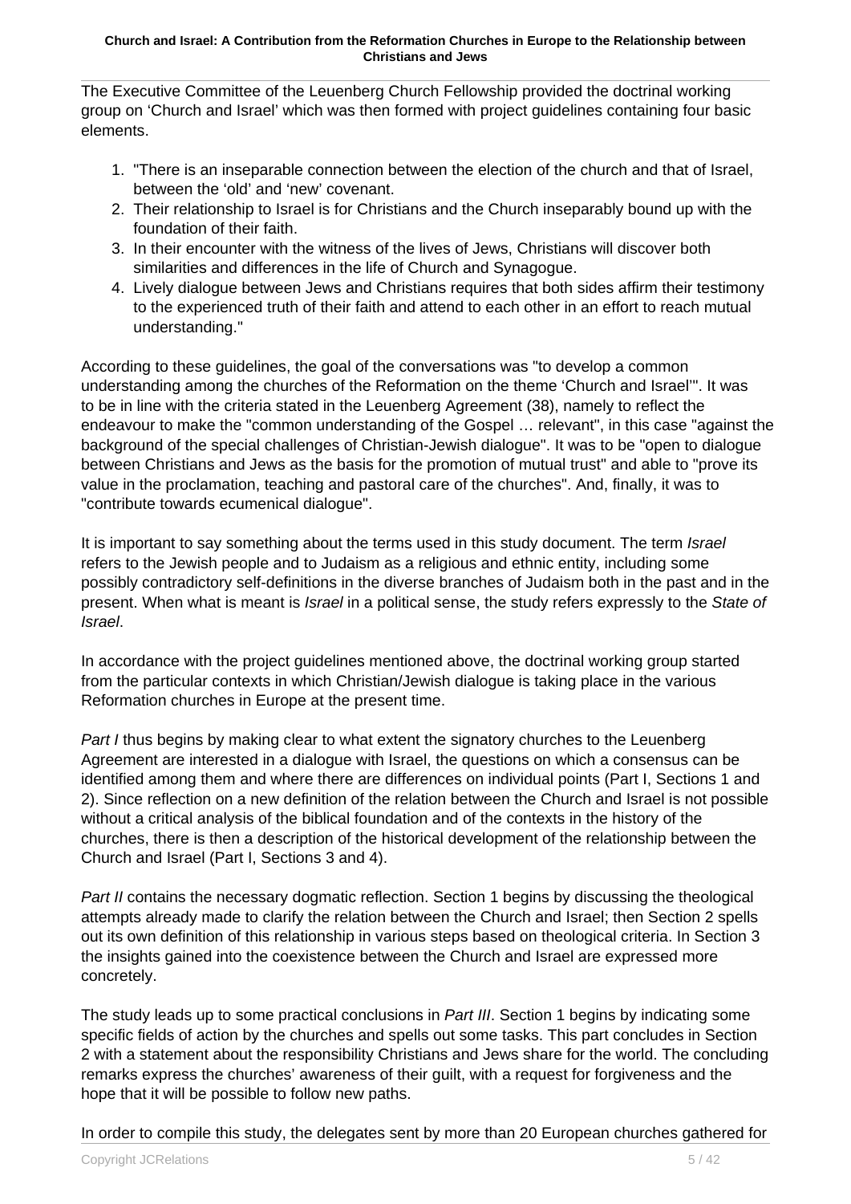The Executive Committee of the Leuenberg Church Fellowship provided the doctrinal working group on 'Church and Israel' which was then formed with project guidelines containing four basic elements.

1. "There is an inseparable connection between the election of the church and that of Israel, between the 'old' and 'new' covenant.
2. Their relationship to Israel is for Christians and the Church inseparably bound up with the foundation of their faith.
3. In their encounter with the witness of the lives of Jews, Christians will discover both similarities and differences in the life of Church and Synagogue.
4. Lively dialogue between Jews and Christians requires that both sides affirm their testimony to the experienced truth of their faith and attend to each other in an effort to reach mutual understanding."

According to these guidelines, the goal of the conversations was "to develop a common understanding among the churches of the Reformation on the theme 'Church and Israel'". It was to be in line with the criteria stated in the Leuenberg Agreement (38), namely to reflect the endeavour to make the "common understanding of the Gospel … relevant", in this case "against the background of the special challenges of Christian-Jewish dialogue". It was to be "open to dialogue between Christians and Jews as the basis for the promotion of mutual trust" and able to "prove its value in the proclamation, teaching and pastoral care of the churches". And, finally, it was to "contribute towards ecumenical dialogue".

It is important to say something about the terms used in this study document. The term *Israel* refers to the Jewish people and to Judaism as a religious and ethnic entity, including some possibly contradictory self-definitions in the diverse branches of Judaism both in the past and in the present. When what is meant is *Israel* in a political sense, the study refers expressly to the *State of Israel*.

In accordance with the project guidelines mentioned above, the doctrinal working group started from the particular contexts in which Christian/Jewish dialogue is taking place in the various Reformation churches in Europe at the present time.

*Part I* thus begins by making clear to what extent the signatory churches to the Leuenberg Agreement are interested in a dialogue with Israel, the questions on which a consensus can be identified among them and where there are differences on individual points (Part I, Sections 1 and 2). Since reflection on a new definition of the relation between the Church and Israel is not possible without a critical analysis of the biblical foundation and of the contexts in the history of the churches, there is then a description of the historical development of the relationship between the Church and Israel (Part I, Sections 3 and 4).

*Part II* contains the necessary dogmatic reflection. Section 1 begins by discussing the theological attempts already made to clarify the relation between the Church and Israel; then Section 2 spells out its own definition of this relationship in various steps based on theological criteria. In Section 3 the insights gained into the coexistence between the Church and Israel are expressed more concretely.

The study leads up to some practical conclusions in *Part III*. Section 1 begins by indicating some specific fields of action by the churches and spells out some tasks. This part concludes in Section 2 with a statement about the responsibility Christians and Jews share for the world. The concluding remarks express the churches' awareness of their guilt, with a request for forgiveness and the hope that it will be possible to follow new paths.

In order to compile this study, the delegates sent by more than 20 European churches gathered for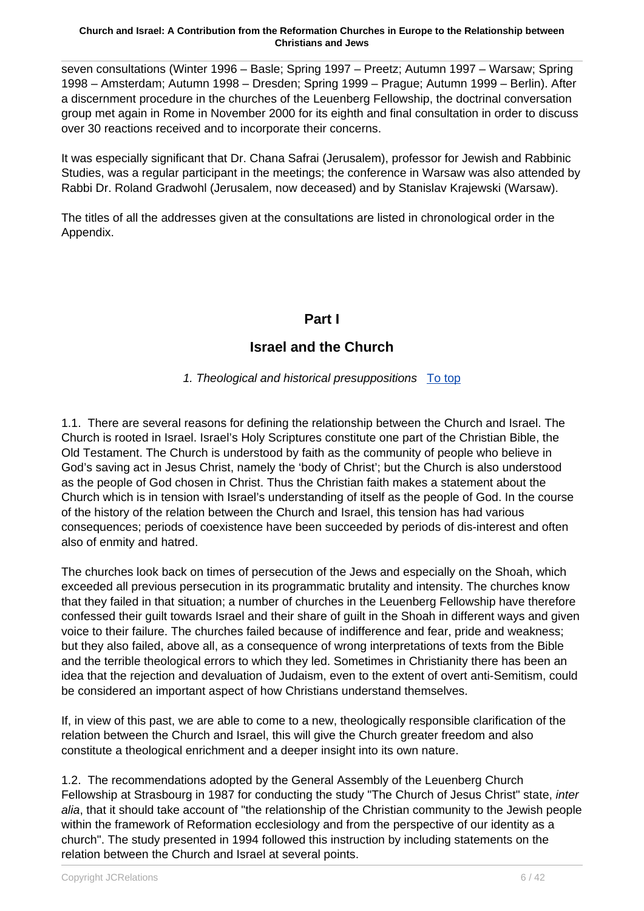seven consultations (Winter 1996 – Basle; Spring 1997 – Preetz; Autumn 1997 – Warsaw; Spring 1998 – Amsterdam; Autumn 1998 – Dresden; Spring 1999 – Prague; Autumn 1999 – Berlin). After a discernment procedure in the churches of the Leuenberg Fellowship, the doctrinal conversation group met again in Rome in November 2000 for its eighth and final consultation in order to discuss over 30 reactions received and to incorporate their concerns.

It was especially significant that Dr. Chana Safrai (Jerusalem), professor for Jewish and Rabbinic Studies, was a regular participant in the meetings; the conference in Warsaw was also attended by Rabbi Dr. Roland Gradwohl (Jerusalem, now deceased) and by Stanislav Krajewski (Warsaw).

The titles of all the addresses given at the consultations are listed in chronological order in the Appendix.

# Part I

## Israel and the Church

### *1. Theological and historical presuppositions* To top

1.1. There are several reasons for defining the relationship between the Church and Israel. The Church is rooted in Israel. Israel's Holy Scriptures constitute one part of the Christian Bible, the Old Testament. The Church is understood by faith as the community of people who believe in God's saving act in Jesus Christ, namely the 'body of Christ'; but the Church is also understood as the people of God chosen in Christ. Thus the Christian faith makes a statement about the Church which is in tension with Israel's understanding of itself as the people of God. In the course of the history of the relation between the Church and Israel, this tension has had various consequences; periods of coexistence have been succeeded by periods of dis-interest and often also of enmity and hatred.

The churches look back on times of persecution of the Jews and especially on the Shoah, which exceeded all previous persecution in its programmatic brutality and intensity. The churches know that they failed in that situation; a number of churches in the Leuenberg Fellowship have therefore confessed their guilt towards Israel and their share of guilt in the Shoah in different ways and given voice to their failure. The churches failed because of indifference and fear, pride and weakness; but they also failed, above all, as a consequence of wrong interpretations of texts from the Bible and the terrible theological errors to which they led. Sometimes in Christianity there has been an idea that the rejection and devaluation of Judaism, even to the extent of overt anti-Semitism, could be considered an important aspect of how Christians understand themselves.

If, in view of this past, we are able to come to a new, theologically responsible clarification of the relation between the Church and Israel, this will give the Church greater freedom and also constitute a theological enrichment and a deeper insight into its own nature.

1.2. The recommendations adopted by the General Assembly of the Leuenberg Church Fellowship at Strasbourg in 1987 for conducting the study "The Church of Jesus Christ" state, *inter alia*, that it should take account of "the relationship of the Christian community to the Jewish people within the framework of Reformation ecclesiology and from the perspective of our identity as a church". The study presented in 1994 followed this instruction by including statements on the relation between the Church and Israel at several points.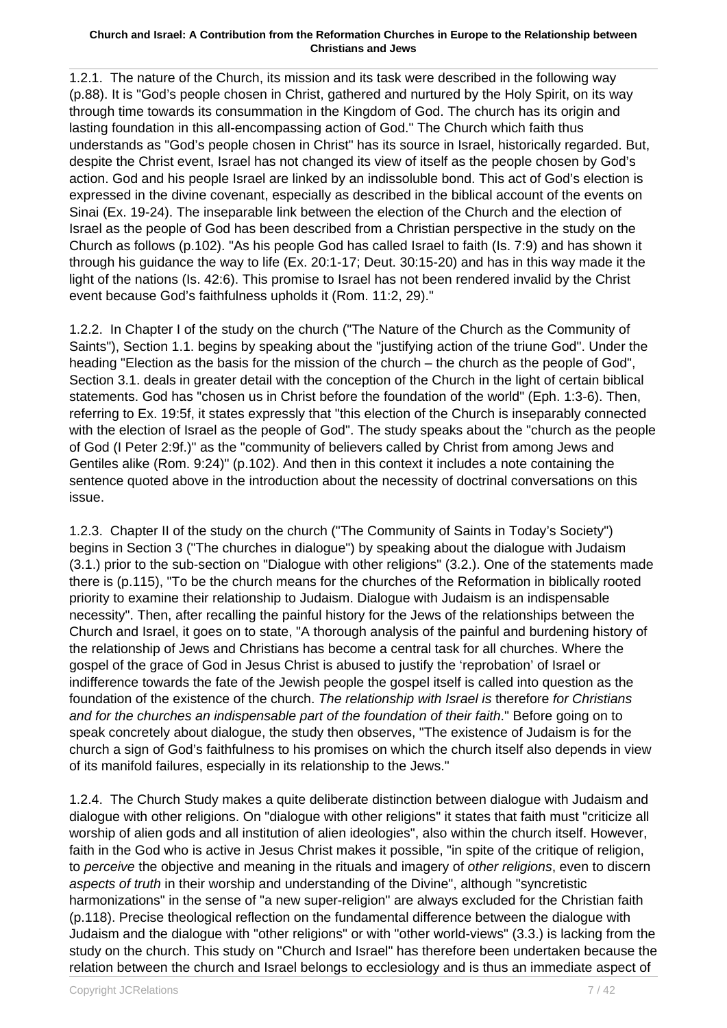1.2.1. The nature of the Church, its mission and its task were described in the following way (p.88). It is "God's people chosen in Christ, gathered and nurtured by the Holy Spirit, on its way through time towards its consummation in the Kingdom of God. The church has its origin and lasting foundation in this all-encompassing action of God." The Church which faith thus understands as "God's people chosen in Christ" has its source in Israel, historically regarded. But, despite the Christ event, Israel has not changed its view of itself as the people chosen by God's action. God and his people Israel are linked by an indissoluble bond. This act of God's election is expressed in the divine covenant, especially as described in the biblical account of the events on Sinai (Ex. 19-24). The inseparable link between the election of the Church and the election of Israel as the people of God has been described from a Christian perspective in the study on the Church as follows (p.102). "As his people God has called Israel to faith (Is. 7:9) and has shown it through his guidance the way to life (Ex. 20:1-17; Deut. 30:15-20) and has in this way made it the light of the nations (Is. 42:6). This promise to Israel has not been rendered invalid by the Christ event because God's faithfulness upholds it (Rom. 11:2, 29)."

1.2.2. In Chapter I of the study on the church ("The Nature of the Church as the Community of Saints"), Section 1.1. begins by speaking about the "justifying action of the triune God". Under the heading "Election as the basis for the mission of the church – the church as the people of God", Section 3.1. deals in greater detail with the conception of the Church in the light of certain biblical statements. God has "chosen us in Christ before the foundation of the world" (Eph. 1:3-6). Then, referring to Ex. 19:5f, it states expressly that "this election of the Church is inseparably connected with the election of Israel as the people of God". The study speaks about the "church as the people of God (I Peter 2:9f.)" as the "community of believers called by Christ from among Jews and Gentiles alike (Rom. 9:24)" (p.102). And then in this context it includes a note containing the sentence quoted above in the introduction about the necessity of doctrinal conversations on this issue.

1.2.3. Chapter II of the study on the church ("The Community of Saints in Today's Society") begins in Section 3 ("The churches in dialogue") by speaking about the dialogue with Judaism (3.1.) prior to the sub-section on "Dialogue with other religions" (3.2.). One of the statements made there is (p.115), "To be the church means for the churches of the Reformation in biblically rooted priority to examine their relationship to Judaism. Dialogue with Judaism is an indispensable necessity". Then, after recalling the painful history for the Jews of the relationships between the Church and Israel, it goes on to state, "A thorough analysis of the painful and burdening history of the relationship of Jews and Christians has become a central task for all churches. Where the gospel of the grace of God in Jesus Christ is abused to justify the 'reprobation' of Israel or indifference towards the fate of the Jewish people the gospel itself is called into question as the foundation of the existence of the church. *The relationship with Israel is* therefore *for Christians and for the churches an indispensable part of the foundation of their faith*." Before going on to speak concretely about dialogue, the study then observes, "The existence of Judaism is for the church a sign of God's faithfulness to his promises on which the church itself also depends in view of its manifold failures, especially in its relationship to the Jews."

1.2.4. The Church Study makes a quite deliberate distinction between dialogue with Judaism and dialogue with other religions. On "dialogue with other religions" it states that faith must "criticize all worship of alien gods and all institution of alien ideologies", also within the church itself. However, faith in the God who is active in Jesus Christ makes it possible, "in spite of the critique of religion, to *perceive* the objective and meaning in the rituals and imagery of *other religions*, even to discern *aspects of truth* in their worship and understanding of the Divine", although "syncretistic harmonizations" in the sense of "a new super-religion" are always excluded for the Christian faith (p.118). Precise theological reflection on the fundamental difference between the dialogue with Judaism and the dialogue with "other religions" or with "other world-views" (3.3.) is lacking from the study on the church. This study on "Church and Israel" has therefore been undertaken because the relation between the church and Israel belongs to ecclesiology and is thus an immediate aspect of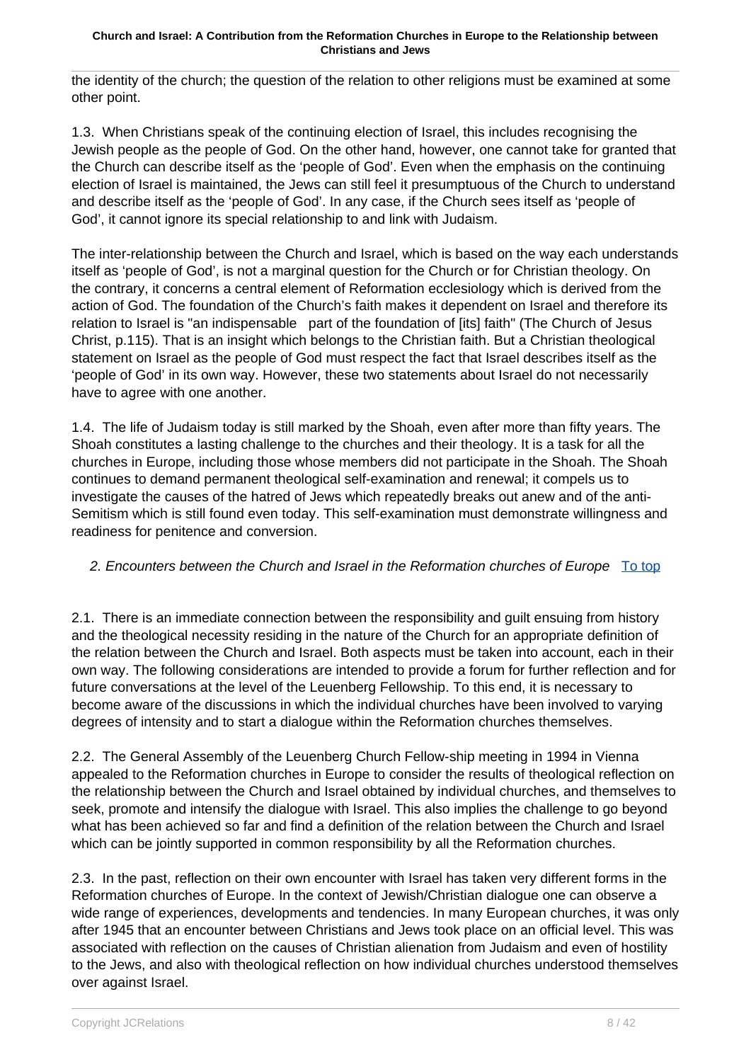the identity of the church; the question of the relation to other religions must be examined at some other point.

1.3. When Christians speak of the continuing election of Israel, this includes recognising the Jewish people as the people of God. On the other hand, however, one cannot take for granted that the Church can describe itself as the 'people of God'. Even when the emphasis on the continuing election of Israel is maintained, the Jews can still feel it presumptuous of the Church to understand and describe itself as the 'people of God'. In any case, if the Church sees itself as 'people of God', it cannot ignore its special relationship to and link with Judaism.

The inter-relationship between the Church and Israel, which is based on the way each understands itself as 'people of God', is not a marginal question for the Church or for Christian theology. On the contrary, it concerns a central element of Reformation ecclesiology which is derived from the action of God. The foundation of the Church's faith makes it dependent on Israel and therefore its relation to Israel is "an indispensable part of the foundation of [its] faith" (The Church of Jesus Christ, p.115). That is an insight which belongs to the Christian faith. But a Christian theological statement on Israel as the people of God must respect the fact that Israel describes itself as the 'people of God' in its own way. However, these two statements about Israel do not necessarily have to agree with one another.

1.4. The life of Judaism today is still marked by the Shoah, even after more than fifty years. The Shoah constitutes a lasting challenge to the churches and their theology. It is a task for all the churches in Europe, including those whose members did not participate in the Shoah. The Shoah continues to demand permanent theological self-examination and renewal; it compels us to investigate the causes of the hatred of Jews which repeatedly breaks out anew and of the anti-Semitism which is still found even today. This self-examination must demonstrate willingness and readiness for penitence and conversion.

## *2. Encounters between the Church and Israel in the Reformation churches of Europe* To top

2.1. There is an immediate connection between the responsibility and guilt ensuing from history and the theological necessity residing in the nature of the Church for an appropriate definition of the relation between the Church and Israel. Both aspects must be taken into account, each in their own way. The following considerations are intended to provide a forum for further reflection and for future conversations at the level of the Leuenberg Fellowship. To this end, it is necessary to become aware of the discussions in which the individual churches have been involved to varying degrees of intensity and to start a dialogue within the Reformation churches themselves.

2.2. The General Assembly of the Leuenberg Church Fellow-ship meeting in 1994 in Vienna appealed to the Reformation churches in Europe to consider the results of theological reflection on the relationship between the Church and Israel obtained by individual churches, and themselves to seek, promote and intensify the dialogue with Israel. This also implies the challenge to go beyond what has been achieved so far and find a definition of the relation between the Church and Israel which can be jointly supported in common responsibility by all the Reformation churches.

2.3. In the past, reflection on their own encounter with Israel has taken very different forms in the Reformation churches of Europe. In the context of Jewish/Christian dialogue one can observe a wide range of experiences, developments and tendencies. In many European churches, it was only after 1945 that an encounter between Christians and Jews took place on an official level. This was associated with reflection on the causes of Christian alienation from Judaism and even of hostility to the Jews, and also with theological reflection on how individual churches understood themselves over against Israel.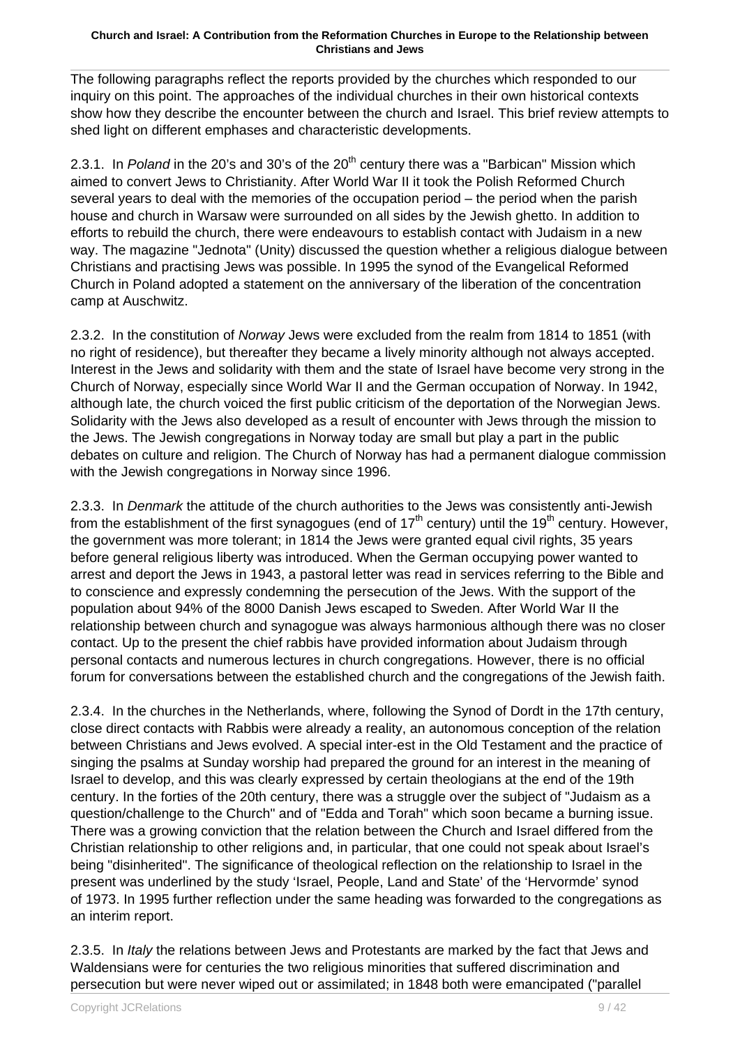The following paragraphs reflect the reports provided by the churches which responded to our inquiry on this point. The approaches of the individual churches in their own historical contexts show how they describe the encounter between the church and Israel. This brief review attempts to shed light on different emphases and characteristic developments.

2.3.1. In *Poland* in the 20's and 30's of the 20th century there was a "Barbican" Mission which aimed to convert Jews to Christianity. After World War II it took the Polish Reformed Church several years to deal with the memories of the occupation period – the period when the parish house and church in Warsaw were surrounded on all sides by the Jewish ghetto. In addition to efforts to rebuild the church, there were endeavours to establish contact with Judaism in a new way. The magazine "Jednota" (Unity) discussed the question whether a religious dialogue between Christians and practising Jews was possible. In 1995 the synod of the Evangelical Reformed Church in Poland adopted a statement on the anniversary of the liberation of the concentration camp at Auschwitz.

2.3.2. In the constitution of *Norway* Jews were excluded from the realm from 1814 to 1851 (with no right of residence), but thereafter they became a lively minority although not always accepted. Interest in the Jews and solidarity with them and the state of Israel have become very strong in the Church of Norway, especially since World War II and the German occupation of Norway. In 1942, although late, the church voiced the first public criticism of the deportation of the Norwegian Jews. Solidarity with the Jews also developed as a result of encounter with Jews through the mission to the Jews. The Jewish congregations in Norway today are small but play a part in the public debates on culture and religion. The Church of Norway has had a permanent dialogue commission with the Jewish congregations in Norway since 1996.

2.3.3. In *Denmark* the attitude of the church authorities to the Jews was consistently anti-Jewish from the establishment of the first synagogues (end of 17th century) until the 19th century. However, the government was more tolerant; in 1814 the Jews were granted equal civil rights, 35 years before general religious liberty was introduced. When the German occupying power wanted to arrest and deport the Jews in 1943, a pastoral letter was read in services referring to the Bible and to conscience and expressly condemning the persecution of the Jews. With the support of the population about 94% of the 8000 Danish Jews escaped to Sweden. After World War II the relationship between church and synagogue was always harmonious although there was no closer contact. Up to the present the chief rabbis have provided information about Judaism through personal contacts and numerous lectures in church congregations. However, there is no official forum for conversations between the established church and the congregations of the Jewish faith.

2.3.4. In the churches in the Netherlands, where, following the Synod of Dordt in the 17th century, close direct contacts with Rabbis were already a reality, an autonomous conception of the relation between Christians and Jews evolved. A special inter-est in the Old Testament and the practice of singing the psalms at Sunday worship had prepared the ground for an interest in the meaning of Israel to develop, and this was clearly expressed by certain theologians at the end of the 19th century. In the forties of the 20th century, there was a struggle over the subject of "Judaism as a question/challenge to the Church" and of "Edda and Torah" which soon became a burning issue. There was a growing conviction that the relation between the Church and Israel differed from the Christian relationship to other religions and, in particular, that one could not speak about Israel's being "disinherited". The significance of theological reflection on the relationship to Israel in the present was underlined by the study 'Israel, People, Land and State' of the 'Hervormde' synod of 1973. In 1995 further reflection under the same heading was forwarded to the congregations as an interim report.

2.3.5. In *Italy* the relations between Jews and Protestants are marked by the fact that Jews and Waldensians were for centuries the two religious minorities that suffered discrimination and persecution but were never wiped out or assimilated; in 1848 both were emancipated ("parallel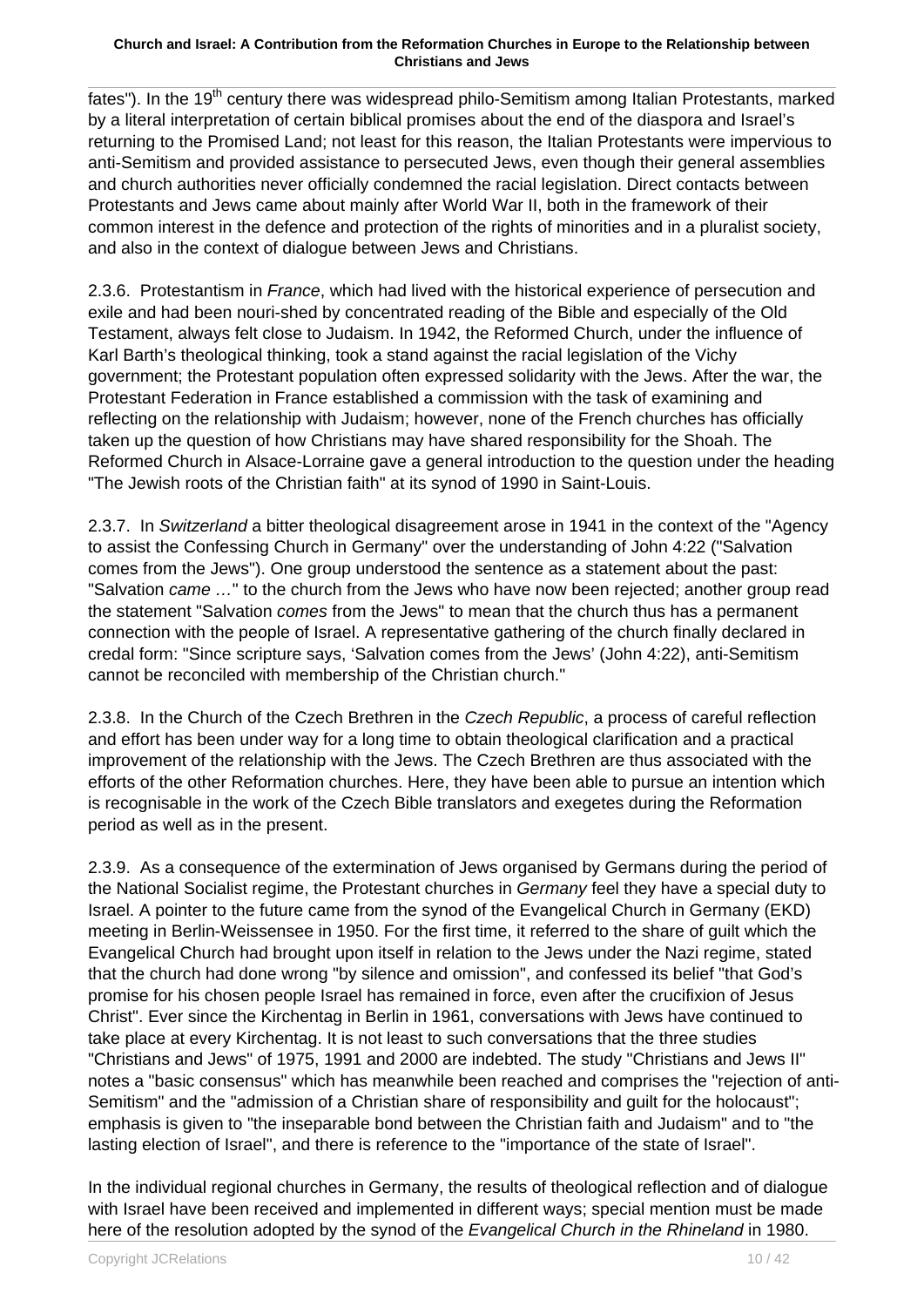fates"). In the 19th century there was widespread philo-Semitism among Italian Protestants, marked by a literal interpretation of certain biblical promises about the end of the diaspora and Israel's returning to the Promised Land; not least for this reason, the Italian Protestants were impervious to anti-Semitism and provided assistance to persecuted Jews, even though their general assemblies and church authorities never officially condemned the racial legislation. Direct contacts between Protestants and Jews came about mainly after World War II, both in the framework of their common interest in the defence and protection of the rights of minorities and in a pluralist society, and also in the context of dialogue between Jews and Christians.

2.3.6. Protestantism in *France*, which had lived with the historical experience of persecution and exile and had been nouri-shed by concentrated reading of the Bible and especially of the Old Testament, always felt close to Judaism. In 1942, the Reformed Church, under the influence of Karl Barth's theological thinking, took a stand against the racial legislation of the Vichy government; the Protestant population often expressed solidarity with the Jews. After the war, the Protestant Federation in France established a commission with the task of examining and reflecting on the relationship with Judaism; however, none of the French churches has officially taken up the question of how Christians may have shared responsibility for the Shoah. The Reformed Church in Alsace-Lorraine gave a general introduction to the question under the heading "The Jewish roots of the Christian faith" at its synod of 1990 in Saint-Louis.

2.3.7. In *Switzerland* a bitter theological disagreement arose in 1941 in the context of the "Agency to assist the Confessing Church in Germany" over the understanding of John 4:22 ("Salvation comes from the Jews"). One group understood the sentence as a statement about the past: "Salvation *came* …" to the church from the Jews who have now been rejected; another group read the statement "Salvation *comes* from the Jews" to mean that the church thus has a permanent connection with the people of Israel. A representative gathering of the church finally declared in credal form: "Since scripture says, 'Salvation comes from the Jews' (John 4:22), anti-Semitism cannot be reconciled with membership of the Christian church."

2.3.8. In the Church of the Czech Brethren in the *Czech Republic*, a process of careful reflection and effort has been under way for a long time to obtain theological clarification and a practical improvement of the relationship with the Jews. The Czech Brethren are thus associated with the efforts of the other Reformation churches. Here, they have been able to pursue an intention which is recognisable in the work of the Czech Bible translators and exegetes during the Reformation period as well as in the present.

2.3.9. As a consequence of the extermination of Jews organised by Germans during the period of the National Socialist regime, the Protestant churches in *Germany* feel they have a special duty to Israel. A pointer to the future came from the synod of the Evangelical Church in Germany (EKD) meeting in Berlin-Weissensee in 1950. For the first time, it referred to the share of guilt which the Evangelical Church had brought upon itself in relation to the Jews under the Nazi regime, stated that the church had done wrong "by silence and omission", and confessed its belief "that God's promise for his chosen people Israel has remained in force, even after the crucifixion of Jesus Christ". Ever since the Kirchentag in Berlin in 1961, conversations with Jews have continued to take place at every Kirchentag. It is not least to such conversations that the three studies "Christians and Jews" of 1975, 1991 and 2000 are indebted. The study "Christians and Jews II" notes a "basic consensus" which has meanwhile been reached and comprises the "rejection of anti-Semitism" and the "admission of a Christian share of responsibility and guilt for the holocaust"; emphasis is given to "the inseparable bond between the Christian faith and Judaism" and to "the lasting election of Israel", and there is reference to the "importance of the state of Israel".

In the individual regional churches in Germany, the results of theological reflection and of dialogue with Israel have been received and implemented in different ways; special mention must be made here of the resolution adopted by the synod of the *Evangelical Church in the Rhineland* in 1980.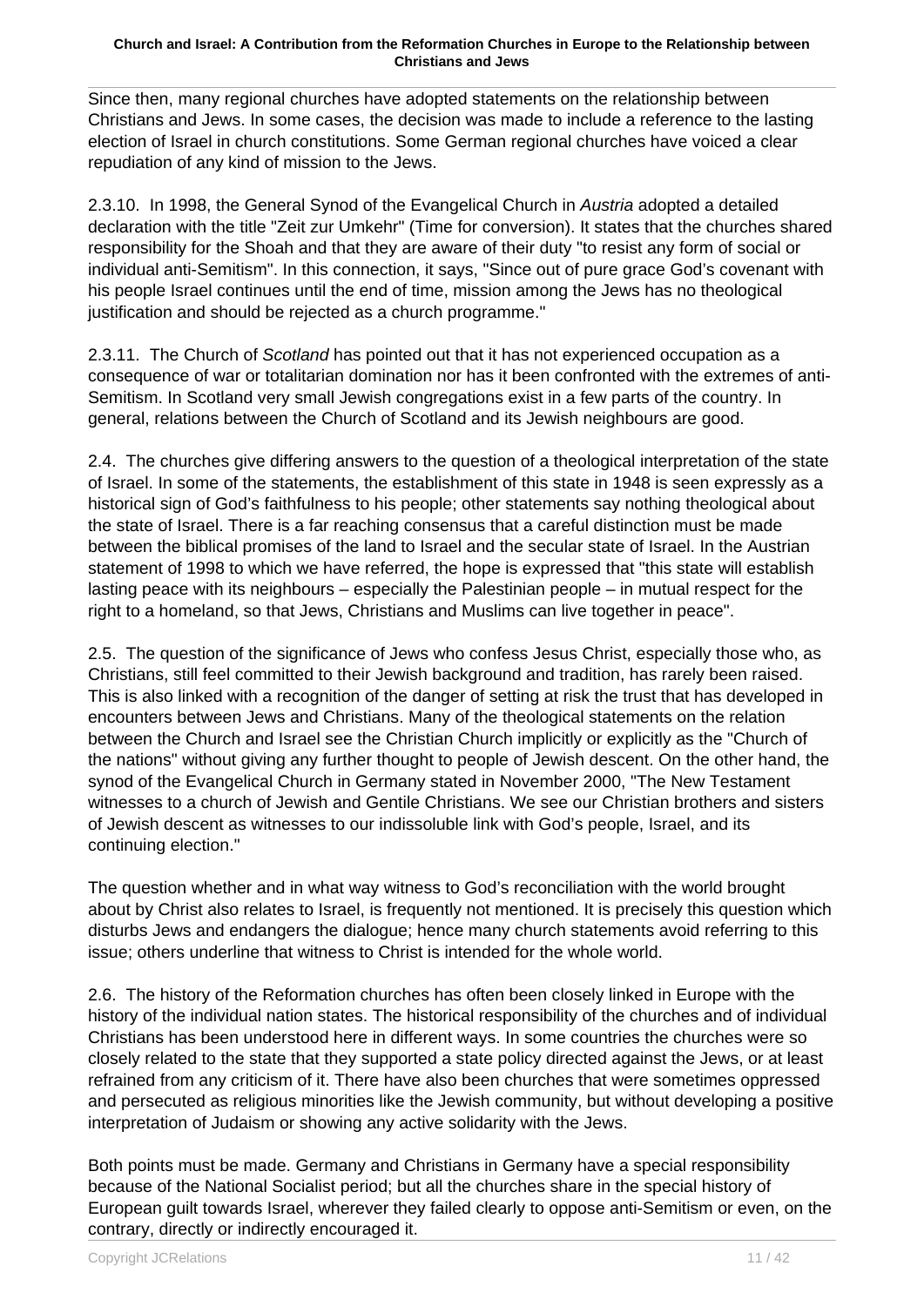Since then, many regional churches have adopted statements on the relationship between Christians and Jews. In some cases, the decision was made to include a reference to the lasting election of Israel in church constitutions. Some German regional churches have voiced a clear repudiation of any kind of mission to the Jews.

2.3.10. In 1998, the General Synod of the Evangelical Church in *Austria* adopted a detailed declaration with the title "Zeit zur Umkehr" (Time for conversion). It states that the churches shared responsibility for the Shoah and that they are aware of their duty "to resist any form of social or individual anti-Semitism". In this connection, it says, "Since out of pure grace God's covenant with his people Israel continues until the end of time, mission among the Jews has no theological justification and should be rejected as a church programme."

2.3.11. The Church of *Scotland* has pointed out that it has not experienced occupation as a consequence of war or totalitarian domination nor has it been confronted with the extremes of anti-Semitism. In Scotland very small Jewish congregations exist in a few parts of the country. In general, relations between the Church of Scotland and its Jewish neighbours are good.

2.4. The churches give differing answers to the question of a theological interpretation of the state of Israel. In some of the statements, the establishment of this state in 1948 is seen expressly as a historical sign of God's faithfulness to his people; other statements say nothing theological about the state of Israel. There is a far reaching consensus that a careful distinction must be made between the biblical promises of the land to Israel and the secular state of Israel. In the Austrian statement of 1998 to which we have referred, the hope is expressed that "this state will establish lasting peace with its neighbours – especially the Palestinian people – in mutual respect for the right to a homeland, so that Jews, Christians and Muslims can live together in peace".

2.5. The question of the significance of Jews who confess Jesus Christ, especially those who, as Christians, still feel committed to their Jewish background and tradition, has rarely been raised. This is also linked with a recognition of the danger of setting at risk the trust that has developed in encounters between Jews and Christians. Many of the theological statements on the relation between the Church and Israel see the Christian Church implicitly or explicitly as the "Church of the nations" without giving any further thought to people of Jewish descent. On the other hand, the synod of the Evangelical Church in Germany stated in November 2000, "The New Testament witnesses to a church of Jewish and Gentile Christians. We see our Christian brothers and sisters of Jewish descent as witnesses to our indissoluble link with God's people, Israel, and its continuing election."

The question whether and in what way witness to God's reconciliation with the world brought about by Christ also relates to Israel, is frequently not mentioned. It is precisely this question which disturbs Jews and endangers the dialogue; hence many church statements avoid referring to this issue; others underline that witness to Christ is intended for the whole world.

2.6. The history of the Reformation churches has often been closely linked in Europe with the history of the individual nation states. The historical responsibility of the churches and of individual Christians has been understood here in different ways. In some countries the churches were so closely related to the state that they supported a state policy directed against the Jews, or at least refrained from any criticism of it. There have also been churches that were sometimes oppressed and persecuted as religious minorities like the Jewish community, but without developing a positive interpretation of Judaism or showing any active solidarity with the Jews.

Both points must be made. Germany and Christians in Germany have a special responsibility because of the National Socialist period; but all the churches share in the special history of European guilt towards Israel, wherever they failed clearly to oppose anti-Semitism or even, on the contrary, directly or indirectly encouraged it.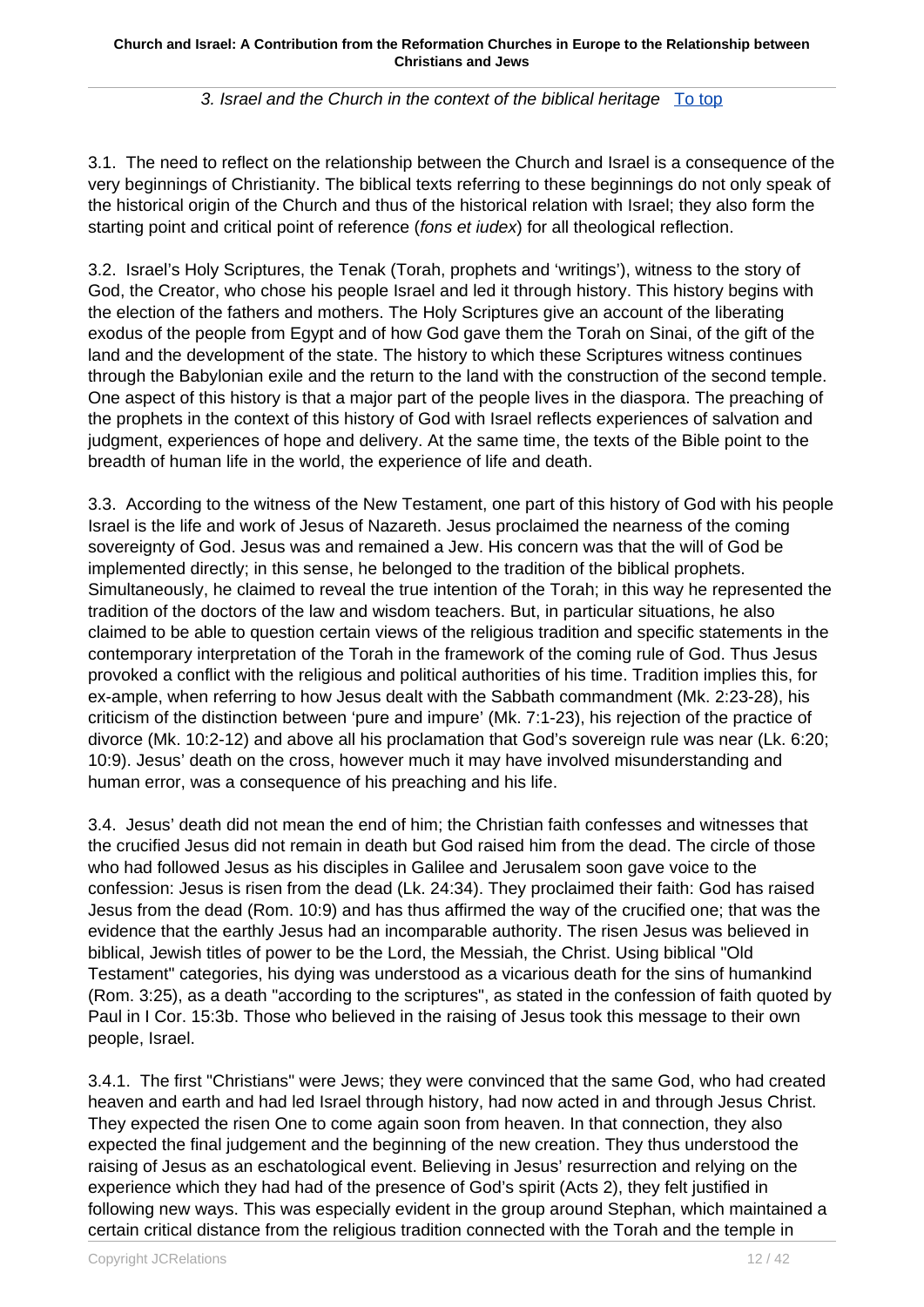### 3. Israel and the Church in the context of the biblical heritage   To top

3.1. The need to reflect on the relationship between the Church and Israel is a consequence of the very beginnings of Christianity. The biblical texts referring to these beginnings do not only speak of the historical origin of the Church and thus of the historical relation with Israel; they also form the starting point and critical point of reference (*fons et iudex*) for all theological reflection.

3.2. Israel's Holy Scriptures, the Tenak (Torah, prophets and 'writings'), witness to the story of God, the Creator, who chose his people Israel and led it through history. This history begins with the election of the fathers and mothers. The Holy Scriptures give an account of the liberating exodus of the people from Egypt and of how God gave them the Torah on Sinai, of the gift of the land and the development of the state. The history to which these Scriptures witness continues through the Babylonian exile and the return to the land with the construction of the second temple. One aspect of this history is that a major part of the people lives in the diaspora. The preaching of the prophets in the context of this history of God with Israel reflects experiences of salvation and judgment, experiences of hope and delivery. At the same time, the texts of the Bible point to the breadth of human life in the world, the experience of life and death.

3.3. According to the witness of the New Testament, one part of this history of God with his people Israel is the life and work of Jesus of Nazareth. Jesus proclaimed the nearness of the coming sovereignty of God. Jesus was and remained a Jew. His concern was that the will of God be implemented directly; in this sense, he belonged to the tradition of the biblical prophets. Simultaneously, he claimed to reveal the true intention of the Torah; in this way he represented the tradition of the doctors of the law and wisdom teachers. But, in particular situations, he also claimed to be able to question certain views of the religious tradition and specific statements in the contemporary interpretation of the Torah in the framework of the coming rule of God. Thus Jesus provoked a conflict with the religious and political authorities of his time. Tradition implies this, for ex-ample, when referring to how Jesus dealt with the Sabbath commandment (Mk. 2:23-28), his criticism of the distinction between 'pure and impure' (Mk. 7:1-23), his rejection of the practice of divorce (Mk. 10:2-12) and above all his proclamation that God's sovereign rule was near (Lk. 6:20; 10:9). Jesus' death on the cross, however much it may have involved misunderstanding and human error, was a consequence of his preaching and his life.

3.4. Jesus' death did not mean the end of him; the Christian faith confesses and witnesses that the crucified Jesus did not remain in death but God raised him from the dead. The circle of those who had followed Jesus as his disciples in Galilee and Jerusalem soon gave voice to the confession: Jesus is risen from the dead (Lk. 24:34). They proclaimed their faith: God has raised Jesus from the dead (Rom. 10:9) and has thus affirmed the way of the crucified one; that was the evidence that the earthly Jesus had an incomparable authority. The risen Jesus was believed in biblical, Jewish titles of power to be the Lord, the Messiah, the Christ. Using biblical "Old Testament" categories, his dying was understood as a vicarious death for the sins of humankind (Rom. 3:25), as a death "according to the scriptures", as stated in the confession of faith quoted by Paul in I Cor. 15:3b. Those who believed in the raising of Jesus took this message to their own people, Israel.

3.4.1. The first "Christians" were Jews; they were convinced that the same God, who had created heaven and earth and had led Israel through history, had now acted in and through Jesus Christ. They expected the risen One to come again soon from heaven. In that connection, they also expected the final judgement and the beginning of the new creation. They thus understood the raising of Jesus as an eschatological event. Believing in Jesus' resurrection and relying on the experience which they had had of the presence of God's spirit (Acts 2), they felt justified in following new ways. This was especially evident in the group around Stephan, which maintained a certain critical distance from the religious tradition connected with the Torah and the temple in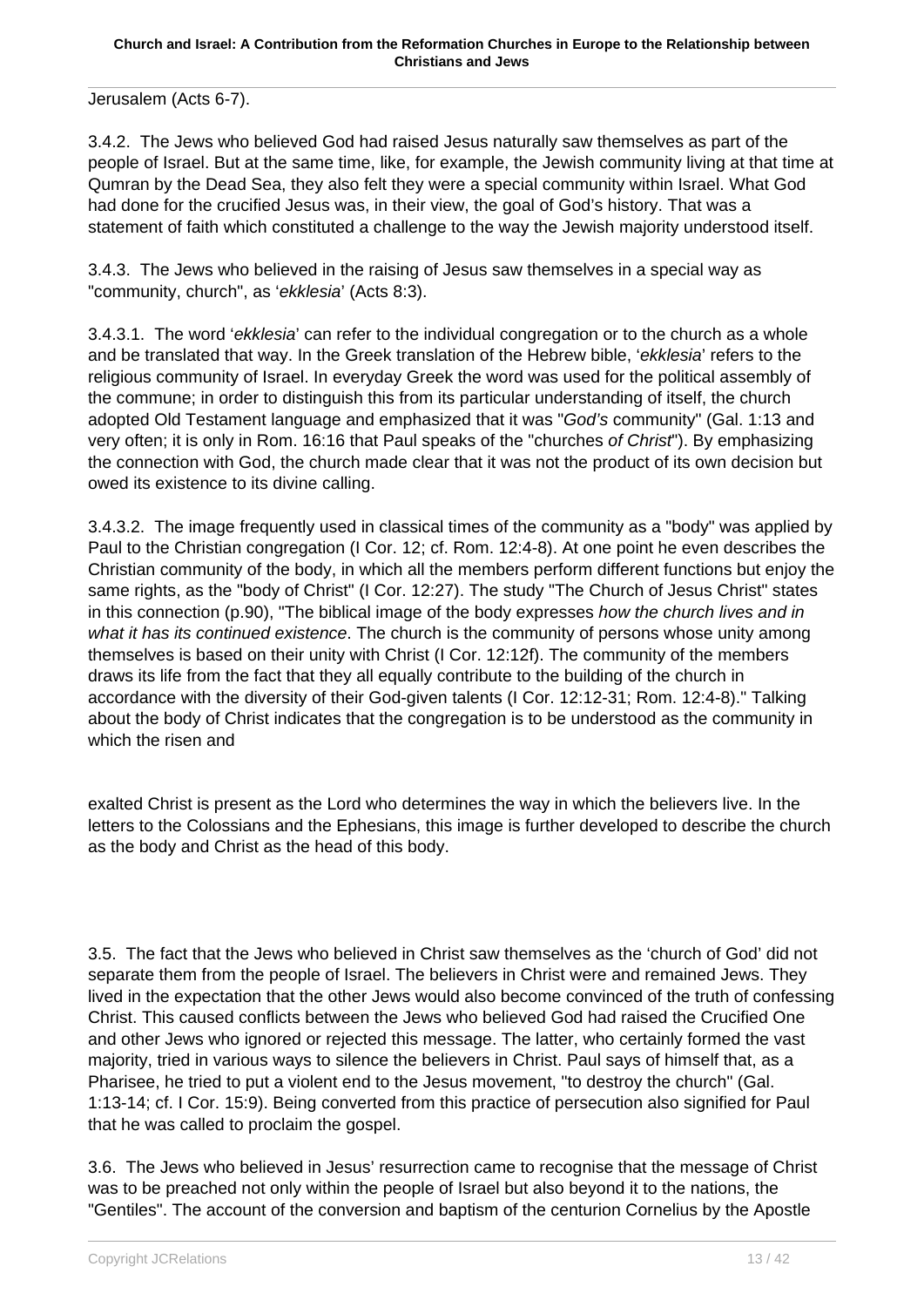Jerusalem (Acts 6-7).

3.4.2. The Jews who believed God had raised Jesus naturally saw themselves as part of the people of Israel. But at the same time, like, for example, the Jewish community living at that time at Qumran by the Dead Sea, they also felt they were a special community within Israel. What God had done for the crucified Jesus was, in their view, the goal of God's history. That was a statement of faith which constituted a challenge to the way the Jewish majority understood itself.

3.4.3. The Jews who believed in the raising of Jesus saw themselves in a special way as "community, church", as '*ekklesia*' (Acts 8:3).

3.4.3.1. The word '*ekklesia*' can refer to the individual congregation or to the church as a whole and be translated that way. In the Greek translation of the Hebrew bible, '*ekklesia*' refers to the religious community of Israel. In everyday Greek the word was used for the political assembly of the commune; in order to distinguish this from its particular understanding of itself, the church adopted Old Testament language and emphasized that it was "*God's* community" (Gal. 1:13 and very often; it is only in Rom. 16:16 that Paul speaks of the "church*es of Christ*"). By emphasizing the connection with God, the church made clear that it was not the product of its own decision but owed its existence to its divine calling.

3.4.3.2. The image frequently used in classical times of the community as a "body" was applied by Paul to the Christian congregation (I Cor. 12; cf. Rom. 12:4-8). At one point he even describes the Christian community of the body, in which all the members perform different functions but enjoy the same rights, as the "body of Christ" (I Cor. 12:27). The study "The Church of Jesus Christ" states in this connection (p.90), "The biblical image of the body expresses *how the church lives and in what it has its continued existence*. The church is the community of persons whose unity among themselves is based on their unity with Christ (I Cor. 12:12f). The community of the members draws its life from the fact that they all equally contribute to the building of the church in accordance with the diversity of their God-given talents (I Cor. 12:12-31; Rom. 12:4-8)." Talking about the body of Christ indicates that the congregation is to be understood as the community in which the risen and exalted Christ is present as the Lord who determines the way in which the believers live. In the letters to the Colossians and the Ephesians, this image is further developed to describe the church as the body and Christ as the head of this body.

3.5. The fact that the Jews who believed in Christ saw themselves as the 'church of God' did not separate them from the people of Israel. The believers in Christ were and remained Jews. They lived in the expectation that the other Jews would also become convinced of the truth of confessing Christ. This caused conflicts between the Jews who believed God had raised the Crucified One and other Jews who ignored or rejected this message. The latter, who certainly formed the vast majority, tried in various ways to silence the believers in Christ. Paul says of himself that, as a Pharisee, he tried to put a violent end to the Jesus movement, "to destroy the church" (Gal. 1:13-14; cf. I Cor. 15:9). Being converted from this practice of persecution also signified for Paul that he was called to proclaim the gospel.

3.6. The Jews who believed in Jesus' resurrection came to recognise that the message of Christ was to be preached not only within the people of Israel but also beyond it to the nations, the "Gentiles". The account of the conversion and baptism of the centurion Cornelius by the Apostle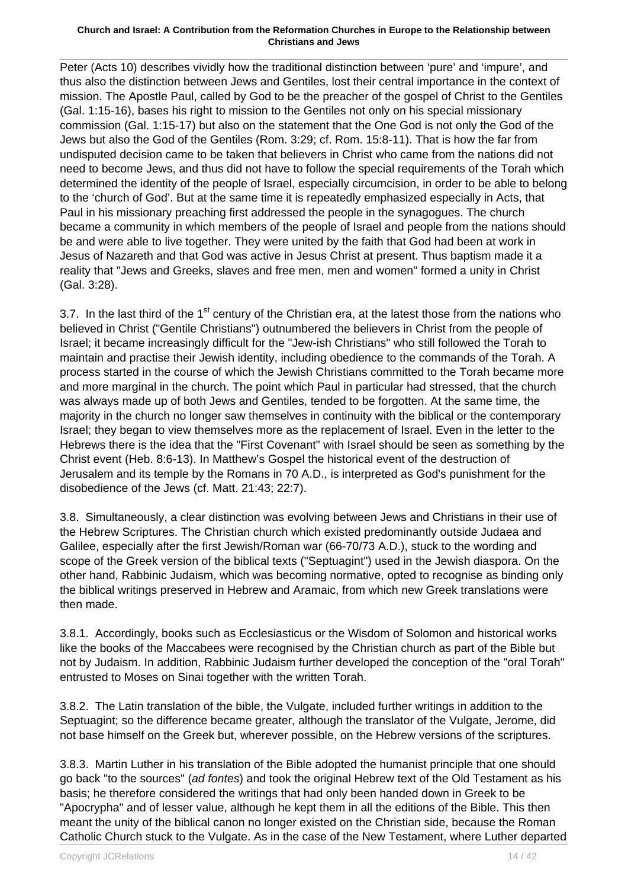Peter (Acts 10) describes vividly how the traditional distinction between 'pure' and 'impure', and thus also the distinction between Jews and Gentiles, lost their central importance in the context of mission. The Apostle Paul, called by God to be the preacher of the gospel of Christ to the Gentiles (Gal. 1:15-16), bases his right to mission to the Gentiles not only on his special missionary commission (Gal. 1:15-17) but also on the statement that the One God is not only the God of the Jews but also the God of the Gentiles (Rom. 3:29; cf. Rom. 15:8-11). That is how the far from undisputed decision came to be taken that believers in Christ who came from the nations did not need to become Jews, and thus did not have to follow the special requirements of the Torah which determined the identity of the people of Israel, especially circumcision, in order to be able to belong to the 'church of God'. But at the same time it is repeatedly emphasized especially in Acts, that Paul in his missionary preaching first addressed the people in the synagogues. The church became a community in which members of the people of Israel and people from the nations should be and were able to live together. They were united by the faith that God had been at work in Jesus of Nazareth and that God was active in Jesus Christ at present. Thus baptism made it a reality that "Jews and Greeks, slaves and free men, men and women" formed a unity in Christ (Gal. 3:28).

3.7. In the last third of the 1st century of the Christian era, at the latest those from the nations who believed in Christ ("Gentile Christians") outnumbered the believers in Christ from the people of Israel; it became increasingly difficult for the "Jew-ish Christians" who still followed the Torah to maintain and practise their Jewish identity, including obedience to the commands of the Torah. A process started in the course of which the Jewish Christians committed to the Torah became more and more marginal in the church. The point which Paul in particular had stressed, that the church was always made up of both Jews and Gentiles, tended to be forgotten. At the same time, the majority in the church no longer saw themselves in continuity with the biblical or the contemporary Israel; they began to view themselves more as the replacement of Israel. Even in the letter to the Hebrews there is the idea that the "First Covenant" with Israel should be seen as something by the Christ event (Heb. 8:6-13). In Matthew's Gospel the historical event of the destruction of Jerusalem and its temple by the Romans in 70 A.D., is interpreted as God's punishment for the disobedience of the Jews (cf. Matt. 21:43; 22:7).

3.8. Simultaneously, a clear distinction was evolving between Jews and Christians in their use of the Hebrew Scriptures. The Christian church which existed predominantly outside Judaea and Galilee, especially after the first Jewish/Roman war (66-70/73 A.D.), stuck to the wording and scope of the Greek version of the biblical texts ("Septuagint") used in the Jewish diaspora. On the other hand, Rabbinic Judaism, which was becoming normative, opted to recognise as binding only the biblical writings preserved in Hebrew and Aramaic, from which new Greek translations were then made.

3.8.1. Accordingly, books such as Ecclesiasticus or the Wisdom of Solomon and historical works like the books of the Maccabees were recognised by the Christian church as part of the Bible but not by Judaism. In addition, Rabbinic Judaism further developed the conception of the "oral Torah" entrusted to Moses on Sinai together with the written Torah.

3.8.2. The Latin translation of the bible, the Vulgate, included further writings in addition to the Septuagint; so the difference became greater, although the translator of the Vulgate, Jerome, did not base himself on the Greek but, wherever possible, on the Hebrew versions of the scriptures.

3.8.3. Martin Luther in his translation of the Bible adopted the humanist principle that one should go back "to the sources" (*ad fontes*) and took the original Hebrew text of the Old Testament as his basis; he therefore considered the writings that had only been handed down in Greek to be "Apocrypha" and of lesser value, although he kept them in all the editions of the Bible. This then meant the unity of the biblical canon no longer existed on the Christian side, because the Roman Catholic Church stuck to the Vulgate. As in the case of the New Testament, where Luther departed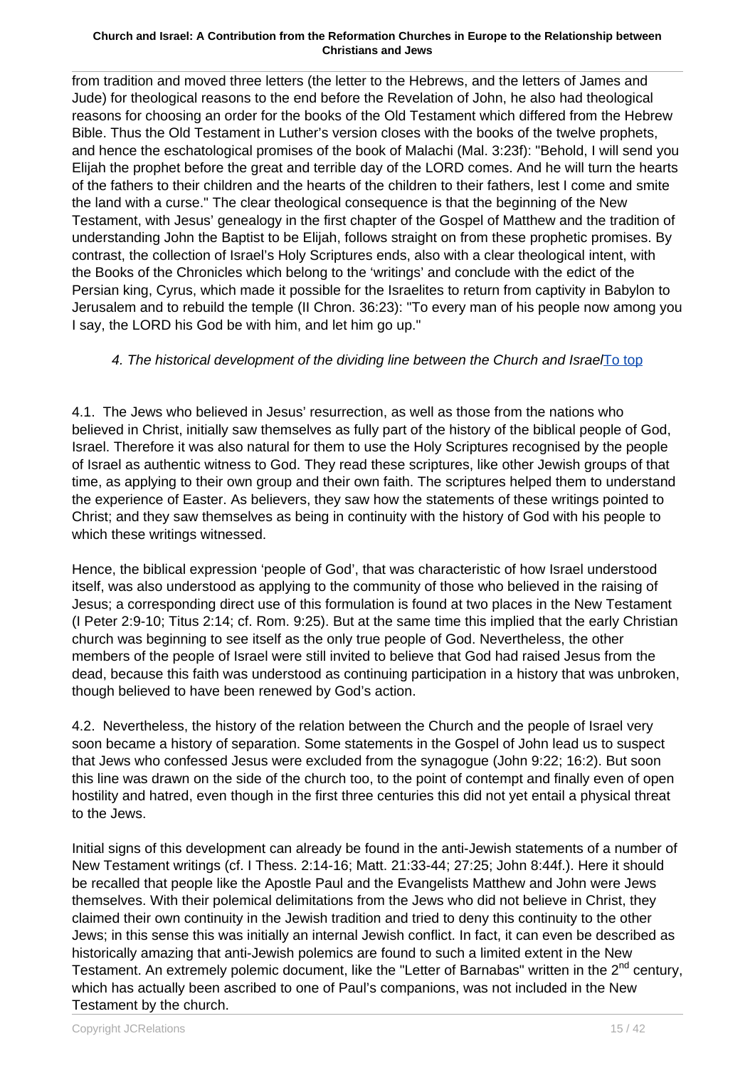from tradition and moved three letters (the letter to the Hebrews, and the letters of James and Jude) for theological reasons to the end before the Revelation of John, he also had theological reasons for choosing an order for the books of the Old Testament which differed from the Hebrew Bible. Thus the Old Testament in Luther's version closes with the books of the twelve prophets, and hence the eschatological promises of the book of Malachi (Mal. 3:23f): "Behold, I will send you Elijah the prophet before the great and terrible day of the LORD comes. And he will turn the hearts of the fathers to their children and the hearts of the children to their fathers, lest I come and smite the land with a curse." The clear theological consequence is that the beginning of the New Testament, with Jesus' genealogy in the first chapter of the Gospel of Matthew and the tradition of understanding John the Baptist to be Elijah, follows straight on from these prophetic promises. By contrast, the collection of Israel's Holy Scriptures ends, also with a clear theological intent, with the Books of the Chronicles which belong to the 'writings' and conclude with the edict of the Persian king, Cyrus, which made it possible for the Israelites to return from captivity in Babylon to Jerusalem and to rebuild the temple (II Chron. 36:23): "To every man of his people now among you I say, the LORD his God be with him, and let him go up."

### *4. The historical development of the dividing line between the Church and Israel* To top

4.1. The Jews who believed in Jesus' resurrection, as well as those from the nations who believed in Christ, initially saw themselves as fully part of the history of the biblical people of God, Israel. Therefore it was also natural for them to use the Holy Scriptures recognised by the people of Israel as authentic witness to God. They read these scriptures, like other Jewish groups of that time, as applying to their own group and their own faith. The scriptures helped them to understand the experience of Easter. As believers, they saw how the statements of these writings pointed to Christ; and they saw themselves as being in continuity with the history of God with his people to which these writings witnessed.

Hence, the biblical expression 'people of God', that was characteristic of how Israel understood itself, was also understood as applying to the community of those who believed in the raising of Jesus; a corresponding direct use of this formulation is found at two places in the New Testament (I Peter 2:9-10; Titus 2:14; cf. Rom. 9:25). But at the same time this implied that the early Christian church was beginning to see itself as the only true people of God. Nevertheless, the other members of the people of Israel were still invited to believe that God had raised Jesus from the dead, because this faith was understood as continuing participation in a history that was unbroken, though believed to have been renewed by God's action.

4.2. Nevertheless, the history of the relation between the Church and the people of Israel very soon became a history of separation. Some statements in the Gospel of John lead us to suspect that Jews who confessed Jesus were excluded from the synagogue (John 9:22; 16:2). But soon this line was drawn on the side of the church too, to the point of contempt and finally even of open hostility and hatred, even though in the first three centuries this did not yet entail a physical threat to the Jews.

Initial signs of this development can already be found in the anti-Jewish statements of a number of New Testament writings (cf. I Thess. 2:14-16; Matt. 21:33-44; 27:25; John 8:44f.). Here it should be recalled that people like the Apostle Paul and the Evangelists Matthew and John were Jews themselves. With their polemical delimitations from the Jews who did not believe in Christ, they claimed their own continuity in the Jewish tradition and tried to deny this continuity to the other Jews; in this sense this was initially an internal Jewish conflict. In fact, it can even be described as historically amazing that anti-Jewish polemics are found to such a limited extent in the New Testament. An extremely polemic document, like the "Letter of Barnabas" written in the 2nd century, which has actually been ascribed to one of Paul's companions, was not included in the New Testament by the church.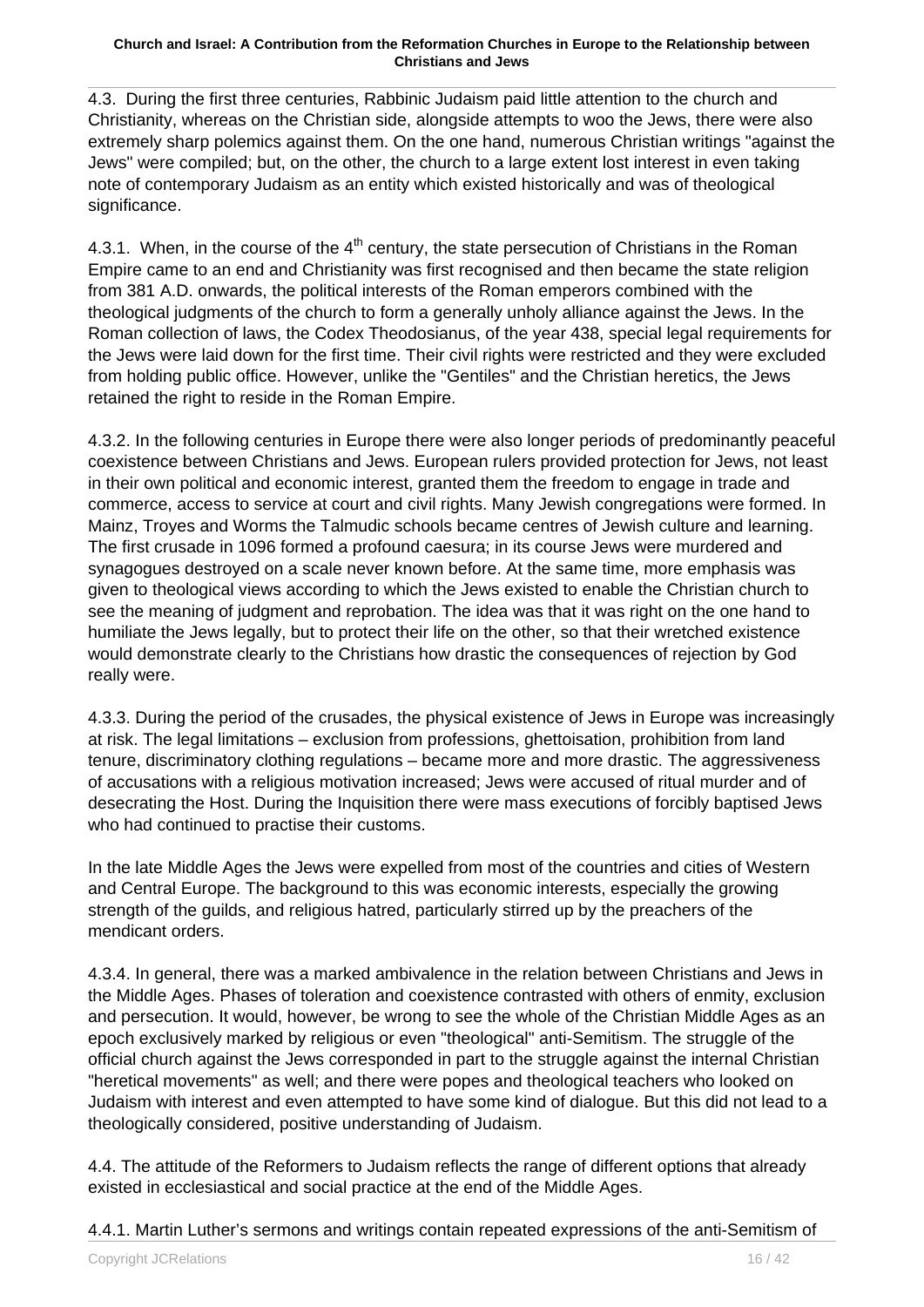4.3. During the first three centuries, Rabbinic Judaism paid little attention to the church and Christianity, whereas on the Christian side, alongside attempts to woo the Jews, there were also extremely sharp polemics against them. On the one hand, numerous Christian writings "against the Jews" were compiled; but, on the other, the church to a large extent lost interest in even taking note of contemporary Judaism as an entity which existed historically and was of theological significance.

4.3.1. When, in the course of the 4th century, the state persecution of Christians in the Roman Empire came to an end and Christianity was first recognised and then became the state religion from 381 A.D. onwards, the political interests of the Roman emperors combined with the theological judgments of the church to form a generally unholy alliance against the Jews. In the Roman collection of laws, the Codex Theodosianus, of the year 438, special legal requirements for the Jews were laid down for the first time. Their civil rights were restricted and they were excluded from holding public office. However, unlike the "Gentiles" and the Christian heretics, the Jews retained the right to reside in the Roman Empire.

4.3.2. In the following centuries in Europe there were also longer periods of predominantly peaceful coexistence between Christians and Jews. European rulers provided protection for Jews, not least in their own political and economic interest, granted them the freedom to engage in trade and commerce, access to service at court and civil rights. Many Jewish congregations were formed. In Mainz, Troyes and Worms the Talmudic schools became centres of Jewish culture and learning. The first crusade in 1096 formed a profound caesura; in its course Jews were murdered and synagogues destroyed on a scale never known before. At the same time, more emphasis was given to theological views according to which the Jews existed to enable the Christian church to see the meaning of judgment and reprobation. The idea was that it was right on the one hand to humiliate the Jews legally, but to protect their life on the other, so that their wretched existence would demonstrate clearly to the Christians how drastic the consequences of rejection by God really were.

4.3.3. During the period of the crusades, the physical existence of Jews in Europe was increasingly at risk. The legal limitations – exclusion from professions, ghettoisation, prohibition from land tenure, discriminatory clothing regulations – became more and more drastic. The aggressiveness of accusations with a religious motivation increased; Jews were accused of ritual murder and of desecrating the Host. During the Inquisition there were mass executions of forcibly baptised Jews who had continued to practise their customs.

In the late Middle Ages the Jews were expelled from most of the countries and cities of Western and Central Europe. The background to this was economic interests, especially the growing strength of the guilds, and religious hatred, particularly stirred up by the preachers of the mendicant orders.

4.3.4. In general, there was a marked ambivalence in the relation between Christians and Jews in the Middle Ages. Phases of toleration and coexistence contrasted with others of enmity, exclusion and persecution. It would, however, be wrong to see the whole of the Christian Middle Ages as an epoch exclusively marked by religious or even "theological" anti-Semitism. The struggle of the official church against the Jews corresponded in part to the struggle against the internal Christian "heretical movements" as well; and there were popes and theological teachers who looked on Judaism with interest and even attempted to have some kind of dialogue. But this did not lead to a theologically considered, positive understanding of Judaism.

4.4. The attitude of the Reformers to Judaism reflects the range of different options that already existed in ecclesiastical and social practice at the end of the Middle Ages.

4.4.1. Martin Luther's sermons and writings contain repeated expressions of the anti-Semitism of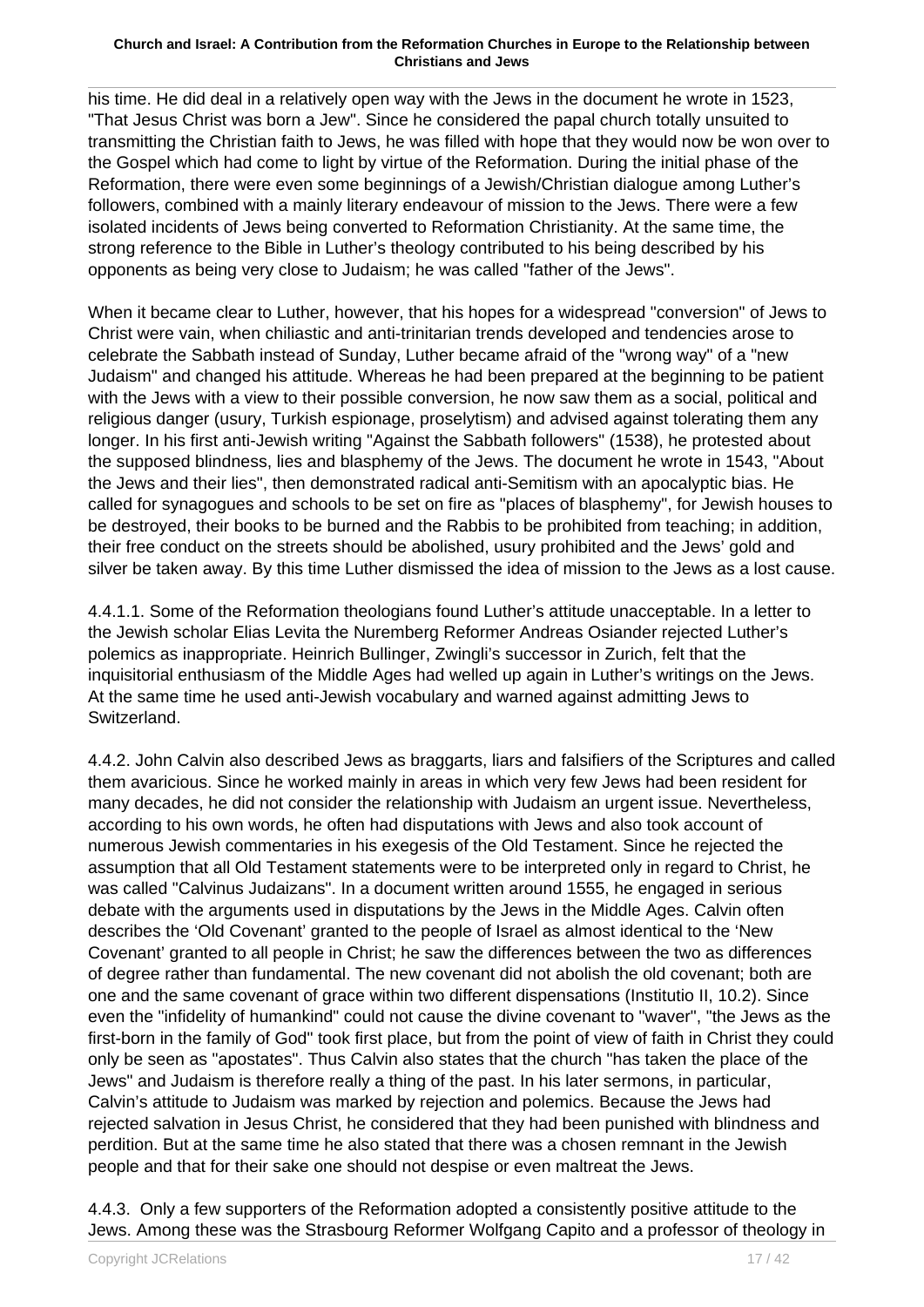his time. He did deal in a relatively open way with the Jews in the document he wrote in 1523, "That Jesus Christ was born a Jew". Since he considered the papal church totally unsuited to transmitting the Christian faith to Jews, he was filled with hope that they would now be won over to the Gospel which had come to light by virtue of the Reformation. During the initial phase of the Reformation, there were even some beginnings of a Jewish/Christian dialogue among Luther's followers, combined with a mainly literary endeavour of mission to the Jews. There were a few isolated incidents of Jews being converted to Reformation Christianity. At the same time, the strong reference to the Bible in Luther's theology contributed to his being described by his opponents as being very close to Judaism; he was called "father of the Jews".

When it became clear to Luther, however, that his hopes for a widespread "conversion" of Jews to Christ were vain, when chiliastic and anti-trinitarian trends developed and tendencies arose to celebrate the Sabbath instead of Sunday, Luther became afraid of the "wrong way" of a "new Judaism" and changed his attitude. Whereas he had been prepared at the beginning to be patient with the Jews with a view to their possible conversion, he now saw them as a social, political and religious danger (usury, Turkish espionage, proselytism) and advised against tolerating them any longer. In his first anti-Jewish writing "Against the Sabbath followers" (1538), he protested about the supposed blindness, lies and blasphemy of the Jews. The document he wrote in 1543, "About the Jews and their lies", then demonstrated radical anti-Semitism with an apocalyptic bias. He called for synagogues and schools to be set on fire as "places of blasphemy", for Jewish houses to be destroyed, their books to be burned and the Rabbis to be prohibited from teaching; in addition, their free conduct on the streets should be abolished, usury prohibited and the Jews' gold and silver be taken away. By this time Luther dismissed the idea of mission to the Jews as a lost cause.

4.4.1.1. Some of the Reformation theologians found Luther's attitude unacceptable. In a letter to the Jewish scholar Elias Levita the Nuremberg Reformer Andreas Osiander rejected Luther's polemics as inappropriate. Heinrich Bullinger, Zwingli's successor in Zurich, felt that the inquisitorial enthusiasm of the Middle Ages had welled up again in Luther's writings on the Jews. At the same time he used anti-Jewish vocabulary and warned against admitting Jews to Switzerland.

4.4.2. John Calvin also described Jews as braggarts, liars and falsifiers of the Scriptures and called them avaricious. Since he worked mainly in areas in which very few Jews had been resident for many decades, he did not consider the relationship with Judaism an urgent issue. Nevertheless, according to his own words, he often had disputations with Jews and also took account of numerous Jewish commentaries in his exegesis of the Old Testament. Since he rejected the assumption that all Old Testament statements were to be interpreted only in regard to Christ, he was called "Calvinus Judaizans". In a document written around 1555, he engaged in serious debate with the arguments used in disputations by the Jews in the Middle Ages. Calvin often describes the 'Old Covenant' granted to the people of Israel as almost identical to the 'New Covenant' granted to all people in Christ; he saw the differences between the two as differences of degree rather than fundamental. The new covenant did not abolish the old covenant; both are one and the same covenant of grace within two different dispensations (Institutio II, 10.2). Since even the "infidelity of humankind" could not cause the divine covenant to "waver", "the Jews as the first-born in the family of God" took first place, but from the point of view of faith in Christ they could only be seen as "apostates". Thus Calvin also states that the church "has taken the place of the Jews" and Judaism is therefore really a thing of the past. In his later sermons, in particular, Calvin's attitude to Judaism was marked by rejection and polemics. Because the Jews had rejected salvation in Jesus Christ, he considered that they had been punished with blindness and perdition. But at the same time he also stated that there was a chosen remnant in the Jewish people and that for their sake one should not despise or even maltreat the Jews.

4.4.3. Only a few supporters of the Reformation adopted a consistently positive attitude to the Jews. Among these was the Strasbourg Reformer Wolfgang Capito and a professor of theology in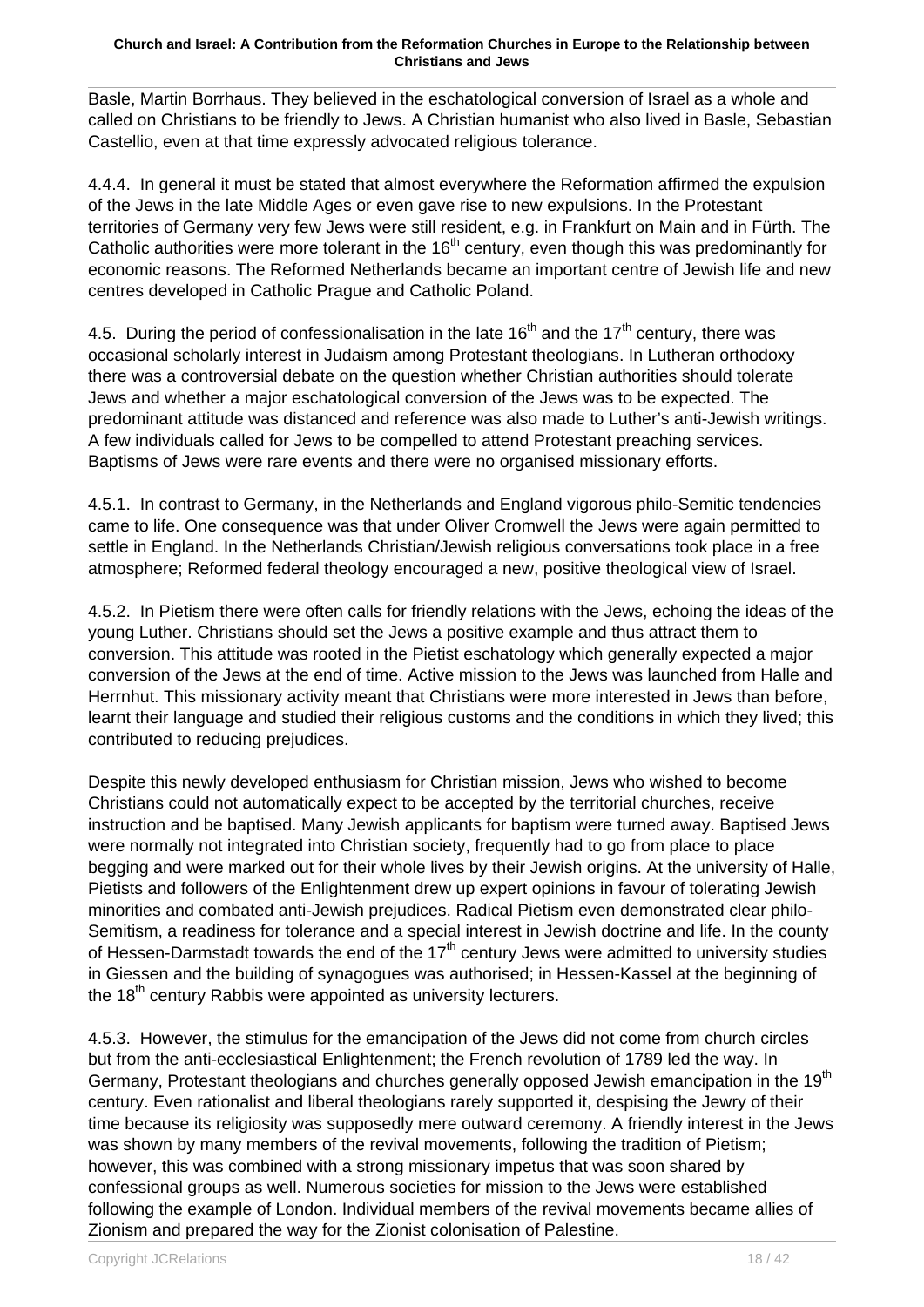Basle, Martin Borrhaus. They believed in the eschatological conversion of Israel as a whole and called on Christians to be friendly to Jews. A Christian humanist who also lived in Basle, Sebastian Castellio, even at that time expressly advocated religious tolerance.

4.4.4. In general it must be stated that almost everywhere the Reformation affirmed the expulsion of the Jews in the late Middle Ages or even gave rise to new expulsions. In the Protestant territories of Germany very few Jews were still resident, e.g. in Frankfurt on Main and in Fürth. The Catholic authorities were more tolerant in the 16th century, even though this was predominantly for economic reasons. The Reformed Netherlands became an important centre of Jewish life and new centres developed in Catholic Prague and Catholic Poland.

4.5. During the period of confessionalisation in the late 16th and the 17th century, there was occasional scholarly interest in Judaism among Protestant theologians. In Lutheran orthodoxy there was a controversial debate on the question whether Christian authorities should tolerate Jews and whether a major eschatological conversion of the Jews was to be expected. The predominant attitude was distanced and reference was also made to Luther's anti-Jewish writings. A few individuals called for Jews to be compelled to attend Protestant preaching services. Baptisms of Jews were rare events and there were no organised missionary efforts.

4.5.1. In contrast to Germany, in the Netherlands and England vigorous philo-Semitic tendencies came to life. One consequence was that under Oliver Cromwell the Jews were again permitted to settle in England. In the Netherlands Christian/Jewish religious conversations took place in a free atmosphere; Reformed federal theology encouraged a new, positive theological view of Israel.

4.5.2. In Pietism there were often calls for friendly relations with the Jews, echoing the ideas of the young Luther. Christians should set the Jews a positive example and thus attract them to conversion. This attitude was rooted in the Pietist eschatology which generally expected a major conversion of the Jews at the end of time. Active mission to the Jews was launched from Halle and Herrnhut. This missionary activity meant that Christians were more interested in Jews than before, learnt their language and studied their religious customs and the conditions in which they lived; this contributed to reducing prejudices.

Despite this newly developed enthusiasm for Christian mission, Jews who wished to become Christians could not automatically expect to be accepted by the territorial churches, receive instruction and be baptised. Many Jewish applicants for baptism were turned away. Baptised Jews were normally not integrated into Christian society, frequently had to go from place to place begging and were marked out for their whole lives by their Jewish origins. At the university of Halle, Pietists and followers of the Enlightenment drew up expert opinions in favour of tolerating Jewish minorities and combated anti-Jewish prejudices. Radical Pietism even demonstrated clear philo-Semitism, a readiness for tolerance and a special interest in Jewish doctrine and life. In the county of Hessen-Darmstadt towards the end of the 17th century Jews were admitted to university studies in Giessen and the building of synagogues was authorised; in Hessen-Kassel at the beginning of the 18th century Rabbis were appointed as university lecturers.

4.5.3. However, the stimulus for the emancipation of the Jews did not come from church circles but from the anti-ecclesiastical Enlightenment; the French revolution of 1789 led the way. In Germany, Protestant theologians and churches generally opposed Jewish emancipation in the 19th century. Even rationalist and liberal theologians rarely supported it, despising the Jewry of their time because its religiosity was supposedly mere outward ceremony. A friendly interest in the Jews was shown by many members of the revival movements, following the tradition of Pietism; however, this was combined with a strong missionary impetus that was soon shared by confessional groups as well. Numerous societies for mission to the Jews were established following the example of London. Individual members of the revival movements became allies of Zionism and prepared the way for the Zionist colonisation of Palestine.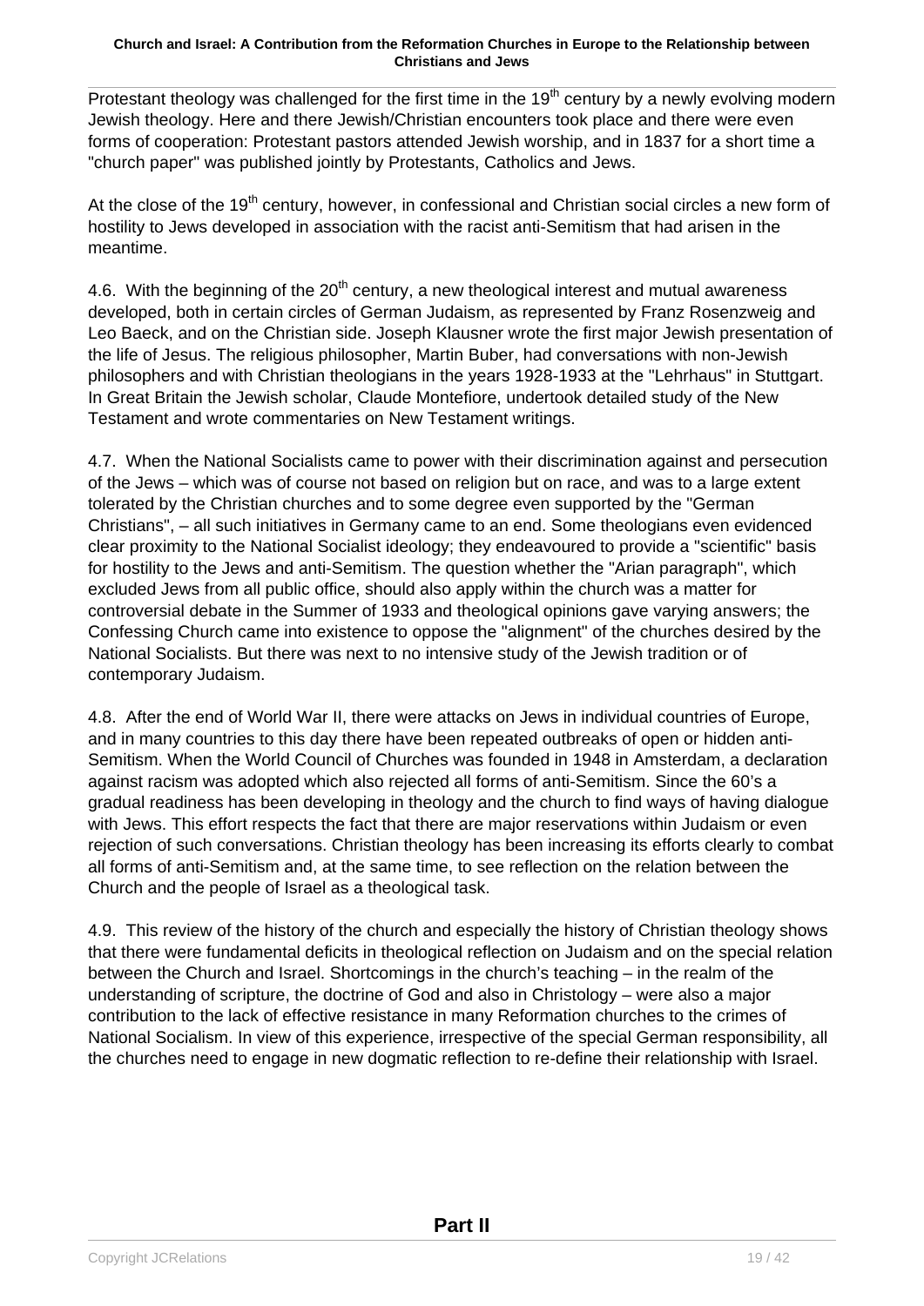Protestant theology was challenged for the first time in the 19th century by a newly evolving modern Jewish theology. Here and there Jewish/Christian encounters took place and there were even forms of cooperation: Protestant pastors attended Jewish worship, and in 1837 for a short time a "church paper" was published jointly by Protestants, Catholics and Jews.

At the close of the 19th century, however, in confessional and Christian social circles a new form of hostility to Jews developed in association with the racist anti-Semitism that had arisen in the meantime.

4.6. With the beginning of the 20th century, a new theological interest and mutual awareness developed, both in certain circles of German Judaism, as represented by Franz Rosenzweig and Leo Baeck, and on the Christian side. Joseph Klausner wrote the first major Jewish presentation of the life of Jesus. The religious philosopher, Martin Buber, had conversations with non-Jewish philosophers and with Christian theologians in the years 1928-1933 at the "Lehrhaus" in Stuttgart. In Great Britain the Jewish scholar, Claude Montefiore, undertook detailed study of the New Testament and wrote commentaries on New Testament writings.

4.7. When the National Socialists came to power with their discrimination against and persecution of the Jews – which was of course not based on religion but on race, and was to a large extent tolerated by the Christian churches and to some degree even supported by the "German Christians", – all such initiatives in Germany came to an end. Some theologians even evidenced clear proximity to the National Socialist ideology; they endeavoured to provide a "scientific" basis for hostility to the Jews and anti-Semitism. The question whether the "Arian paragraph", which excluded Jews from all public office, should also apply within the church was a matter for controversial debate in the Summer of 1933 and theological opinions gave varying answers; the Confessing Church came into existence to oppose the "alignment" of the churches desired by the National Socialists. But there was next to no intensive study of the Jewish tradition or of contemporary Judaism.

4.8. After the end of World War II, there were attacks on Jews in individual countries of Europe, and in many countries to this day there have been repeated outbreaks of open or hidden anti-Semitism. When the World Council of Churches was founded in 1948 in Amsterdam, a declaration against racism was adopted which also rejected all forms of anti-Semitism. Since the 60's a gradual readiness has been developing in theology and the church to find ways of having dialogue with Jews. This effort respects the fact that there are major reservations within Judaism or even rejection of such conversations. Christian theology has been increasing its efforts clearly to combat all forms of anti-Semitism and, at the same time, to see reflection on the relation between the Church and the people of Israel as a theological task.

4.9. This review of the history of the church and especially the history of Christian theology shows that there were fundamental deficits in theological reflection on Judaism and on the special relation between the Church and Israel. Shortcomings in the church's teaching – in the realm of the understanding of scripture, the doctrine of God and also in Christology – were also a major contribution to the lack of effective resistance in many Reformation churches to the crimes of National Socialism. In view of this experience, irrespective of the special German responsibility, all the churches need to engage in new dogmatic reflection to re-define their relationship with Israel.

## Part II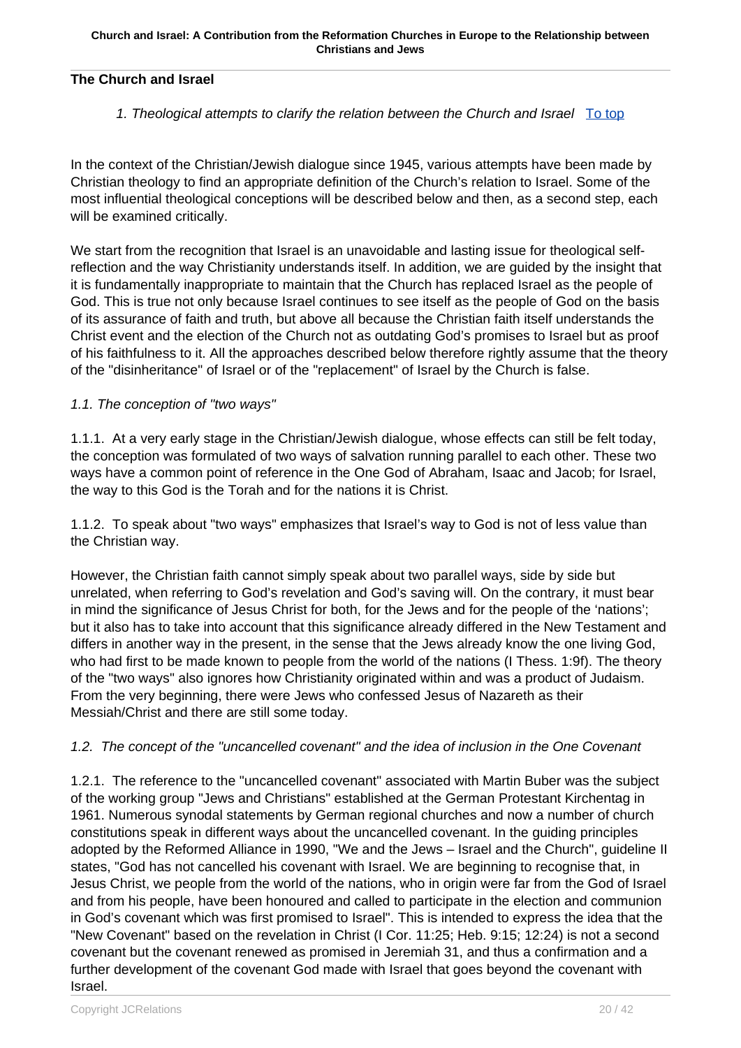## The Church and Israel

*1. Theological attempts to clarify the relation between the Church and Israel* To top

In the context of the Christian/Jewish dialogue since 1945, various attempts have been made by Christian theology to find an appropriate definition of the Church's relation to Israel. Some of the most influential theological conceptions will be described below and then, as a second step, each will be examined critically.

We start from the recognition that Israel is an unavoidable and lasting issue for theological self-reflection and the way Christianity understands itself. In addition, we are guided by the insight that it is fundamentally inappropriate to maintain that the Church has replaced Israel as the people of God. This is true not only because Israel continues to see itself as the people of God on the basis of its assurance of faith and truth, but above all because the Christian faith itself understands the Christ event and the election of the Church not as outdating God's promises to Israel but as proof of his faithfulness to it. All the approaches described below therefore rightly assume that the theory of the "disinheritance" of Israel or of the "replacement" of Israel by the Church is false.

*1.1. The conception of "two ways"*

1.1.1. At a very early stage in the Christian/Jewish dialogue, whose effects can still be felt today, the conception was formulated of two ways of salvation running parallel to each other. These two ways have a common point of reference in the One God of Abraham, Isaac and Jacob; for Israel, the way to this God is the Torah and for the nations it is Christ.

1.1.2. To speak about "two ways" emphasizes that Israel's way to God is not of less value than the Christian way.

However, the Christian faith cannot simply speak about two parallel ways, side by side but unrelated, when referring to God's revelation and God's saving will. On the contrary, it must bear in mind the significance of Jesus Christ for both, for the Jews and for the people of the 'nations'; but it also has to take into account that this significance already differed in the New Testament and differs in another way in the present, in the sense that the Jews already know the one living God, who had first to be made known to people from the world of the nations (I Thess. 1:9f). The theory of the "two ways" also ignores how Christianity originated within and was a product of Judaism. From the very beginning, there were Jews who confessed Jesus of Nazareth as their Messiah/Christ and there are still some today.

*1.2. The concept of the "uncancelled covenant" and the idea of inclusion in the One Covenant*

1.2.1. The reference to the "uncancelled covenant" associated with Martin Buber was the subject of the working group "Jews and Christians" established at the German Protestant Kirchentag in 1961. Numerous synodal statements by German regional churches and now a number of church constitutions speak in different ways about the uncancelled covenant. In the guiding principles adopted by the Reformed Alliance in 1990, "We and the Jews – Israel and the Church", guideline II states, "God has not cancelled his covenant with Israel. We are beginning to recognise that, in Jesus Christ, we people from the world of the nations, who in origin were far from the God of Israel and from his people, have been honoured and called to participate in the election and communion in God's covenant which was first promised to Israel". This is intended to express the idea that the "New Covenant" based on the revelation in Christ (I Cor. 11:25; Heb. 9:15; 12:24) is not a second covenant but the covenant renewed as promised in Jeremiah 31, and thus a confirmation and a further development of the covenant God made with Israel that goes beyond the covenant with Israel.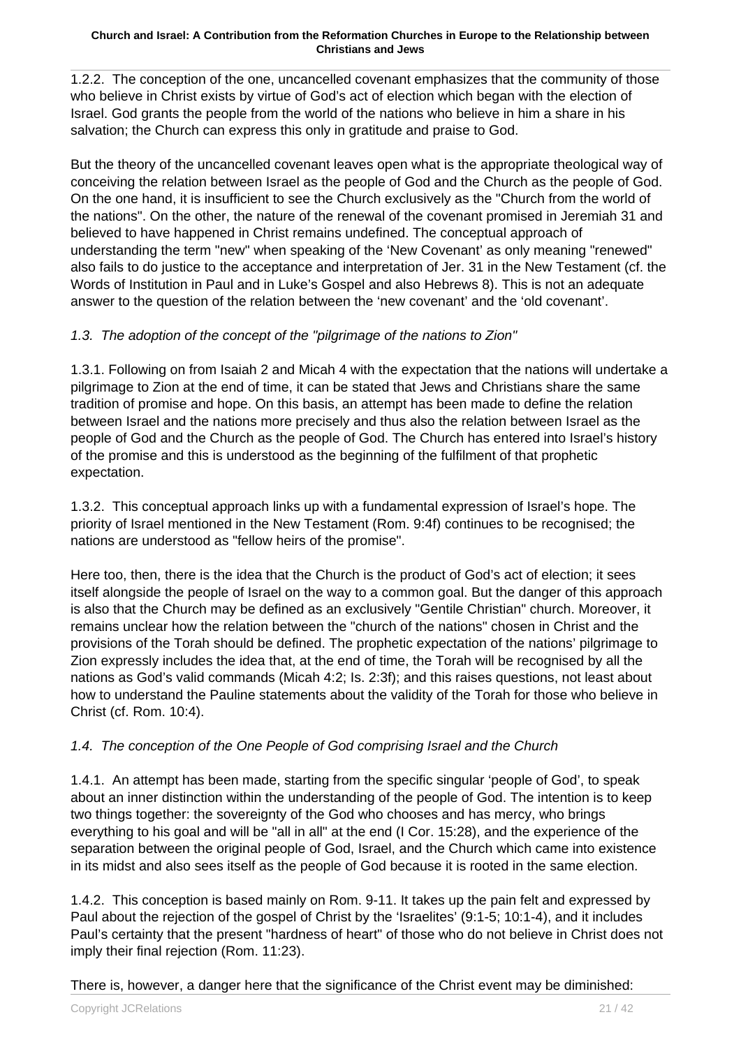1.2.2. The conception of the one, uncancelled covenant emphasizes that the community of those who believe in Christ exists by virtue of God's act of election which began with the election of Israel. God grants the people from the world of the nations who believe in him a share in his salvation; the Church can express this only in gratitude and praise to God.

But the theory of the uncancelled covenant leaves open what is the appropriate theological way of conceiving the relation between Israel as the people of God and the Church as the people of God. On the one hand, it is insufficient to see the Church exclusively as the "Church from the world of the nations". On the other, the nature of the renewal of the covenant promised in Jeremiah 31 and believed to have happened in Christ remains undefined. The conceptual approach of understanding the term "new" when speaking of the 'New Covenant' as only meaning "renewed" also fails to do justice to the acceptance and interpretation of Jer. 31 in the New Testament (cf. the Words of Institution in Paul and in Luke's Gospel and also Hebrews 8). This is not an adequate answer to the question of the relation between the 'new covenant' and the 'old covenant'.

*1.3. The adoption of the concept of the "pilgrimage of the nations to Zion"*

1.3.1. Following on from Isaiah 2 and Micah 4 with the expectation that the nations will undertake a pilgrimage to Zion at the end of time, it can be stated that Jews and Christians share the same tradition of promise and hope. On this basis, an attempt has been made to define the relation between Israel and the nations more precisely and thus also the relation between Israel as the people of God and the Church as the people of God. The Church has entered into Israel's history of the promise and this is understood as the beginning of the fulfilment of that prophetic expectation.

1.3.2. This conceptual approach links up with a fundamental expression of Israel's hope. The priority of Israel mentioned in the New Testament (Rom. 9:4f) continues to be recognised; the nations are understood as "fellow heirs of the promise".

Here too, then, there is the idea that the Church is the product of God's act of election; it sees itself alongside the people of Israel on the way to a common goal. But the danger of this approach is also that the Church may be defined as an exclusively "Gentile Christian" church. Moreover, it remains unclear how the relation between the "church of the nations" chosen in Christ and the provisions of the Torah should be defined. The prophetic expectation of the nations' pilgrimage to Zion expressly includes the idea that, at the end of time, the Torah will be recognised by all the nations as God's valid commands (Micah 4:2; Is. 2:3f); and this raises questions, not least about how to understand the Pauline statements about the validity of the Torah for those who believe in Christ (cf. Rom. 10:4).

*1.4. The conception of the One People of God comprising Israel and the Church*

1.4.1. An attempt has been made, starting from the specific singular 'people of God', to speak about an inner distinction within the understanding of the people of God. The intention is to keep two things together: the sovereignty of the God who chooses and has mercy, who brings everything to his goal and will be "all in all" at the end (I Cor. 15:28), and the experience of the separation between the original people of God, Israel, and the Church which came into existence in its midst and also sees itself as the people of God because it is rooted in the same election.

1.4.2. This conception is based mainly on Rom. 9-11. It takes up the pain felt and expressed by Paul about the rejection of the gospel of Christ by the 'Israelites' (9:1-5; 10:1-4), and it includes Paul's certainty that the present "hardness of heart" of those who do not believe in Christ does not imply their final rejection (Rom. 11:23).

There is, however, a danger here that the significance of the Christ event may be diminished: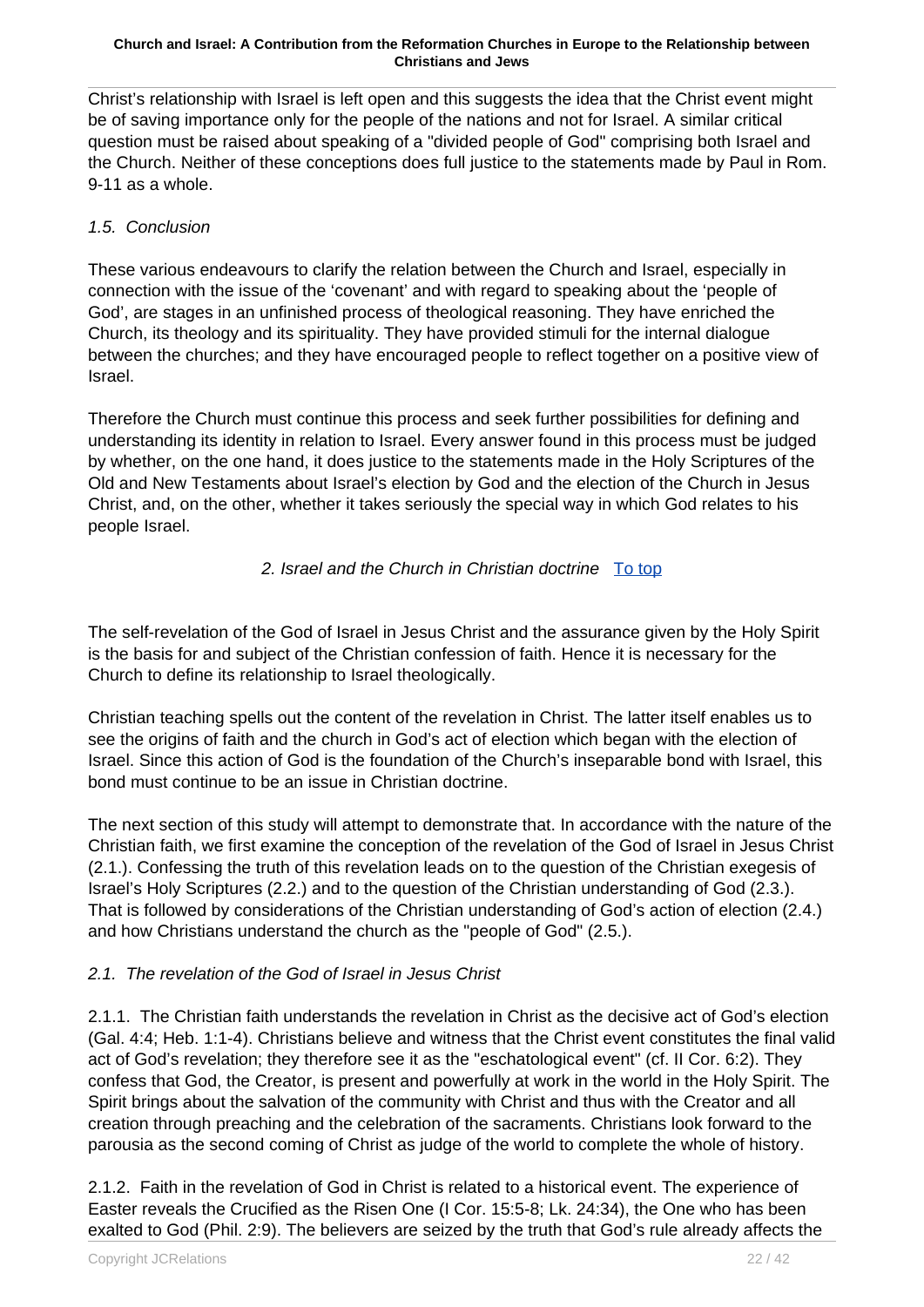Christ's relationship with Israel is left open and this suggests the idea that the Christ event might be of saving importance only for the people of the nations and not for Israel. A similar critical question must be raised about speaking of a "divided people of God" comprising both Israel and the Church. Neither of these conceptions does full justice to the statements made by Paul in Rom. 9-11 as a whole.

### *1.5. Conclusion*

These various endeavours to clarify the relation between the Church and Israel, especially in connection with the issue of the 'covenant' and with regard to speaking about the 'people of God', are stages in an unfinished process of theological reasoning. They have enriched the Church, its theology and its spirituality. They have provided stimuli for the internal dialogue between the churches; and they have encouraged people to reflect together on a positive view of Israel.

Therefore the Church must continue this process and seek further possibilities for defining and understanding its identity in relation to Israel. Every answer found in this process must be judged by whether, on the one hand, it does justice to the statements made in the Holy Scriptures of the Old and New Testaments about Israel's election by God and the election of the Church in Jesus Christ, and, on the other, whether it takes seriously the special way in which God relates to his people Israel.

## *2. Israel and the Church in Christian doctrine* To top

The self-revelation of the God of Israel in Jesus Christ and the assurance given by the Holy Spirit is the basis for and subject of the Christian confession of faith. Hence it is necessary for the Church to define its relationship to Israel theologically.

Christian teaching spells out the content of the revelation in Christ. The latter itself enables us to see the origins of faith and the church in God's act of election which began with the election of Israel. Since this action of God is the foundation of the Church's inseparable bond with Israel, this bond must continue to be an issue in Christian doctrine.

The next section of this study will attempt to demonstrate that. In accordance with the nature of the Christian faith, we first examine the conception of the revelation of the God of Israel in Jesus Christ (2.1.). Confessing the truth of this revelation leads on to the question of the Christian exegesis of Israel's Holy Scriptures (2.2.) and to the question of the Christian understanding of God (2.3.). That is followed by considerations of the Christian understanding of God's action of election (2.4.) and how Christians understand the church as the "people of God" (2.5.).

### *2.1. The revelation of the God of Israel in Jesus Christ*

2.1.1. The Christian faith understands the revelation in Christ as the decisive act of God's election (Gal. 4:4; Heb. 1:1-4). Christians believe and witness that the Christ event constitutes the final valid act of God's revelation; they therefore see it as the "eschatological event" (cf. II Cor. 6:2). They confess that God, the Creator, is present and powerfully at work in the world in the Holy Spirit. The Spirit brings about the salvation of the community with Christ and thus with the Creator and all creation through preaching and the celebration of the sacraments. Christians look forward to the parousia as the second coming of Christ as judge of the world to complete the whole of history.

2.1.2. Faith in the revelation of God in Christ is related to a historical event. The experience of Easter reveals the Crucified as the Risen One (I Cor. 15:5-8; Lk. 24:34), the One who has been exalted to God (Phil. 2:9). The believers are seized by the truth that God's rule already affects the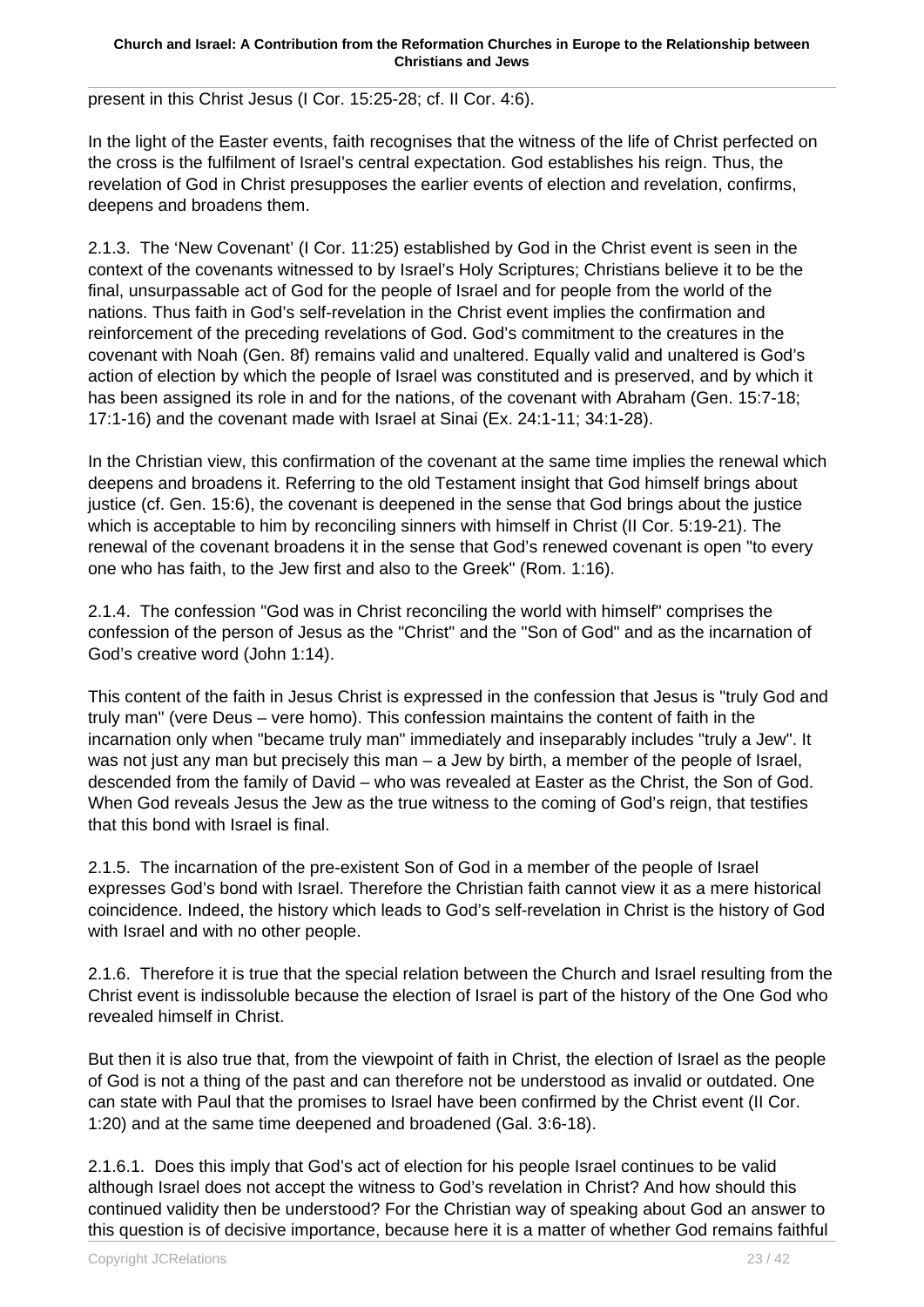present in this Christ Jesus (I Cor. 15:25-28; cf. II Cor. 4:6).

In the light of the Easter events, faith recognises that the witness of the life of Christ perfected on the cross is the fulfilment of Israel's central expectation. God establishes his reign. Thus, the revelation of God in Christ presupposes the earlier events of election and revelation, confirms, deepens and broadens them.

2.1.3. The 'New Covenant' (I Cor. 11:25) established by God in the Christ event is seen in the context of the covenants witnessed to by Israel's Holy Scriptures; Christians believe it to be the final, unsurpassable act of God for the people of Israel and for people from the world of the nations. Thus faith in God's self-revelation in the Christ event implies the confirmation and reinforcement of the preceding revelations of God. God's commitment to the creatures in the covenant with Noah (Gen. 8f) remains valid and unaltered. Equally valid and unaltered is God's action of election by which the people of Israel was constituted and is preserved, and by which it has been assigned its role in and for the nations, of the covenant with Abraham (Gen. 15:7-18; 17:1-16) and the covenant made with Israel at Sinai (Ex. 24:1-11; 34:1-28).

In the Christian view, this confirmation of the covenant at the same time implies the renewal which deepens and broadens it. Referring to the old Testament insight that God himself brings about justice (cf. Gen. 15:6), the covenant is deepened in the sense that God brings about the justice which is acceptable to him by reconciling sinners with himself in Christ (II Cor. 5:19-21). The renewal of the covenant broadens it in the sense that God's renewed covenant is open "to every one who has faith, to the Jew first and also to the Greek" (Rom. 1:16).

2.1.4. The confession "God was in Christ reconciling the world with himself" comprises the confession of the person of Jesus as the "Christ" and the "Son of God" and as the incarnation of God's creative word (John 1:14).

This content of the faith in Jesus Christ is expressed in the confession that Jesus is "truly God and truly man" (vere Deus – vere homo). This confession maintains the content of faith in the incarnation only when "became truly man" immediately and inseparably includes "truly a Jew". It was not just any man but precisely this man – a Jew by birth, a member of the people of Israel, descended from the family of David – who was revealed at Easter as the Christ, the Son of God. When God reveals Jesus the Jew as the true witness to the coming of God's reign, that testifies that this bond with Israel is final.

2.1.5. The incarnation of the pre-existent Son of God in a member of the people of Israel expresses God's bond with Israel. Therefore the Christian faith cannot view it as a mere historical coincidence. Indeed, the history which leads to God's self-revelation in Christ is the history of God with Israel and with no other people.

2.1.6. Therefore it is true that the special relation between the Church and Israel resulting from the Christ event is indissoluble because the election of Israel is part of the history of the One God who revealed himself in Christ.

But then it is also true that, from the viewpoint of faith in Christ, the election of Israel as the people of God is not a thing of the past and can therefore not be understood as invalid or outdated. One can state with Paul that the promises to Israel have been confirmed by the Christ event (II Cor. 1:20) and at the same time deepened and broadened (Gal. 3:6-18).

2.1.6.1. Does this imply that God's act of election for his people Israel continues to be valid although Israel does not accept the witness to God's revelation in Christ? And how should this continued validity then be understood? For the Christian way of speaking about God an answer to this question is of decisive importance, because here it is a matter of whether God remains faithful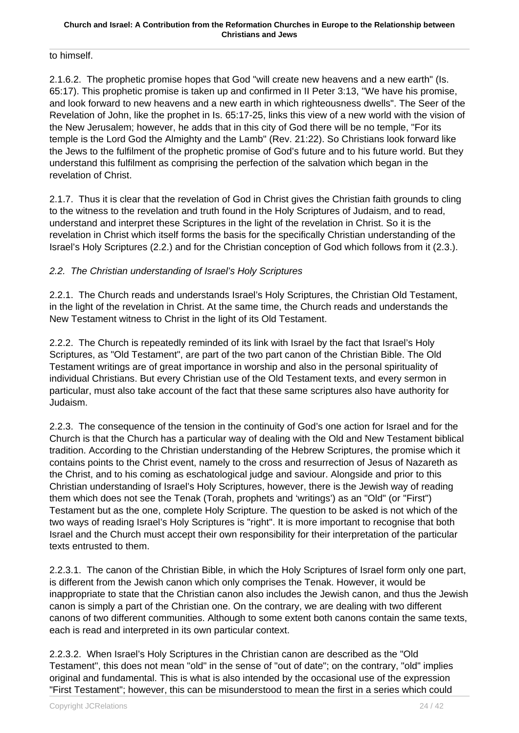to himself.

2.1.6.2. The prophetic promise hopes that God "will create new heavens and a new earth" (Is. 65:17). This prophetic promise is taken up and confirmed in II Peter 3:13, "We have his promise, and look forward to new heavens and a new earth in which righteousness dwells". The Seer of the Revelation of John, like the prophet in Is. 65:17-25, links this view of a new world with the vision of the New Jerusalem; however, he adds that in this city of God there will be no temple, "For its temple is the Lord God the Almighty and the Lamb" (Rev. 21:22). So Christians look forward like the Jews to the fulfilment of the prophetic promise of God's future and to his future world. But they understand this fulfilment as comprising the perfection of the salvation which began in the revelation of Christ.

2.1.7. Thus it is clear that the revelation of God in Christ gives the Christian faith grounds to cling to the witness to the revelation and truth found in the Holy Scriptures of Judaism, and to read, understand and interpret these Scriptures in the light of the revelation in Christ. So it is the revelation in Christ which itself forms the basis for the specifically Christian understanding of the Israel's Holy Scriptures (2.2.) and for the Christian conception of God which follows from it (2.3.).

### *2.2. The Christian understanding of Israel's Holy Scriptures*

2.2.1. The Church reads and understands Israel's Holy Scriptures, the Christian Old Testament, in the light of the revelation in Christ. At the same time, the Church reads and understands the New Testament witness to Christ in the light of its Old Testament.

2.2.2. The Church is repeatedly reminded of its link with Israel by the fact that Israel's Holy Scriptures, as "Old Testament", are part of the two part canon of the Christian Bible. The Old Testament writings are of great importance in worship and also in the personal spirituality of individual Christians. But every Christian use of the Old Testament texts, and every sermon in particular, must also take account of the fact that these same scriptures also have authority for Judaism.

2.2.3. The consequence of the tension in the continuity of God's one action for Israel and for the Church is that the Church has a particular way of dealing with the Old and New Testament biblical tradition. According to the Christian understanding of the Hebrew Scriptures, the promise which it contains points to the Christ event, namely to the cross and resurrection of Jesus of Nazareth as the Christ, and to his coming as eschatological judge and saviour. Alongside and prior to this Christian understanding of Israel's Holy Scriptures, however, there is the Jewish way of reading them which does not see the Tenak (Torah, prophets and 'writings') as an "Old" (or "First") Testament but as the one, complete Holy Scripture. The question to be asked is not which of the two ways of reading Israel's Holy Scriptures is "right". It is more important to recognise that both Israel and the Church must accept their own responsibility for their interpretation of the particular texts entrusted to them.

2.2.3.1. The canon of the Christian Bible, in which the Holy Scriptures of Israel form only one part, is different from the Jewish canon which only comprises the Tenak. However, it would be inappropriate to state that the Christian canon also includes the Jewish canon, and thus the Jewish canon is simply a part of the Christian one. On the contrary, we are dealing with two different canons of two different communities. Although to some extent both canons contain the same texts, each is read and interpreted in its own particular context.

2.2.3.2. When Israel's Holy Scriptures in the Christian canon are described as the "Old Testament", this does not mean "old" in the sense of "out of date"; on the contrary, "old" implies original and fundamental. This is what is also intended by the occasional use of the expression "First Testament"; however, this can be misunderstood to mean the first in a series which could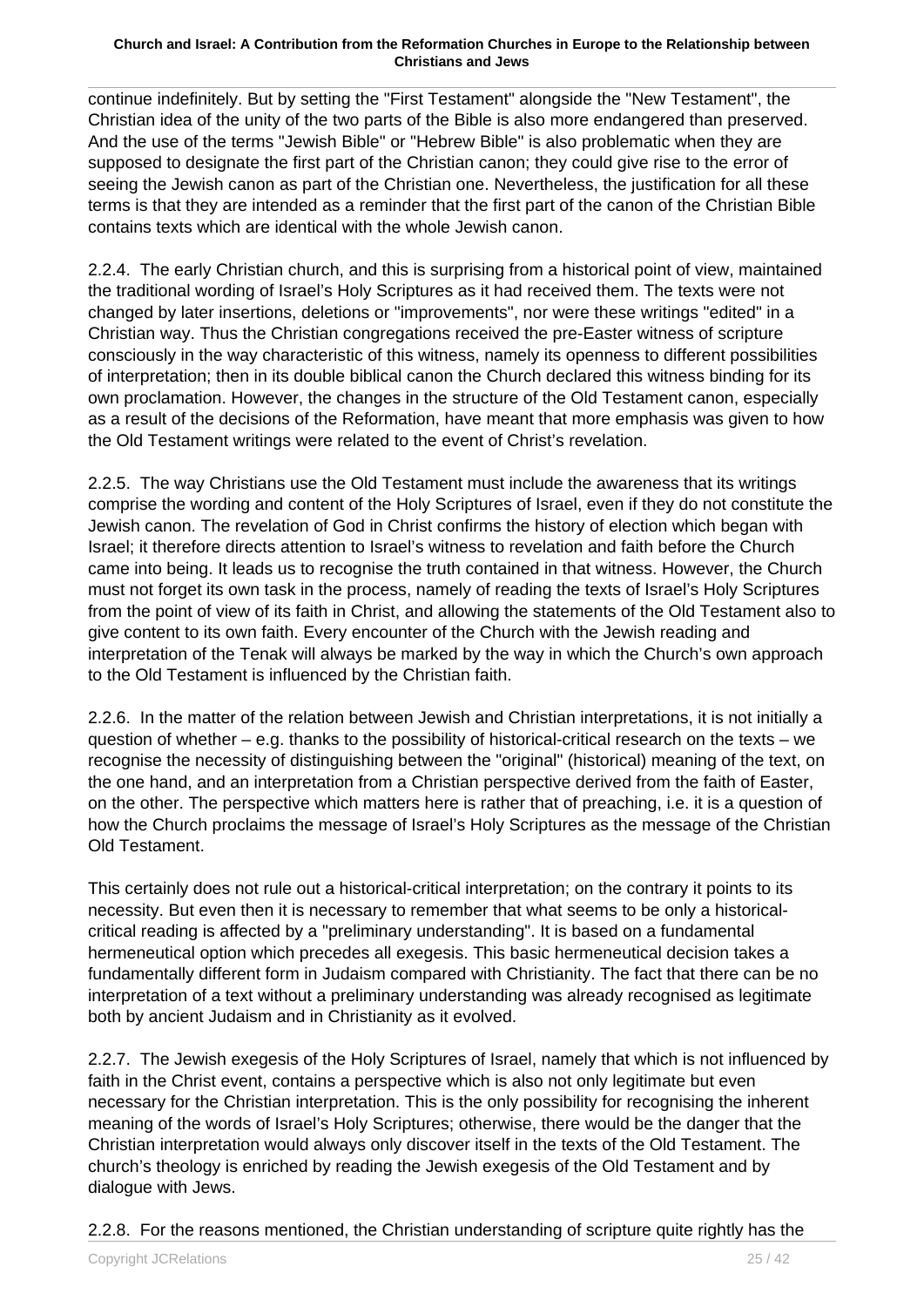continue indefinitely. But by setting the "First Testament" alongside the "New Testament", the Christian idea of the unity of the two parts of the Bible is also more endangered than preserved. And the use of the terms "Jewish Bible" or "Hebrew Bible" is also problematic when they are supposed to designate the first part of the Christian canon; they could give rise to the error of seeing the Jewish canon as part of the Christian one. Nevertheless, the justification for all these terms is that they are intended as a reminder that the first part of the canon of the Christian Bible contains texts which are identical with the whole Jewish canon.

2.2.4. The early Christian church, and this is surprising from a historical point of view, maintained the traditional wording of Israel's Holy Scriptures as it had received them. The texts were not changed by later insertions, deletions or "improvements", nor were these writings "edited" in a Christian way. Thus the Christian congregations received the pre-Easter witness of scripture consciously in the way characteristic of this witness, namely its openness to different possibilities of interpretation; then in its double biblical canon the Church declared this witness binding for its own proclamation. However, the changes in the structure of the Old Testament canon, especially as a result of the decisions of the Reformation, have meant that more emphasis was given to how the Old Testament writings were related to the event of Christ's revelation.

2.2.5. The way Christians use the Old Testament must include the awareness that its writings comprise the wording and content of the Holy Scriptures of Israel, even if they do not constitute the Jewish canon. The revelation of God in Christ confirms the history of election which began with Israel; it therefore directs attention to Israel's witness to revelation and faith before the Church came into being. It leads us to recognise the truth contained in that witness. However, the Church must not forget its own task in the process, namely of reading the texts of Israel's Holy Scriptures from the point of view of its faith in Christ, and allowing the statements of the Old Testament also to give content to its own faith. Every encounter of the Church with the Jewish reading and interpretation of the Tenak will always be marked by the way in which the Church's own approach to the Old Testament is influenced by the Christian faith.

2.2.6. In the matter of the relation between Jewish and Christian interpretations, it is not initially a question of whether – e.g. thanks to the possibility of historical-critical research on the texts – we recognise the necessity of distinguishing between the "original" (historical) meaning of the text, on the one hand, and an interpretation from a Christian perspective derived from the faith of Easter, on the other. The perspective which matters here is rather that of preaching, i.e. it is a question of how the Church proclaims the message of Israel's Holy Scriptures as the message of the Christian Old Testament.

This certainly does not rule out a historical-critical interpretation; on the contrary it points to its necessity. But even then it is necessary to remember that what seems to be only a historical-critical reading is affected by a "preliminary understanding". It is based on a fundamental hermeneutical option which precedes all exegesis. This basic hermeneutical decision takes a fundamentally different form in Judaism compared with Christianity. The fact that there can be no interpretation of a text without a preliminary understanding was already recognised as legitimate both by ancient Judaism and in Christianity as it evolved.

2.2.7. The Jewish exegesis of the Holy Scriptures of Israel, namely that which is not influenced by faith in the Christ event, contains a perspective which is also not only legitimate but even necessary for the Christian interpretation. This is the only possibility for recognising the inherent meaning of the words of Israel's Holy Scriptures; otherwise, there would be the danger that the Christian interpretation would always only discover itself in the texts of the Old Testament. The church's theology is enriched by reading the Jewish exegesis of the Old Testament and by dialogue with Jews.

2.2.8. For the reasons mentioned, the Christian understanding of scripture quite rightly has the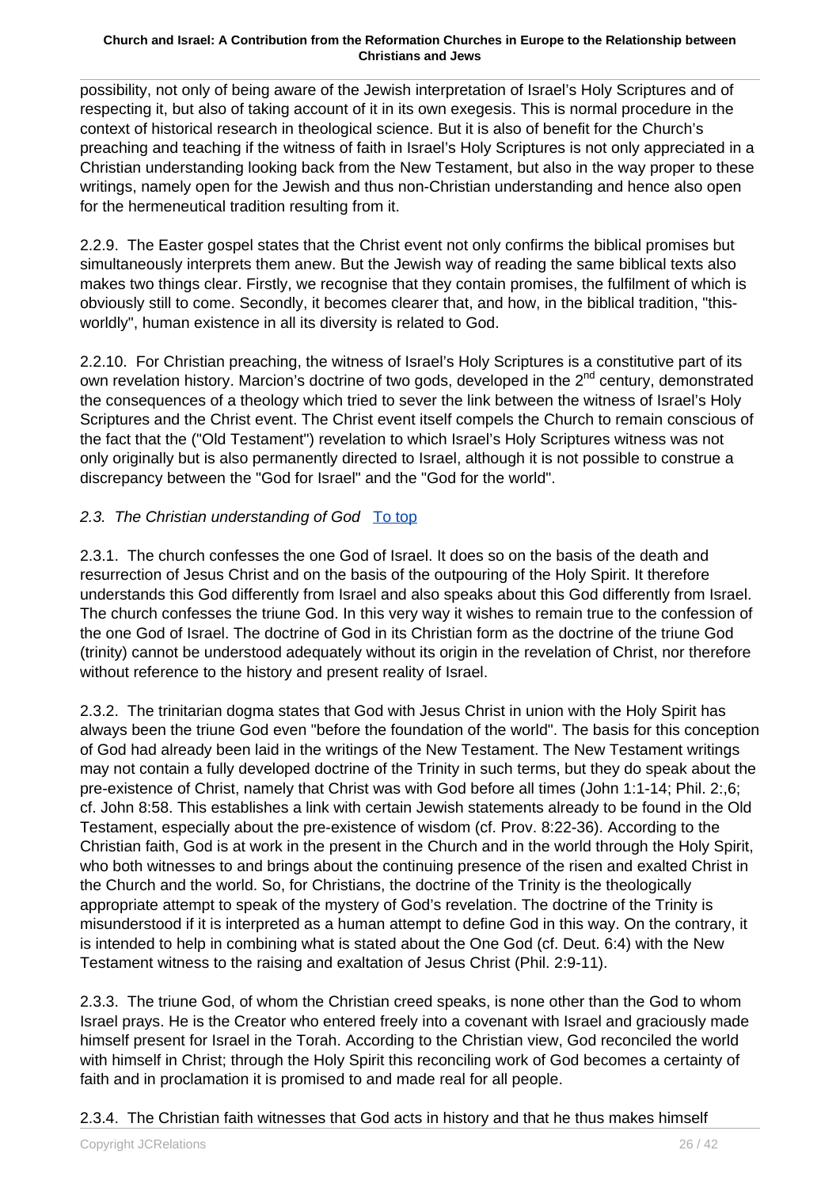possibility, not only of being aware of the Jewish interpretation of Israel's Holy Scriptures and of respecting it, but also of taking account of it in its own exegesis. This is normal procedure in the context of historical research in theological science. But it is also of benefit for the Church's preaching and teaching if the witness of faith in Israel's Holy Scriptures is not only appreciated in a Christian understanding looking back from the New Testament, but also in the way proper to these writings, namely open for the Jewish and thus non-Christian understanding and hence also open for the hermeneutical tradition resulting from it.

2.2.9. The Easter gospel states that the Christ event not only confirms the biblical promises but simultaneously interprets them anew. But the Jewish way of reading the same biblical texts also makes two things clear. Firstly, we recognise that they contain promises, the fulfilment of which is obviously still to come. Secondly, it becomes clearer that, and how, in the biblical tradition, "this-worldly", human existence in all its diversity is related to God.

2.2.10. For Christian preaching, the witness of Israel's Holy Scriptures is a constitutive part of its own revelation history. Marcion's doctrine of two gods, developed in the 2nd century, demonstrated the consequences of a theology which tried to sever the link between the witness of Israel's Holy Scriptures and the Christ event. The Christ event itself compels the Church to remain conscious of the fact that the ("Old Testament") revelation to which Israel's Holy Scriptures witness was not only originally but is also permanently directed to Israel, although it is not possible to construe a discrepancy between the "God for Israel" and the "God for the world".

### *2.3. The Christian understanding of God* To top

2.3.1. The church confesses the one God of Israel. It does so on the basis of the death and resurrection of Jesus Christ and on the basis of the outpouring of the Holy Spirit. It therefore understands this God differently from Israel and also speaks about this God differently from Israel. The church confesses the triune God. In this very way it wishes to remain true to the confession of the one God of Israel. The doctrine of God in its Christian form as the doctrine of the triune God (trinity) cannot be understood adequately without its origin in the revelation of Christ, nor therefore without reference to the history and present reality of Israel.

2.3.2. The trinitarian dogma states that God with Jesus Christ in union with the Holy Spirit has always been the triune God even "before the foundation of the world". The basis for this conception of God had already been laid in the writings of the New Testament. The New Testament writings may not contain a fully developed doctrine of the Trinity in such terms, but they do speak about the pre-existence of Christ, namely that Christ was with God before all times (John 1:1-14; Phil. 2:,6; cf. John 8:58. This establishes a link with certain Jewish statements already to be found in the Old Testament, especially about the pre-existence of wisdom (cf. Prov. 8:22-36). According to the Christian faith, God is at work in the present in the Church and in the world through the Holy Spirit, who both witnesses to and brings about the continuing presence of the risen and exalted Christ in the Church and the world. So, for Christians, the doctrine of the Trinity is the theologically appropriate attempt to speak of the mystery of God's revelation. The doctrine of the Trinity is misunderstood if it is interpreted as a human attempt to define God in this way. On the contrary, it is intended to help in combining what is stated about the One God (cf. Deut. 6:4) with the New Testament witness to the raising and exaltation of Jesus Christ (Phil. 2:9-11).

2.3.3. The triune God, of whom the Christian creed speaks, is none other than the God to whom Israel prays. He is the Creator who entered freely into a covenant with Israel and graciously made himself present for Israel in the Torah. According to the Christian view, God reconciled the world with himself in Christ; through the Holy Spirit this reconciling work of God becomes a certainty of faith and in proclamation it is promised to and made real for all people.

2.3.4. The Christian faith witnesses that God acts in history and that he thus makes himself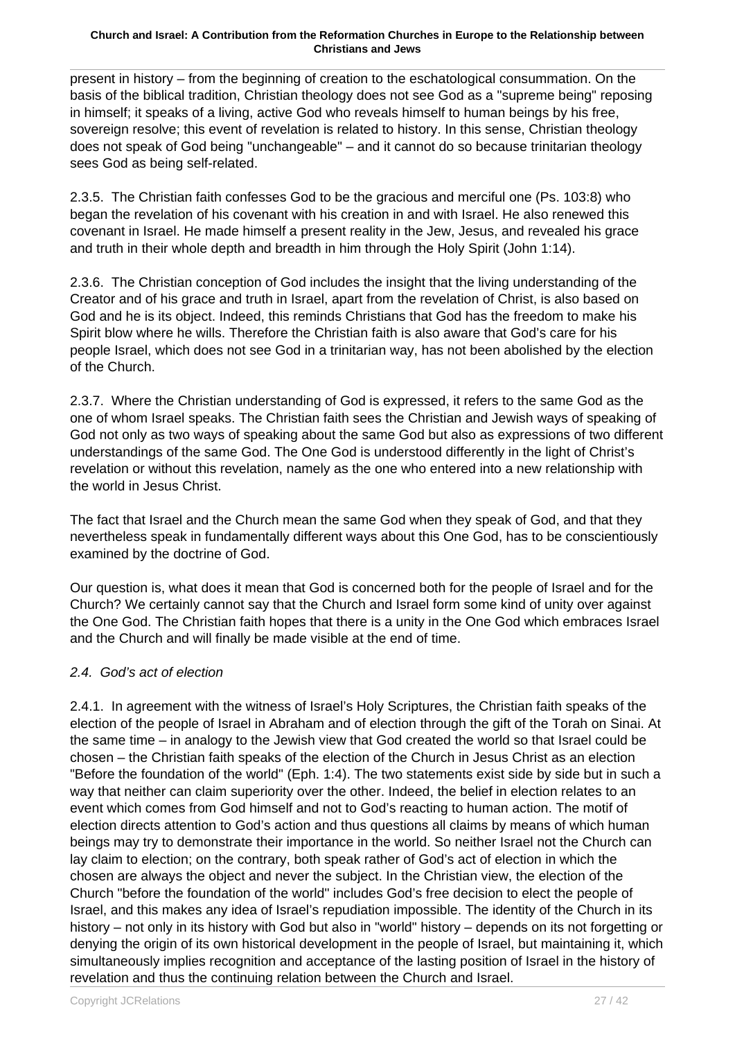present in history – from the beginning of creation to the eschatological consummation. On the basis of the biblical tradition, Christian theology does not see God as a "supreme being" reposing in himself; it speaks of a living, active God who reveals himself to human beings by his free, sovereign resolve; this event of revelation is related to history. In this sense, Christian theology does not speak of God being "unchangeable" – and it cannot do so because trinitarian theology sees God as being self-related.

2.3.5. The Christian faith confesses God to be the gracious and merciful one (Ps. 103:8) who began the revelation of his covenant with his creation in and with Israel. He also renewed this covenant in Israel. He made himself a present reality in the Jew, Jesus, and revealed his grace and truth in their whole depth and breadth in him through the Holy Spirit (John 1:14).

2.3.6. The Christian conception of God includes the insight that the living understanding of the Creator and of his grace and truth in Israel, apart from the revelation of Christ, is also based on God and he is its object. Indeed, this reminds Christians that God has the freedom to make his Spirit blow where he wills. Therefore the Christian faith is also aware that God's care for his people Israel, which does not see God in a trinitarian way, has not been abolished by the election of the Church.

2.3.7. Where the Christian understanding of God is expressed, it refers to the same God as the one of whom Israel speaks. The Christian faith sees the Christian and Jewish ways of speaking of God not only as two ways of speaking about the same God but also as expressions of two different understandings of the same God. The One God is understood differently in the light of Christ's revelation or without this revelation, namely as the one who entered into a new relationship with the world in Jesus Christ.

The fact that Israel and the Church mean the same God when they speak of God, and that they nevertheless speak in fundamentally different ways about this One God, has to be conscientiously examined by the doctrine of God.

Our question is, what does it mean that God is concerned both for the people of Israel and for the Church? We certainly cannot say that the Church and Israel form some kind of unity over against the One God. The Christian faith hopes that there is a unity in the One God which embraces Israel and the Church and will finally be made visible at the end of time.

### *2.4. God's act of election*

2.4.1. In agreement with the witness of Israel's Holy Scriptures, the Christian faith speaks of the election of the people of Israel in Abraham and of election through the gift of the Torah on Sinai. At the same time – in analogy to the Jewish view that God created the world so that Israel could be chosen – the Christian faith speaks of the election of the Church in Jesus Christ as an election "Before the foundation of the world" (Eph. 1:4). The two statements exist side by side but in such a way that neither can claim superiority over the other. Indeed, the belief in election relates to an event which comes from God himself and not to God's reacting to human action. The motif of election directs attention to God's action and thus questions all claims by means of which human beings may try to demonstrate their importance in the world. So neither Israel not the Church can lay claim to election; on the contrary, both speak rather of God's act of election in which the chosen are always the object and never the subject. In the Christian view, the election of the Church "before the foundation of the world" includes God's free decision to elect the people of Israel, and this makes any idea of Israel's repudiation impossible. The identity of the Church in its history – not only in its history with God but also in "world" history – depends on its not forgetting or denying the origin of its own historical development in the people of Israel, but maintaining it, which simultaneously implies recognition and acceptance of the lasting position of Israel in the history of revelation and thus the continuing relation between the Church and Israel.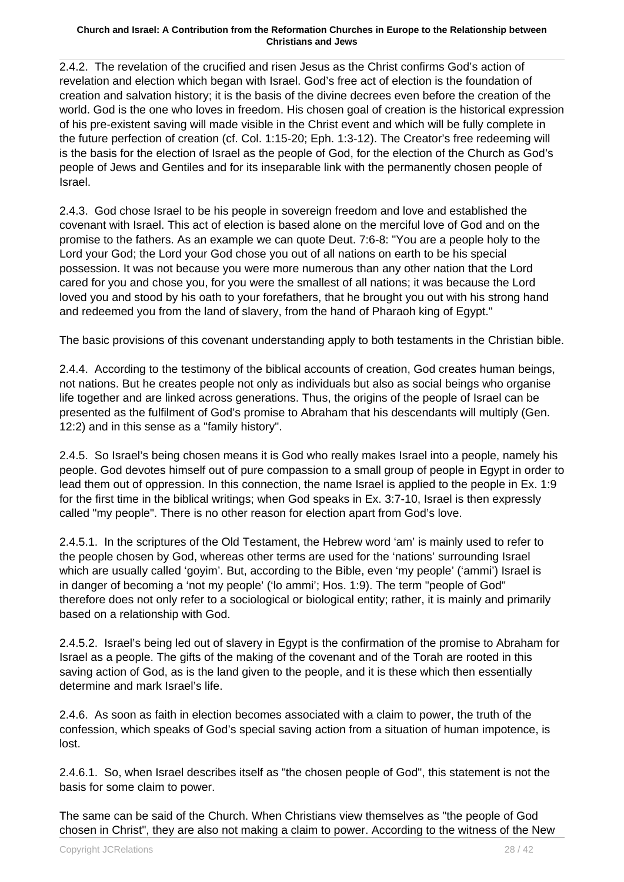2.4.2. The revelation of the crucified and risen Jesus as the Christ confirms God's action of revelation and election which began with Israel. God's free act of election is the foundation of creation and salvation history; it is the basis of the divine decrees even before the creation of the world. God is the one who loves in freedom. His chosen goal of creation is the historical expression of his pre-existent saving will made visible in the Christ event and which will be fully complete in the future perfection of creation (cf. Col. 1:15-20; Eph. 1:3-12). The Creator's free redeeming will is the basis for the election of Israel as the people of God, for the election of the Church as God's people of Jews and Gentiles and for its inseparable link with the permanently chosen people of Israel.

2.4.3. God chose Israel to be his people in sovereign freedom and love and established the covenant with Israel. This act of election is based alone on the merciful love of God and on the promise to the fathers. As an example we can quote Deut. 7:6-8: "You are a people holy to the Lord your God; the Lord your God chose you out of all nations on earth to be his special possession. It was not because you were more numerous than any other nation that the Lord cared for you and chose you, for you were the smallest of all nations; it was because the Lord loved you and stood by his oath to your forefathers, that he brought you out with his strong hand and redeemed you from the land of slavery, from the hand of Pharaoh king of Egypt."

The basic provisions of this covenant understanding apply to both testaments in the Christian bible.

2.4.4. According to the testimony of the biblical accounts of creation, God creates human beings, not nations. But he creates people not only as individuals but also as social beings who organise life together and are linked across generations. Thus, the origins of the people of Israel can be presented as the fulfilment of God's promise to Abraham that his descendants will multiply (Gen. 12:2) and in this sense as a "family history".

2.4.5. So Israel's being chosen means it is God who really makes Israel into a people, namely his people. God devotes himself out of pure compassion to a small group of people in Egypt in order to lead them out of oppression. In this connection, the name Israel is applied to the people in Ex. 1:9 for the first time in the biblical writings; when God speaks in Ex. 3:7-10, Israel is then expressly called "my people". There is no other reason for election apart from God's love.

2.4.5.1. In the scriptures of the Old Testament, the Hebrew word 'am' is mainly used to refer to the people chosen by God, whereas other terms are used for the 'nations' surrounding Israel which are usually called 'goyim'. But, according to the Bible, even 'my people' ('ammi') Israel is in danger of becoming a 'not my people' ('lo ammi'; Hos. 1:9). The term "people of God" therefore does not only refer to a sociological or biological entity; rather, it is mainly and primarily based on a relationship with God.

2.4.5.2. Israel's being led out of slavery in Egypt is the confirmation of the promise to Abraham for Israel as a people. The gifts of the making of the covenant and of the Torah are rooted in this saving action of God, as is the land given to the people, and it is these which then essentially determine and mark Israel's life.

2.4.6. As soon as faith in election becomes associated with a claim to power, the truth of the confession, which speaks of God's special saving action from a situation of human impotence, is lost.

2.4.6.1. So, when Israel describes itself as "the chosen people of God", this statement is not the basis for some claim to power.

The same can be said of the Church. When Christians view themselves as "the people of God chosen in Christ", they are also not making a claim to power. According to the witness of the New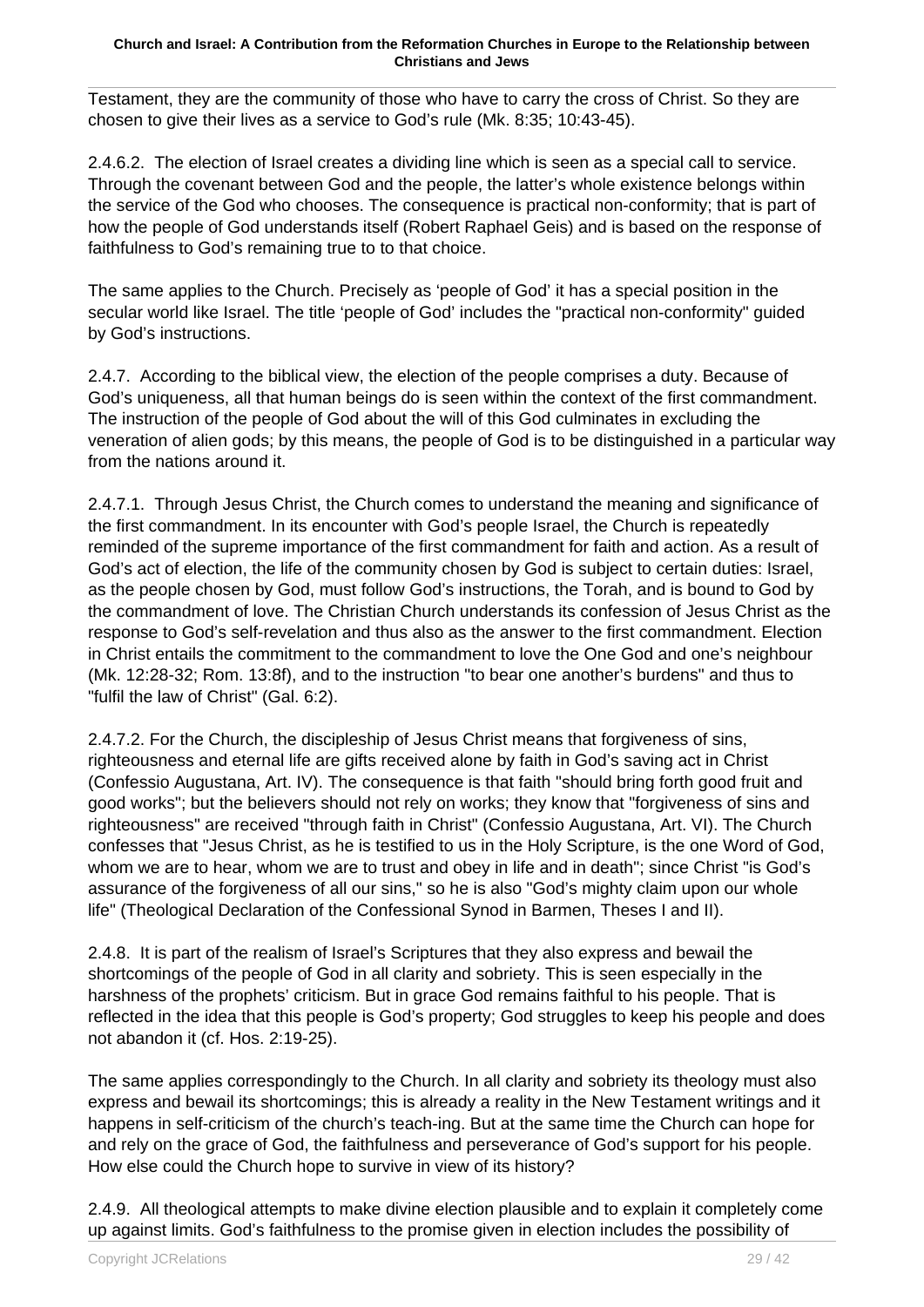Testament, they are the community of those who have to carry the cross of Christ. So they are chosen to give their lives as a service to God's rule (Mk. 8:35; 10:43-45).

2.4.6.2. The election of Israel creates a dividing line which is seen as a special call to service. Through the covenant between God and the people, the latter's whole existence belongs within the service of the God who chooses. The consequence is practical non-conformity; that is part of how the people of God understands itself (Robert Raphael Geis) and is based on the response of faithfulness to God's remaining true to to that choice.

The same applies to the Church. Precisely as 'people of God' it has a special position in the secular world like Israel. The title 'people of God' includes the "practical non-conformity" guided by God's instructions.

2.4.7. According to the biblical view, the election of the people comprises a duty. Because of God's uniqueness, all that human beings do is seen within the context of the first commandment. The instruction of the people of God about the will of this God culminates in excluding the veneration of alien gods; by this means, the people of God is to be distinguished in a particular way from the nations around it.

2.4.7.1. Through Jesus Christ, the Church comes to understand the meaning and significance of the first commandment. In its encounter with God's people Israel, the Church is repeatedly reminded of the supreme importance of the first commandment for faith and action. As a result of God's act of election, the life of the community chosen by God is subject to certain duties: Israel, as the people chosen by God, must follow God's instructions, the Torah, and is bound to God by the commandment of love. The Christian Church understands its confession of Jesus Christ as the response to God's self-revelation and thus also as the answer to the first commandment. Election in Christ entails the commitment to the commandment to love the One God and one's neighbour (Mk. 12:28-32; Rom. 13:8f), and to the instruction "to bear one another's burdens" and thus to "fulfil the law of Christ" (Gal. 6:2).

2.4.7.2. For the Church, the discipleship of Jesus Christ means that forgiveness of sins, righteousness and eternal life are gifts received alone by faith in God's saving act in Christ (Confessio Augustana, Art. IV). The consequence is that faith "should bring forth good fruit and good works"; but the believers should not rely on works; they know that "forgiveness of sins and righteousness" are received "through faith in Christ" (Confessio Augustana, Art. VI). The Church confesses that "Jesus Christ, as he is testified to us in the Holy Scripture, is the one Word of God, whom we are to hear, whom we are to trust and obey in life and in death"; since Christ "is God's assurance of the forgiveness of all our sins," so he is also "God's mighty claim upon our whole life" (Theological Declaration of the Confessional Synod in Barmen, Theses I and II).

2.4.8. It is part of the realism of Israel's Scriptures that they also express and bewail the shortcomings of the people of God in all clarity and sobriety. This is seen especially in the harshness of the prophets' criticism. But in grace God remains faithful to his people. That is reflected in the idea that this people is God's property; God struggles to keep his people and does not abandon it (cf. Hos. 2:19-25).

The same applies correspondingly to the Church. In all clarity and sobriety its theology must also express and bewail its shortcomings; this is already a reality in the New Testament writings and it happens in self-criticism of the church's teach-ing. But at the same time the Church can hope for and rely on the grace of God, the faithfulness and perseverance of God's support for his people. How else could the Church hope to survive in view of its history?

2.4.9. All theological attempts to make divine election plausible and to explain it completely come up against limits. God's faithfulness to the promise given in election includes the possibility of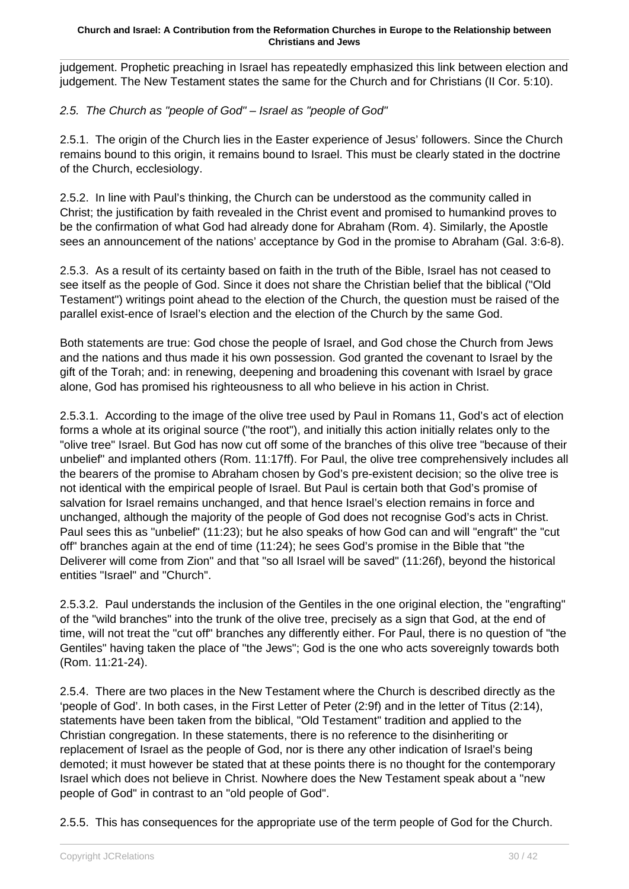judgement. Prophetic preaching in Israel has repeatedly emphasized this link between election and judgement. The New Testament states the same for the Church and for Christians (II Cor. 5:10).

*2.5. The Church as "people of God" – Israel as "people of God"*

2.5.1. The origin of the Church lies in the Easter experience of Jesus' followers. Since the Church remains bound to this origin, it remains bound to Israel. This must be clearly stated in the doctrine of the Church, ecclesiology.

2.5.2. In line with Paul's thinking, the Church can be understood as the community called in Christ; the justification by faith revealed in the Christ event and promised to humankind proves to be the confirmation of what God had already done for Abraham (Rom. 4). Similarly, the Apostle sees an announcement of the nations' acceptance by God in the promise to Abraham (Gal. 3:6-8).

2.5.3. As a result of its certainty based on faith in the truth of the Bible, Israel has not ceased to see itself as the people of God. Since it does not share the Christian belief that the biblical ("Old Testament") writings point ahead to the election of the Church, the question must be raised of the parallel exist-ence of Israel's election and the election of the Church by the same God.

Both statements are true: God chose the people of Israel, and God chose the Church from Jews and the nations and thus made it his own possession. God granted the covenant to Israel by the gift of the Torah; and: in renewing, deepening and broadening this covenant with Israel by grace alone, God has promised his righteousness to all who believe in his action in Christ.

2.5.3.1. According to the image of the olive tree used by Paul in Romans 11, God's act of election forms a whole at its original source ("the root"), and initially this action initially relates only to the "olive tree" Israel. But God has now cut off some of the branches of this olive tree "because of their unbelief" and implanted others (Rom. 11:17ff). For Paul, the olive tree comprehensively includes all the bearers of the promise to Abraham chosen by God's pre-existent decision; so the olive tree is not identical with the empirical people of Israel. But Paul is certain both that God's promise of salvation for Israel remains unchanged, and that hence Israel's election remains in force and unchanged, although the majority of the people of God does not recognise God's acts in Christ. Paul sees this as "unbelief" (11:23); but he also speaks of how God can and will "engraft" the "cut off" branches again at the end of time (11:24); he sees God's promise in the Bible that "the Deliverer will come from Zion" and that "so all Israel will be saved" (11:26f), beyond the historical entities "Israel" and "Church".

2.5.3.2. Paul understands the inclusion of the Gentiles in the one original election, the "engrafting" of the "wild branches" into the trunk of the olive tree, precisely as a sign that God, at the end of time, will not treat the "cut off" branches any differently either. For Paul, there is no question of "the Gentiles" having taken the place of "the Jews"; God is the one who acts sovereignly towards both (Rom. 11:21-24).

2.5.4. There are two places in the New Testament where the Church is described directly as the 'people of God'. In both cases, in the First Letter of Peter (2:9f) and in the letter of Titus (2:14), statements have been taken from the biblical, "Old Testament" tradition and applied to the Christian congregation. In these statements, there is no reference to the disinheriting or replacement of Israel as the people of God, nor is there any other indication of Israel's being demoted; it must however be stated that at these points there is no thought for the contemporary Israel which does not believe in Christ. Nowhere does the New Testament speak about a "new people of God" in contrast to an "old people of God".

2.5.5. This has consequences for the appropriate use of the term people of God for the Church.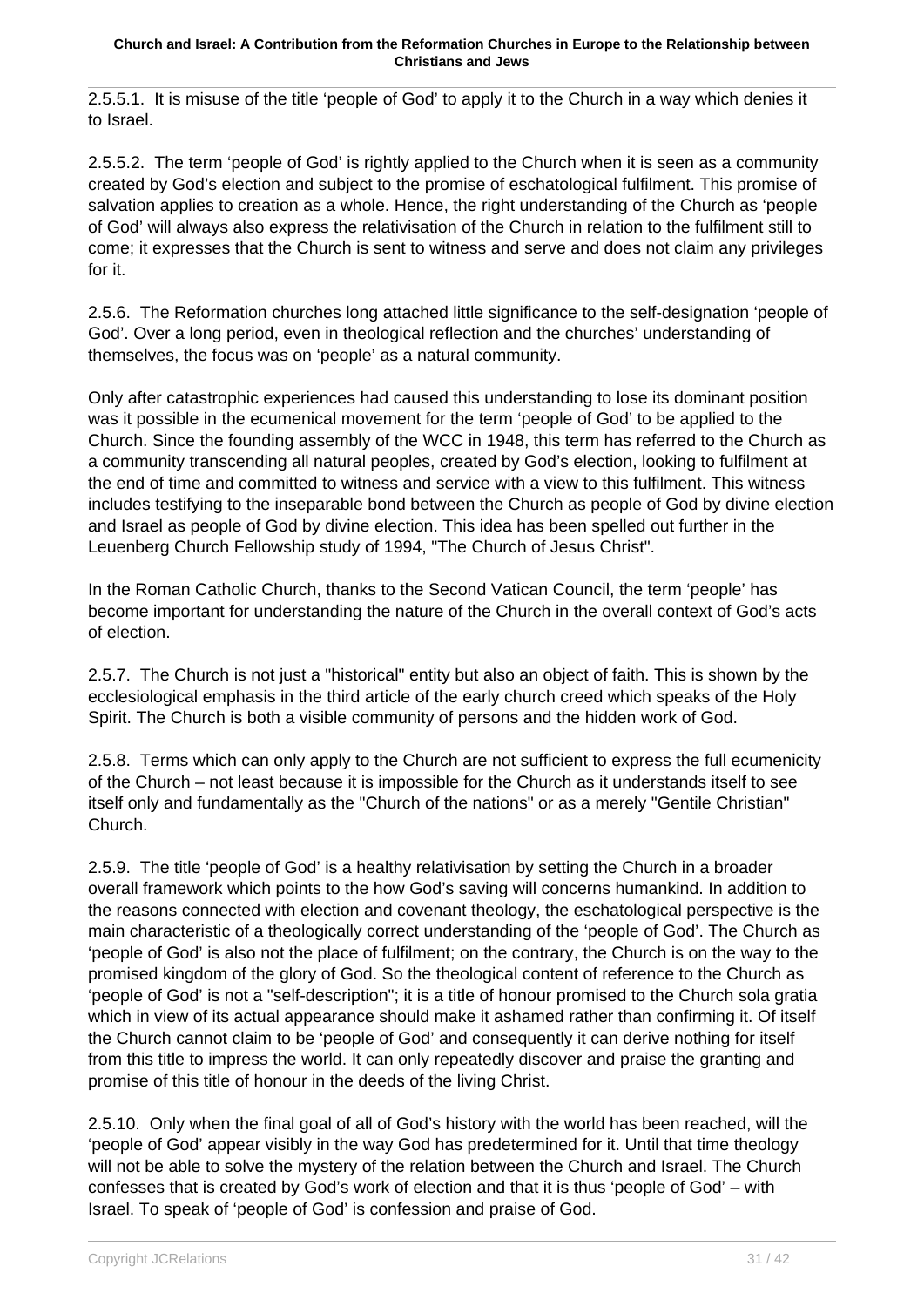2.5.5.1. It is misuse of the title 'people of God' to apply it to the Church in a way which denies it to Israel.

2.5.5.2. The term 'people of God' is rightly applied to the Church when it is seen as a community created by God's election and subject to the promise of eschatological fulfilment. This promise of salvation applies to creation as a whole. Hence, the right understanding of the Church as 'people of God' will always also express the relativisation of the Church in relation to the fulfilment still to come; it expresses that the Church is sent to witness and serve and does not claim any privileges for it.

2.5.6. The Reformation churches long attached little significance to the self-designation 'people of God'. Over a long period, even in theological reflection and the churches' understanding of themselves, the focus was on 'people' as a natural community.

Only after catastrophic experiences had caused this understanding to lose its dominant position was it possible in the ecumenical movement for the term 'people of God' to be applied to the Church. Since the founding assembly of the WCC in 1948, this term has referred to the Church as a community transcending all natural peoples, created by God's election, looking to fulfilment at the end of time and committed to witness and service with a view to this fulfilment. This witness includes testifying to the inseparable bond between the Church as people of God by divine election and Israel as people of God by divine election. This idea has been spelled out further in the Leuenberg Church Fellowship study of 1994, "The Church of Jesus Christ".

In the Roman Catholic Church, thanks to the Second Vatican Council, the term 'people' has become important for understanding the nature of the Church in the overall context of God's acts of election.

2.5.7. The Church is not just a "historical" entity but also an object of faith. This is shown by the ecclesiological emphasis in the third article of the early church creed which speaks of the Holy Spirit. The Church is both a visible community of persons and the hidden work of God.

2.5.8. Terms which can only apply to the Church are not sufficient to express the full ecumenicity of the Church – not least because it is impossible for the Church as it understands itself to see itself only and fundamentally as the "Church of the nations" or as a merely "Gentile Christian" Church.

2.5.9. The title 'people of God' is a healthy relativisation by setting the Church in a broader overall framework which points to the how God's saving will concerns humankind. In addition to the reasons connected with election and covenant theology, the eschatological perspective is the main characteristic of a theologically correct understanding of the 'people of God'. The Church as 'people of God' is also not the place of fulfilment; on the contrary, the Church is on the way to the promised kingdom of the glory of God. So the theological content of reference to the Church as 'people of God' is not a "self-description"; it is a title of honour promised to the Church sola gratia which in view of its actual appearance should make it ashamed rather than confirming it. Of itself the Church cannot claim to be 'people of God' and consequently it can derive nothing for itself from this title to impress the world. It can only repeatedly discover and praise the granting and promise of this title of honour in the deeds of the living Christ.

2.5.10. Only when the final goal of all of God's history with the world has been reached, will the 'people of God' appear visibly in the way God has predetermined for it. Until that time theology will not be able to solve the mystery of the relation between the Church and Israel. The Church confesses that is created by God's work of election and that it is thus 'people of God' – with Israel. To speak of 'people of God' is confession and praise of God.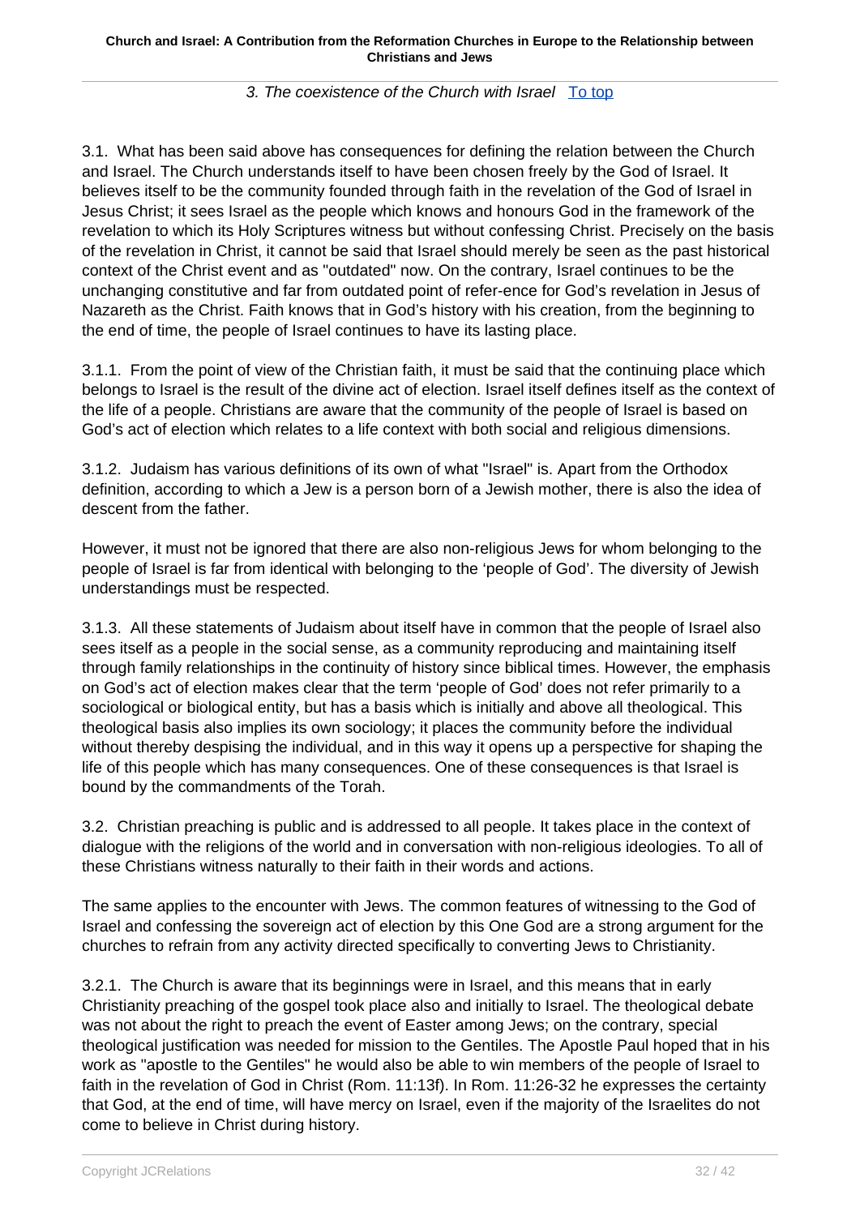### *3. The coexistence of the Church with Israel*

3.1. What has been said above has consequences for defining the relation between the Church and Israel. The Church understands itself to have been chosen freely by the God of Israel. It believes itself to be the community founded through faith in the revelation of the God of Israel in Jesus Christ; it sees Israel as the people which knows and honours God in the framework of the revelation to which its Holy Scriptures witness but without confessing Christ. Precisely on the basis of the revelation in Christ, it cannot be said that Israel should merely be seen as the past historical context of the Christ event and as "outdated" now. On the contrary, Israel continues to be the unchanging constitutive and far from outdated point of refer-ence for God's revelation in Jesus of Nazareth as the Christ. Faith knows that in God's history with his creation, from the beginning to the end of time, the people of Israel continues to have its lasting place.

3.1.1. From the point of view of the Christian faith, it must be said that the continuing place which belongs to Israel is the result of the divine act of election. Israel itself defines itself as the context of the life of a people. Christians are aware that the community of the people of Israel is based on God's act of election which relates to a life context with both social and religious dimensions.

3.1.2. Judaism has various definitions of its own of what "Israel" is. Apart from the Orthodox definition, according to which a Jew is a person born of a Jewish mother, there is also the idea of descent from the father.

However, it must not be ignored that there are also non-religious Jews for whom belonging to the people of Israel is far from identical with belonging to the 'people of God'. The diversity of Jewish understandings must be respected.

3.1.3. All these statements of Judaism about itself have in common that the people of Israel also sees itself as a people in the social sense, as a community reproducing and maintaining itself through family relationships in the continuity of history since biblical times. However, the emphasis on God's act of election makes clear that the term 'people of God' does not refer primarily to a sociological or biological entity, but has a basis which is initially and above all theological. This theological basis also implies its own sociology; it places the community before the individual without thereby despising the individual, and in this way it opens up a perspective for shaping the life of this people which has many consequences. One of these consequences is that Israel is bound by the commandments of the Torah.

3.2. Christian preaching is public and is addressed to all people. It takes place in the context of dialogue with the religions of the world and in conversation with non-religious ideologies. To all of these Christians witness naturally to their faith in their words and actions.

The same applies to the encounter with Jews. The common features of witnessing to the God of Israel and confessing the sovereign act of election by this One God are a strong argument for the churches to refrain from any activity directed specifically to converting Jews to Christianity.

3.2.1. The Church is aware that its beginnings were in Israel, and this means that in early Christianity preaching of the gospel took place also and initially to Israel. The theological debate was not about the right to preach the event of Easter among Jews; on the contrary, special theological justification was needed for mission to the Gentiles. The Apostle Paul hoped that in his work as "apostle to the Gentiles" he would also be able to win members of the people of Israel to faith in the revelation of God in Christ (Rom. 11:13f). In Rom. 11:26-32 he expresses the certainty that God, at the end of time, will have mercy on Israel, even if the majority of the Israelites do not come to believe in Christ during history.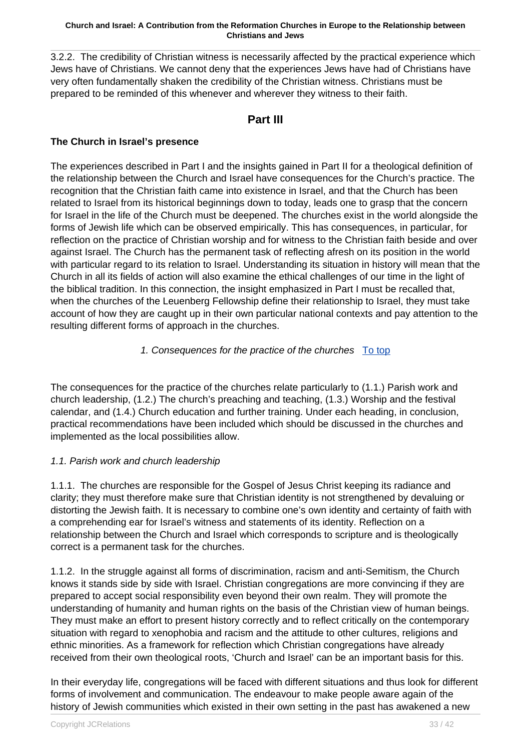3.2.2. The credibility of Christian witness is necessarily affected by the practical experience which Jews have of Christians. We cannot deny that the experiences Jews have had of Christians have very often fundamentally shaken the credibility of the Christian witness. Christians must be prepared to be reminded of this whenever and wherever they witness to their faith.

## Part III

**The Church in Israel's presence**

The experiences described in Part I and the insights gained in Part II for a theological definition of the relationship between the Church and Israel have consequences for the Church's practice. The recognition that the Christian faith came into existence in Israel, and that the Church has been related to Israel from its historical beginnings down to today, leads one to grasp that the concern for Israel in the life of the Church must be deepened. The churches exist in the world alongside the forms of Jewish life which can be observed empirically. This has consequences, in particular, for reflection on the practice of Christian worship and for witness to the Christian faith beside and over against Israel. The Church has the permanent task of reflecting afresh on its position in the world with particular regard to its relation to Israel. Understanding its situation in history will mean that the Church in all its fields of action will also examine the ethical challenges of our time in the light of the biblical tradition. In this connection, the insight emphasized in Part I must be recalled that, when the churches of the Leuenberg Fellowship define their relationship to Israel, they must take account of how they are caught up in their own particular national contexts and pay attention to the resulting different forms of approach in the churches.

*1. Consequences for the practice of the churches* To top

The consequences for the practice of the churches relate particularly to (1.1.) Parish work and church leadership, (1.2.) The church's preaching and teaching, (1.3.) Worship and the festival calendar, and (1.4.) Church education and further training. Under each heading, in conclusion, practical recommendations have been included which should be discussed in the churches and implemented as the local possibilities allow.

*1.1. Parish work and church leadership*

1.1.1. The churches are responsible for the Gospel of Jesus Christ keeping its radiance and clarity; they must therefore make sure that Christian identity is not strengthened by devaluing or distorting the Jewish faith. It is necessary to combine one's own identity and certainty of faith with a comprehending ear for Israel's witness and statements of its identity. Reflection on a relationship between the Church and Israel which corresponds to scripture and is theologically correct is a permanent task for the churches.

1.1.2. In the struggle against all forms of discrimination, racism and anti-Semitism, the Church knows it stands side by side with Israel. Christian congregations are more convincing if they are prepared to accept social responsibility even beyond their own realm. They will promote the understanding of humanity and human rights on the basis of the Christian view of human beings. They must make an effort to present history correctly and to reflect critically on the contemporary situation with regard to xenophobia and racism and the attitude to other cultures, religions and ethnic minorities. As a framework for reflection which Christian congregations have already received from their own theological roots, 'Church and Israel' can be an important basis for this.

In their everyday life, congregations will be faced with different situations and thus look for different forms of involvement and communication. The endeavour to make people aware again of the history of Jewish communities which existed in their own setting in the past has awakened a new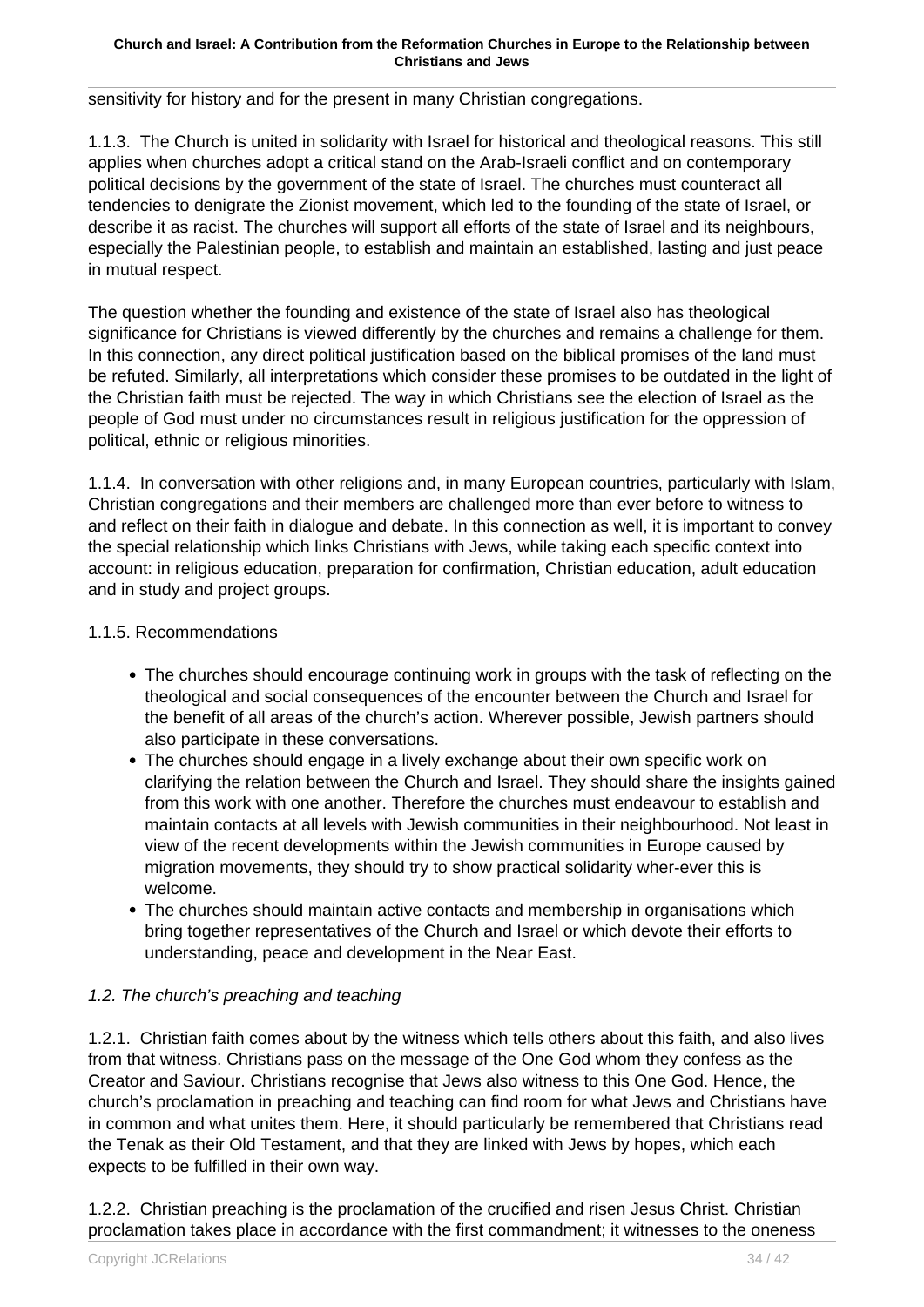sensitivity for history and for the present in many Christian congregations.

1.1.3. The Church is united in solidarity with Israel for historical and theological reasons. This still applies when churches adopt a critical stand on the Arab-Israeli conflict and on contemporary political decisions by the government of the state of Israel. The churches must counteract all tendencies to denigrate the Zionist movement, which led to the founding of the state of Israel, or describe it as racist. The churches will support all efforts of the state of Israel and its neighbours, especially the Palestinian people, to establish and maintain an established, lasting and just peace in mutual respect.

The question whether the founding and existence of the state of Israel also has theological significance for Christians is viewed differently by the churches and remains a challenge for them. In this connection, any direct political justification based on the biblical promises of the land must be refuted. Similarly, all interpretations which consider these promises to be outdated in the light of the Christian faith must be rejected. The way in which Christians see the election of Israel as the people of God must under no circumstances result in religious justification for the oppression of political, ethnic or religious minorities.

1.1.4. In conversation with other religions and, in many European countries, particularly with Islam, Christian congregations and their members are challenged more than ever before to witness to and reflect on their faith in dialogue and debate. In this connection as well, it is important to convey the special relationship which links Christians with Jews, while taking each specific context into account: in religious education, preparation for confirmation, Christian education, adult education and in study and project groups.

1.1.5. Recommendations

- The churches should encourage continuing work in groups with the task of reflecting on the theological and social consequences of the encounter between the Church and Israel for the benefit of all areas of the church's action. Wherever possible, Jewish partners should also participate in these conversations.
- The churches should engage in a lively exchange about their own specific work on clarifying the relation between the Church and Israel. They should share the insights gained from this work with one another. Therefore the churches must endeavour to establish and maintain contacts at all levels with Jewish communities in their neighbourhood. Not least in view of the recent developments within the Jewish communities in Europe caused by migration movements, they should try to show practical solidarity wher-ever this is welcome.
- The churches should maintain active contacts and membership in organisations which bring together representatives of the Church and Israel or which devote their efforts to understanding, peace and development in the Near East.

### *1.2. The church's preaching and teaching*

1.2.1. Christian faith comes about by the witness which tells others about this faith, and also lives from that witness. Christians pass on the message of the One God whom they confess as the Creator and Saviour. Christians recognise that Jews also witness to this One God. Hence, the church's proclamation in preaching and teaching can find room for what Jews and Christians have in common and what unites them. Here, it should particularly be remembered that Christians read the Tenak as their Old Testament, and that they are linked with Jews by hopes, which each expects to be fulfilled in their own way.

1.2.2. Christian preaching is the proclamation of the crucified and risen Jesus Christ. Christian proclamation takes place in accordance with the first commandment; it witnesses to the oneness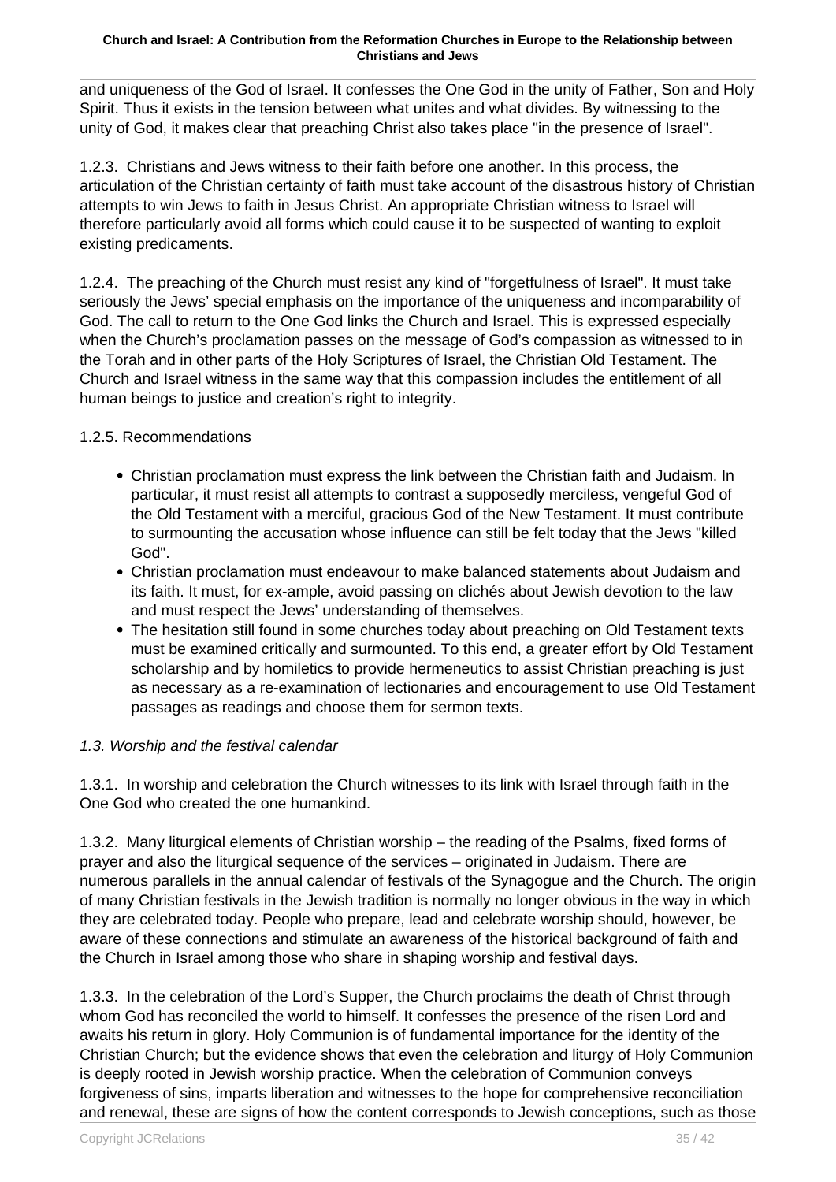and uniqueness of the God of Israel. It confesses the One God in the unity of Father, Son and Holy Spirit. Thus it exists in the tension between what unites and what divides. By witnessing to the unity of God, it makes clear that preaching Christ also takes place "in the presence of Israel".

1.2.3. Christians and Jews witness to their faith before one another. In this process, the articulation of the Christian certainty of faith must take account of the disastrous history of Christian attempts to win Jews to faith in Jesus Christ. An appropriate Christian witness to Israel will therefore particularly avoid all forms which could cause it to be suspected of wanting to exploit existing predicaments.

1.2.4. The preaching of the Church must resist any kind of "forgetfulness of Israel". It must take seriously the Jews' special emphasis on the importance of the uniqueness and incomparability of God. The call to return to the One God links the Church and Israel. This is expressed especially when the Church's proclamation passes on the message of God's compassion as witnessed to in the Torah and in other parts of the Holy Scriptures of Israel, the Christian Old Testament. The Church and Israel witness in the same way that this compassion includes the entitlement of all human beings to justice and creation's right to integrity.

1.2.5. Recommendations

- Christian proclamation must express the link between the Christian faith and Judaism. In particular, it must resist all attempts to contrast a supposedly merciless, vengeful God of the Old Testament with a merciful, gracious God of the New Testament. It must contribute to surmounting the accusation whose influence can still be felt today that the Jews "killed God".
- Christian proclamation must endeavour to make balanced statements about Judaism and its faith. It must, for ex-ample, avoid passing on clichés about Jewish devotion to the law and must respect the Jews' understanding of themselves.
- The hesitation still found in some churches today about preaching on Old Testament texts must be examined critically and surmounted. To this end, a greater effort by Old Testament scholarship and by homiletics to provide hermeneutics to assist Christian preaching is just as necessary as a re-examination of lectionaries and encouragement to use Old Testament passages as readings and choose them for sermon texts.

*1.3. Worship and the festival calendar*

1.3.1. In worship and celebration the Church witnesses to its link with Israel through faith in the One God who created the one humankind.

1.3.2. Many liturgical elements of Christian worship – the reading of the Psalms, fixed forms of prayer and also the liturgical sequence of the services – originated in Judaism. There are numerous parallels in the annual calendar of festivals of the Synagogue and the Church. The origin of many Christian festivals in the Jewish tradition is normally no longer obvious in the way in which they are celebrated today. People who prepare, lead and celebrate worship should, however, be aware of these connections and stimulate an awareness of the historical background of faith and the Church in Israel among those who share in shaping worship and festival days.

1.3.3. In the celebration of the Lord's Supper, the Church proclaims the death of Christ through whom God has reconciled the world to himself. It confesses the presence of the risen Lord and awaits his return in glory. Holy Communion is of fundamental importance for the identity of the Christian Church; but the evidence shows that even the celebration and liturgy of Holy Communion is deeply rooted in Jewish worship practice. When the celebration of Communion conveys forgiveness of sins, imparts liberation and witnesses to the hope for comprehensive reconciliation and renewal, these are signs of how the content corresponds to Jewish conceptions, such as those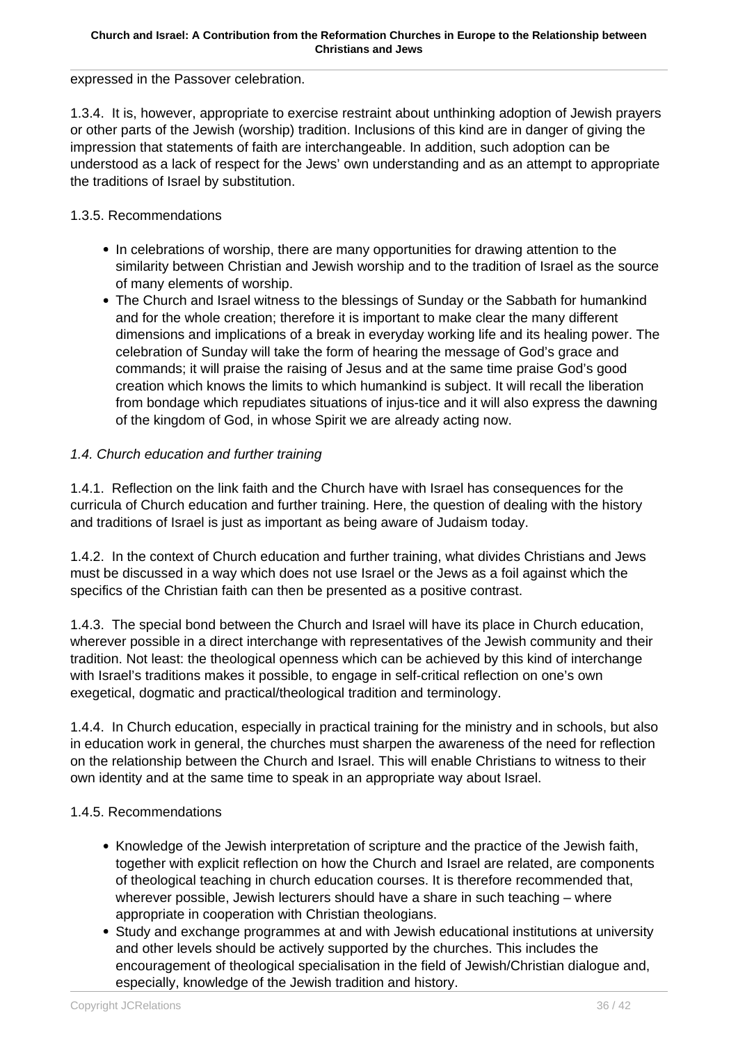expressed in the Passover celebration.

1.3.4. It is, however, appropriate to exercise restraint about unthinking adoption of Jewish prayers or other parts of the Jewish (worship) tradition. Inclusions of this kind are in danger of giving the impression that statements of faith are interchangeable. In addition, such adoption can be understood as a lack of respect for the Jews' own understanding and as an attempt to appropriate the traditions of Israel by substitution.

1.3.5. Recommendations

- In celebrations of worship, there are many opportunities for drawing attention to the similarity between Christian and Jewish worship and to the tradition of Israel as the source of many elements of worship.
- The Church and Israel witness to the blessings of Sunday or the Sabbath for humankind and for the whole creation; therefore it is important to make clear the many different dimensions and implications of a break in everyday working life and its healing power. The celebration of Sunday will take the form of hearing the message of God's grace and commands; it will praise the raising of Jesus and at the same time praise God's good creation which knows the limits to which humankind is subject. It will recall the liberation from bondage which repudiates situations of injus-tice and it will also express the dawning of the kingdom of God, in whose Spirit we are already acting now.

*1.4. Church education and further training*

1.4.1. Reflection on the link faith and the Church have with Israel has consequences for the curricula of Church education and further training. Here, the question of dealing with the history and traditions of Israel is just as important as being aware of Judaism today.

1.4.2. In the context of Church education and further training, what divides Christians and Jews must be discussed in a way which does not use Israel or the Jews as a foil against which the specifics of the Christian faith can then be presented as a positive contrast.

1.4.3. The special bond between the Church and Israel will have its place in Church education, wherever possible in a direct interchange with representatives of the Jewish community and their tradition. Not least: the theological openness which can be achieved by this kind of interchange with Israel's traditions makes it possible, to engage in self-critical reflection on one's own exegetical, dogmatic and practical/theological tradition and terminology.

1.4.4. In Church education, especially in practical training for the ministry and in schools, but also in education work in general, the churches must sharpen the awareness of the need for reflection on the relationship between the Church and Israel. This will enable Christians to witness to their own identity and at the same time to speak in an appropriate way about Israel.

1.4.5. Recommendations

- Knowledge of the Jewish interpretation of scripture and the practice of the Jewish faith, together with explicit reflection on how the Church and Israel are related, are components of theological teaching in church education courses. It is therefore recommended that, wherever possible, Jewish lecturers should have a share in such teaching – where appropriate in cooperation with Christian theologians.
- Study and exchange programmes at and with Jewish educational institutions at university and other levels should be actively supported by the churches. This includes the encouragement of theological specialisation in the field of Jewish/Christian dialogue and, especially, knowledge of the Jewish tradition and history.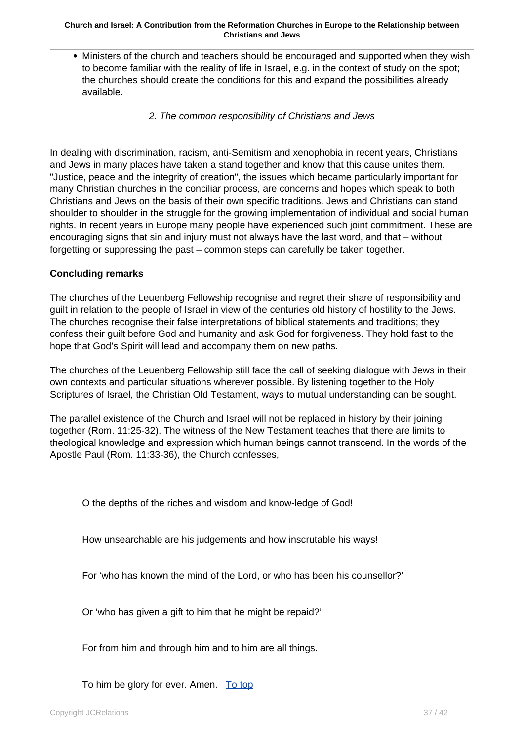- Ministers of the church and teachers should be encouraged and supported when they wish to become familiar with the reality of life in Israel, e.g. in the context of study on the spot; the churches should create the conditions for this and expand the possibilities already available.

*2. The common responsibility of Christians and Jews*

In dealing with discrimination, racism, anti-Semitism and xenophobia in recent years, Christians and Jews in many places have taken a stand together and know that this cause unites them. "Justice, peace and the integrity of creation", the issues which became particularly important for many Christian churches in the conciliar process, are concerns and hopes which speak to both Christians and Jews on the basis of their own specific traditions. Jews and Christians can stand shoulder to shoulder in the struggle for the growing implementation of individual and social human rights. In recent years in Europe many people have experienced such joint commitment. These are encouraging signs that sin and injury must not always have the last word, and that – without forgetting or suppressing the past – common steps can carefully be taken together.

**Concluding remarks**

The churches of the Leuenberg Fellowship recognise and regret their share of responsibility and guilt in relation to the people of Israel in view of the centuries old history of hostility to the Jews. The churches recognise their false interpretations of biblical statements and traditions; they confess their guilt before God and humanity and ask God for forgiveness. They hold fast to the hope that God's Spirit will lead and accompany them on new paths.

The churches of the Leuenberg Fellowship still face the call of seeking dialogue with Jews in their own contexts and particular situations wherever possible. By listening together to the Holy Scriptures of Israel, the Christian Old Testament, ways to mutual understanding can be sought.

The parallel existence of the Church and Israel will not be replaced in history by their joining together (Rom. 11:25-32). The witness of the New Testament teaches that there are limits to theological knowledge and expression which human beings cannot transcend. In the words of the Apostle Paul (Rom. 11:33-36), the Church confesses,

> O the depths of the riches and wisdom and know-ledge of God!
>
> How unsearchable are his judgements and how inscrutable his ways!
>
> For 'who has known the mind of the Lord, or who has been his counsellor?'
>
> Or 'who has given a gift to him that he might be repaid?'
>
> For from him and through him and to him are all things.
>
> To him be glory for ever. Amen. To top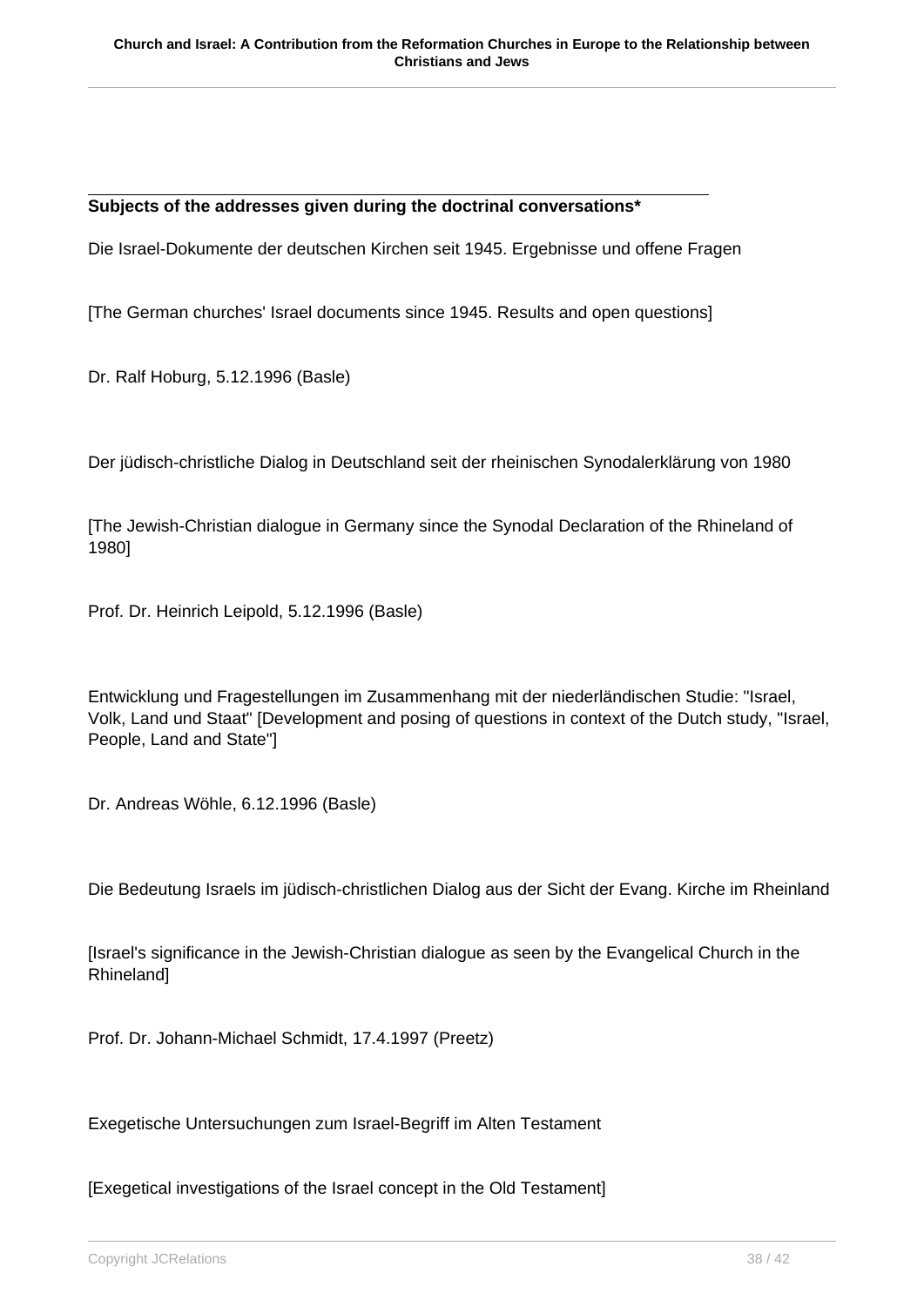**Subjects of the addresses given during the doctrinal conversations***

Die Israel-Dokumente der deutschen Kirchen seit 1945. Ergebnisse und offene Fragen

[The German churches' Israel documents since 1945. Results and open questions]

Dr. Ralf Hoburg, 5.12.1996 (Basle)

Der jüdisch-christliche Dialog in Deutschland seit der rheinischen Synodalerklärung von 1980

[The Jewish-Christian dialogue in Germany since the Synodal Declaration of the Rhineland of 1980]

Prof. Dr. Heinrich Leipold, 5.12.1996 (Basle)

Entwicklung und Fragestellungen im Zusammenhang mit der niederländischen Studie: "Israel, Volk, Land und Staat" [Development and posing of questions in context of the Dutch study, "Israel, People, Land and State"]

Dr. Andreas Wöhle, 6.12.1996 (Basle)

Die Bedeutung Israels im jüdisch-christlichen Dialog aus der Sicht der Evang. Kirche im Rheinland

[Israel's significance in the Jewish-Christian dialogue as seen by the Evangelical Church in the Rhineland]

Prof. Dr. Johann-Michael Schmidt, 17.4.1997 (Preetz)

Exegetische Untersuchungen zum Israel-Begriff im Alten Testament

[Exegetical investigations of the Israel concept in the Old Testament]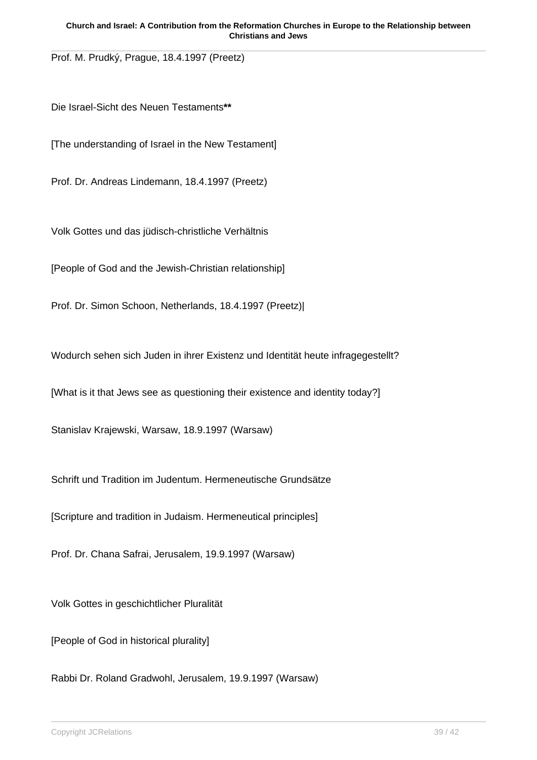Prof. M. Prudký, Prague, 18.4.1997 (Preetz)

Die Israel-Sicht des Neuen Testaments**

[The understanding of Israel in the New Testament]

Prof. Dr. Andreas Lindemann, 18.4.1997 (Preetz)

Volk Gottes und das jüdisch-christliche Verhältnis

[People of God and the Jewish-Christian relationship]

Prof. Dr. Simon Schoon, Netherlands, 18.4.1997 (Preetz)|

Wodurch sehen sich Juden in ihrer Existenz und Identität heute infragegestellt?

[What is it that Jews see as questioning their existence and identity today?]

Stanislav Krajewski, Warsaw, 18.9.1997 (Warsaw)

Schrift und Tradition im Judentum. Hermeneutische Grundsätze

[Scripture and tradition in Judaism. Hermeneutical principles]

Prof. Dr. Chana Safrai, Jerusalem, 19.9.1997 (Warsaw)

Volk Gottes in geschichtlicher Pluralität

[People of God in historical plurality]

Rabbi Dr. Roland Gradwohl, Jerusalem, 19.9.1997 (Warsaw)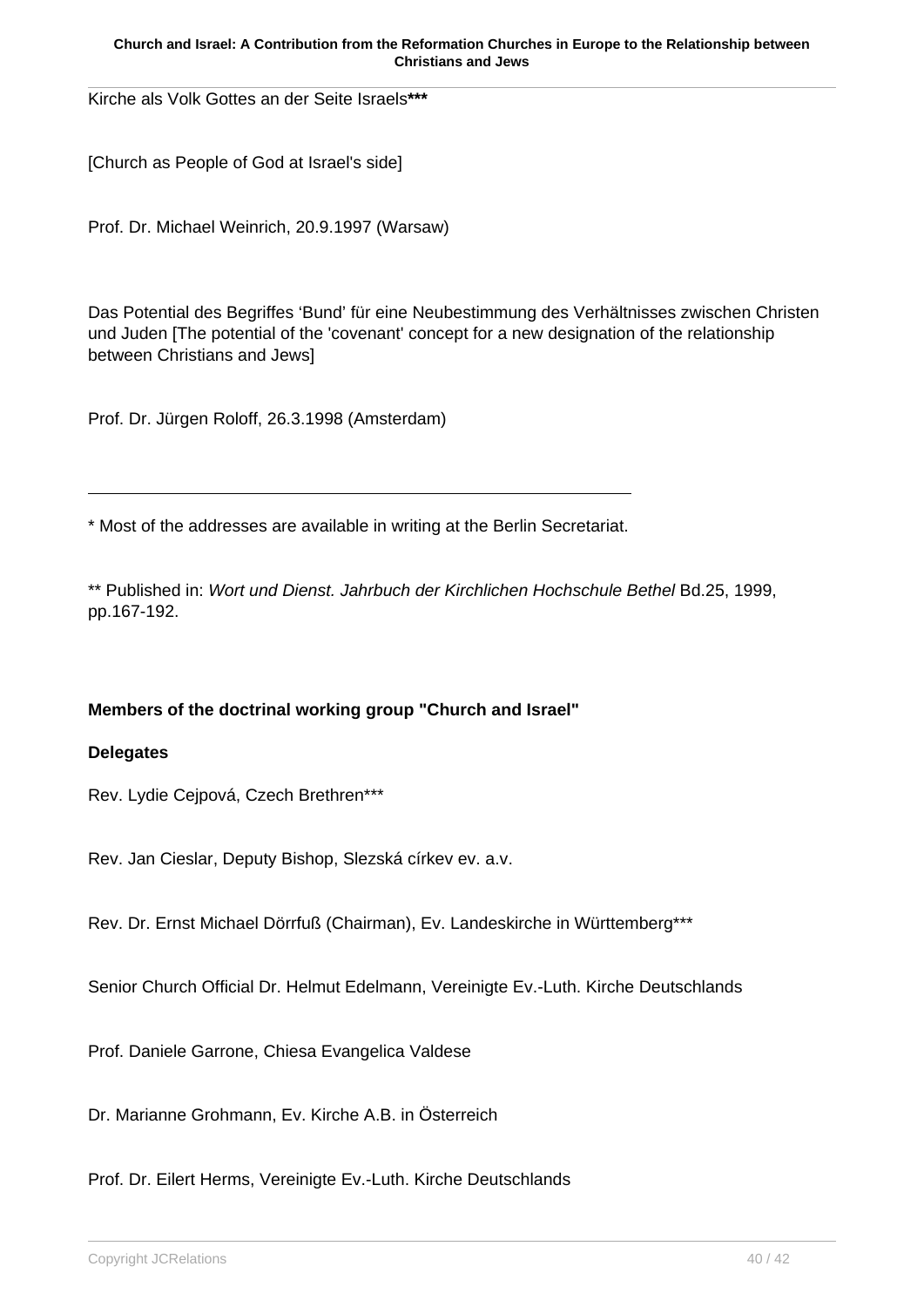Kirche als Volk Gottes an der Seite Israels***

[Church as People of God at Israel's side]

Prof. Dr. Michael Weinrich, 20.9.1997 (Warsaw)

Das Potential des Begriffes ‘Bund’ für eine Neubestimmung des Verhältnisses zwischen Christen und Juden [The potential of the 'covenant' concept for a new designation of the relationship between Christians and Jews]

Prof. Dr. Jürgen Roloff, 26.3.1998 (Amsterdam)

---

* Most of the addresses are available in writing at the Berlin Secretariat.

** Published in: *Wort und Dienst. Jahrbuch der Kirchlichen Hochschule Bethel* Bd.25, 1999, pp.167-192.

**Members of the doctrinal working group "Church and Israel"**

**Delegates**

Rev. Lydie Cejpová, Czech Brethren***

Rev. Jan Cieslar, Deputy Bishop, Slezská církev ev. a.v.

Rev. Dr. Ernst Michael Dörrfuß (Chairman), Ev. Landeskirche in Württemberg***

Senior Church Official Dr. Helmut Edelmann, Vereinigte Ev.-Luth. Kirche Deutschlands

Prof. Daniele Garrone, Chiesa Evangelica Valdese

Dr. Marianne Grohmann, Ev. Kirche A.B. in Österreich

Prof. Dr. Eilert Herms, Vereinigte Ev.-Luth. Kirche Deutschlands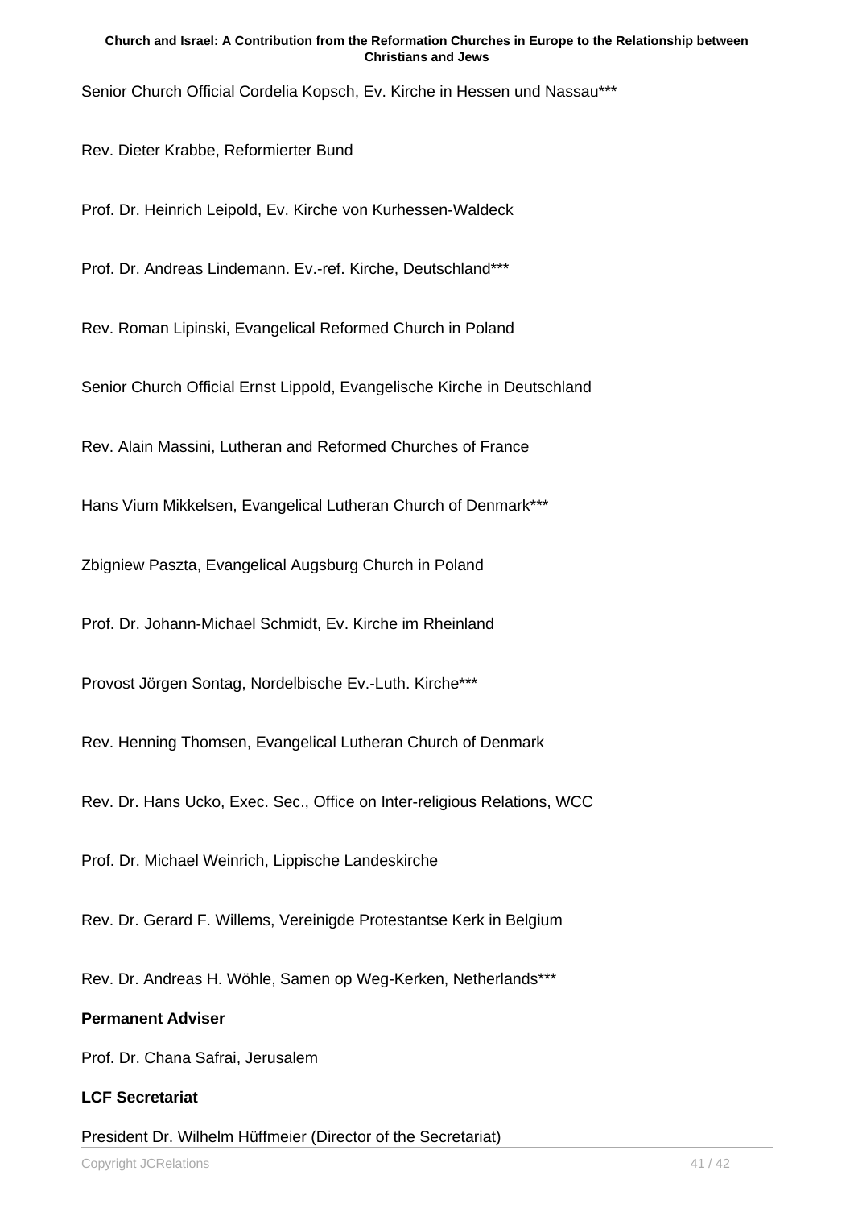Senior Church Official Cordelia Kopsch, Ev. Kirche in Hessen und Nassau***

Rev. Dieter Krabbe, Reformierter Bund

Prof. Dr. Heinrich Leipold, Ev. Kirche von Kurhessen-Waldeck

Prof. Dr. Andreas Lindemann. Ev.-ref. Kirche, Deutschland***

Rev. Roman Lipinski, Evangelical Reformed Church in Poland

Senior Church Official Ernst Lippold, Evangelische Kirche in Deutschland

Rev. Alain Massini, Lutheran and Reformed Churches of France

Hans Vium Mikkelsen, Evangelical Lutheran Church of Denmark***

Zbigniew Paszta, Evangelical Augsburg Church in Poland

Prof. Dr. Johann-Michael Schmidt, Ev. Kirche im Rheinland

Provost Jörgen Sontag, Nordelbische Ev.-Luth. Kirche***

Rev. Henning Thomsen, Evangelical Lutheran Church of Denmark

Rev. Dr. Hans Ucko, Exec. Sec., Office on Inter-religious Relations, WCC

Prof. Dr. Michael Weinrich, Lippische Landeskirche

Rev. Dr. Gerard F. Willems, Vereinigde Protestantse Kerk in Belgium

Rev. Dr. Andreas H. Wöhle, Samen op Weg-Kerken, Netherlands***

**Permanent Adviser**

Prof. Dr. Chana Safrai, Jerusalem

**LCF Secretariat**

President Dr. Wilhelm Hüffmeier (Director of the Secretariat)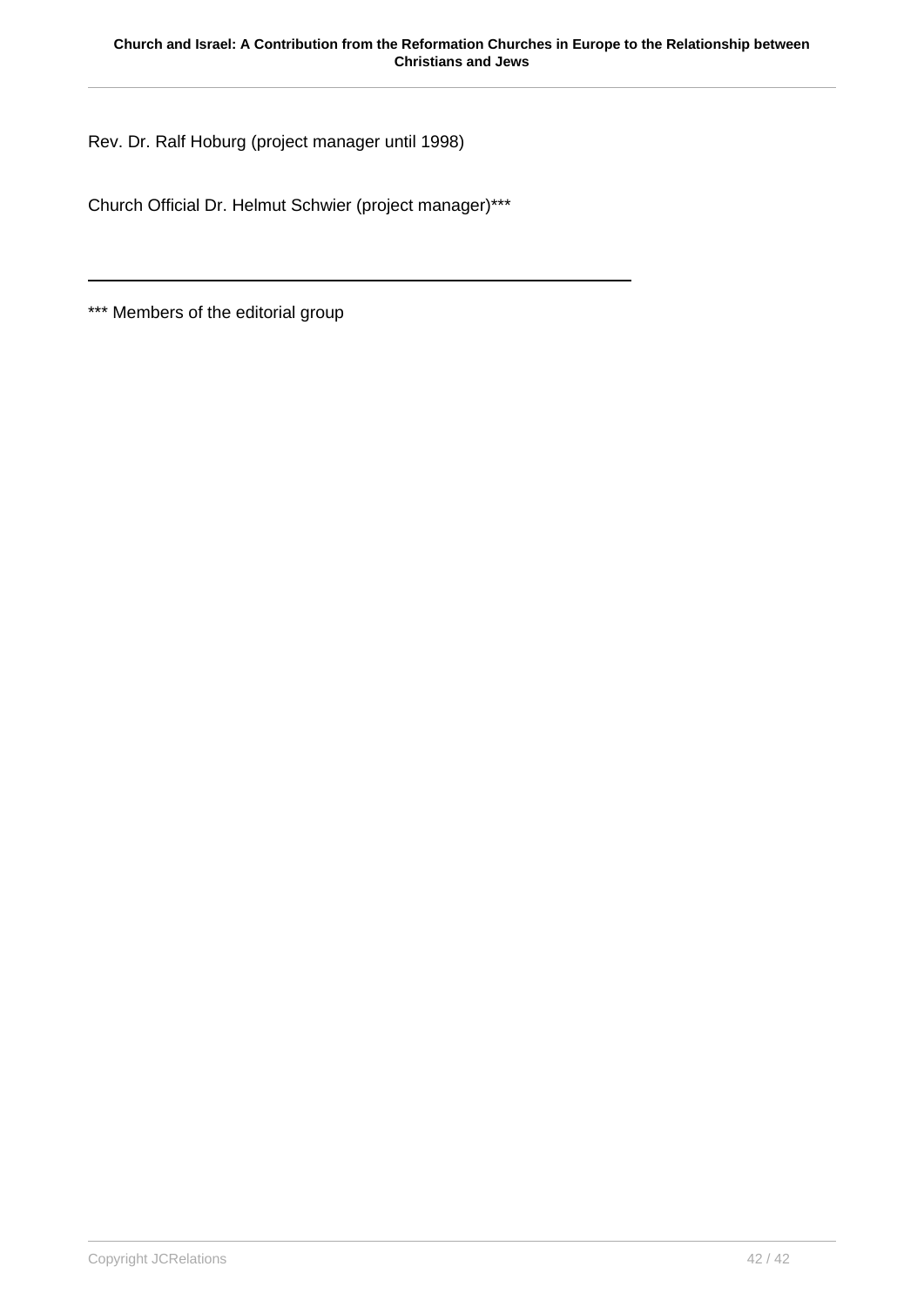Rev. Dr. Ralf Hoburg (project manager until 1998)

Church Official Dr. Helmut Schwier (project manager)***

---

*** Members of the editorial group